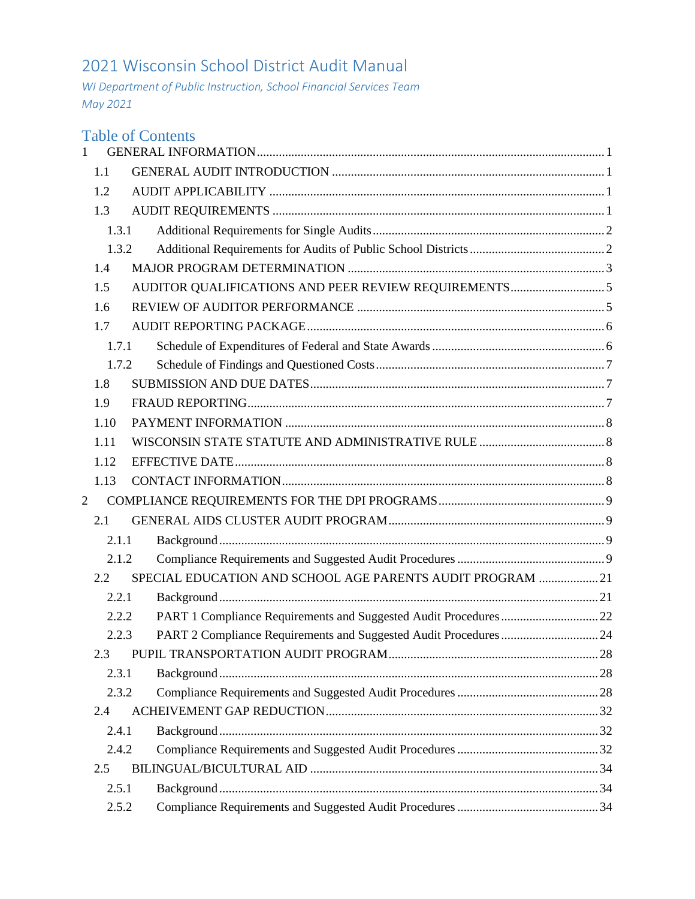# 2021 Wisconsin School District Audit Manual

*WI Department of Public Instruction, School Financial Services Team*
*May 2021*

## Table of Contents

1 GENERAL INFORMATION ..... 1
- 1.1 GENERAL AUDIT INTRODUCTION ..... 1
- 1.2 AUDIT APPLICABILITY ..... 1
- 1.3 AUDIT REQUIREMENTS ..... 1
  - 1.3.1 Additional Requirements for Single Audits ..... 2
  - 1.3.2 Additional Requirements for Audits of Public School Districts ..... 2
- 1.4 MAJOR PROGRAM DETERMINATION ..... 3
- 1.5 AUDITOR QUALIFICATIONS AND PEER REVIEW REQUIREMENTS ..... 5
- 1.6 REVIEW OF AUDITOR PERFORMANCE ..... 5
- 1.7 AUDIT REPORTING PACKAGE ..... 6
  - 1.7.1 Schedule of Expenditures of Federal and State Awards ..... 6
  - 1.7.2 Schedule of Findings and Questioned Costs ..... 7
- 1.8 SUBMISSION AND DUE DATES ..... 7
- 1.9 FRAUD REPORTING ..... 7
- 1.10 PAYMENT INFORMATION ..... 8
- 1.11 WISCONSIN STATE STATUTE AND ADMINISTRATIVE RULE ..... 8
- 1.12 EFFECTIVE DATE ..... 8
- 1.13 CONTACT INFORMATION ..... 8

2 COMPLIANCE REQUIREMENTS FOR THE DPI PROGRAMS ..... 9
- 2.1 GENERAL AIDS CLUSTER AUDIT PROGRAM ..... 9
  - 2.1.1 Background ..... 9
  - 2.1.2 Compliance Requirements and Suggested Audit Procedures ..... 9
- 2.2 SPECIAL EDUCATION AND SCHOOL AGE PARENTS AUDIT PROGRAM ..... 21
  - 2.2.1 Background ..... 21
  - 2.2.2 PART 1 Compliance Requirements and Suggested Audit Procedures ..... 22
  - 2.2.3 PART 2 Compliance Requirements and Suggested Audit Procedures ..... 24
- 2.3 PUPIL TRANSPORTATION AUDIT PROGRAM ..... 28
  - 2.3.1 Background ..... 28
  - 2.3.2 Compliance Requirements and Suggested Audit Procedures ..... 28
- 2.4 ACHEIVEMENT GAP REDUCTION ..... 32
  - 2.4.1 Background ..... 32
  - 2.4.2 Compliance Requirements and Suggested Audit Procedures ..... 32
- 2.5 BILINGUAL/BICULTURAL AID ..... 34
  - 2.5.1 Background ..... 34
  - 2.5.2 Compliance Requirements and Suggested Audit Procedures ..... 34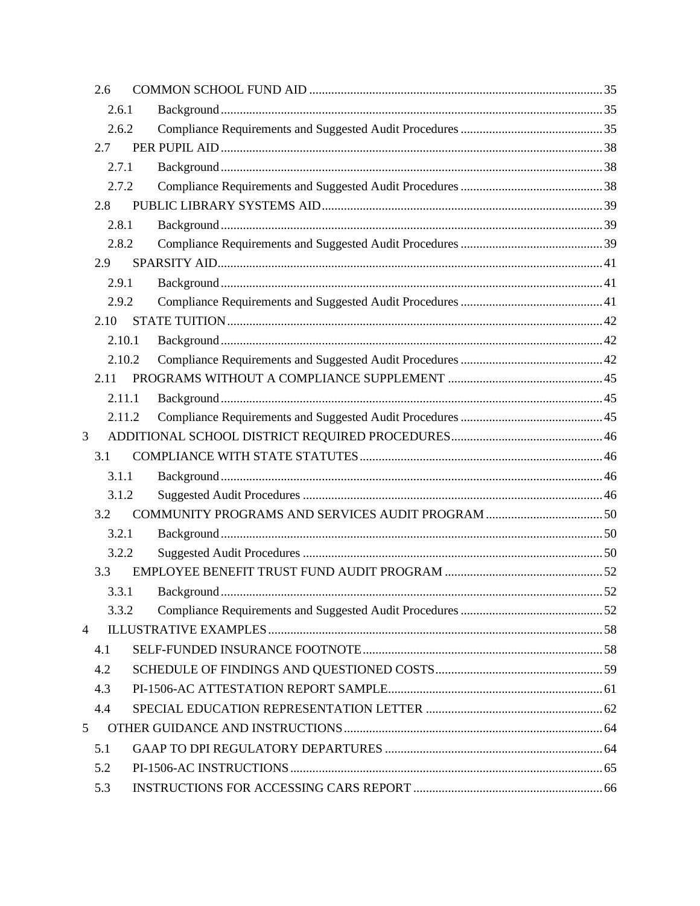- 2.6 COMMON SCHOOL FUND AID ..... 35
  - 2.6.1 Background ..... 35
  - 2.6.2 Compliance Requirements and Suggested Audit Procedures ..... 35
- 2.7 PER PUPIL AID ..... 38
  - 2.7.1 Background ..... 38
  - 2.7.2 Compliance Requirements and Suggested Audit Procedures ..... 38
- 2.8 PUBLIC LIBRARY SYSTEMS AID ..... 39
  - 2.8.1 Background ..... 39
  - 2.8.2 Compliance Requirements and Suggested Audit Procedures ..... 39
- 2.9 SPARSITY AID ..... 41
  - 2.9.1 Background ..... 41
  - 2.9.2 Compliance Requirements and Suggested Audit Procedures ..... 41
- 2.10 STATE TUITION ..... 42
  - 2.10.1 Background ..... 42
  - 2.10.2 Compliance Requirements and Suggested Audit Procedures ..... 42
- 2.11 PROGRAMS WITHOUT A COMPLIANCE SUPPLEMENT ..... 45
  - 2.11.1 Background ..... 45
  - 2.11.2 Compliance Requirements and Suggested Audit Procedures ..... 45

3 ADDITIONAL SCHOOL DISTRICT REQUIRED PROCEDURES ..... 46

- 3.1 COMPLIANCE WITH STATE STATUTES ..... 46
  - 3.1.1 Background ..... 46
  - 3.1.2 Suggested Audit Procedures ..... 46
- 3.2 COMMUNITY PROGRAMS AND SERVICES AUDIT PROGRAM ..... 50
  - 3.2.1 Background ..... 50
  - 3.2.2 Suggested Audit Procedures ..... 50
- 3.3 EMPLOYEE BENEFIT TRUST FUND AUDIT PROGRAM ..... 52
  - 3.3.1 Background ..... 52
  - 3.3.2 Compliance Requirements and Suggested Audit Procedures ..... 52

4 ILLUSTRATIVE EXAMPLES ..... 58

- 4.1 SELF-FUNDED INSURANCE FOOTNOTE ..... 58
- 4.2 SCHEDULE OF FINDINGS AND QUESTIONED COSTS ..... 59
- 4.3 PI-1506-AC ATTESTATION REPORT SAMPLE ..... 61
- 4.4 SPECIAL EDUCATION REPRESENTATION LETTER ..... 62

5 OTHER GUIDANCE AND INSTRUCTIONS ..... 64

- 5.1 GAAP TO DPI REGULATORY DEPARTURES ..... 64
- 5.2 PI-1506-AC INSTRUCTIONS ..... 65
- 5.3 INSTRUCTIONS FOR ACCESSING CARS REPORT ..... 66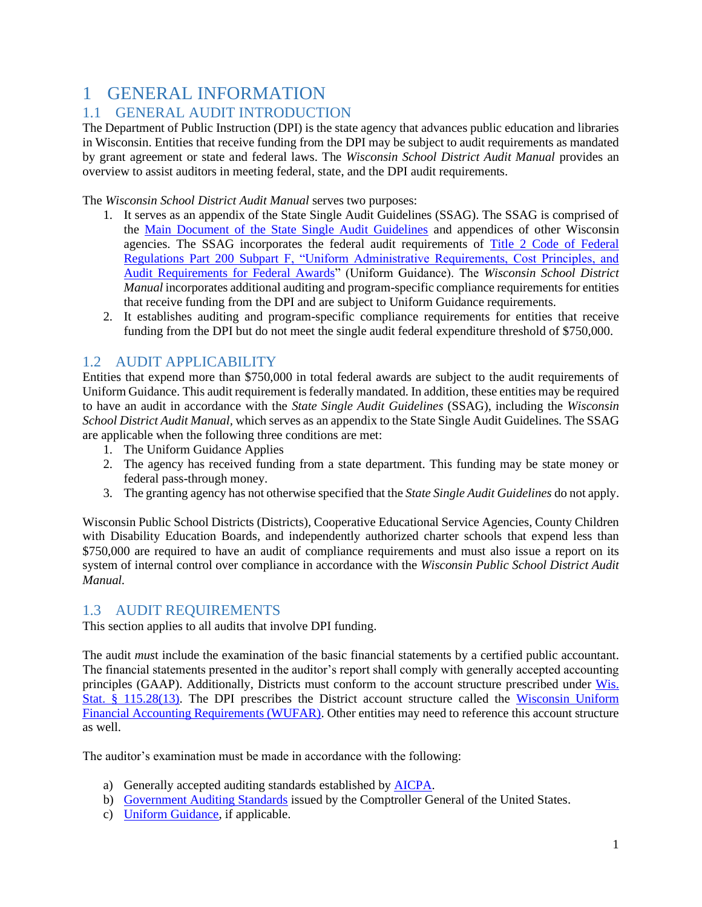# 1 GENERAL INFORMATION

## 1.1 GENERAL AUDIT INTRODUCTION

The Department of Public Instruction (DPI) is the state agency that advances public education and libraries in Wisconsin. Entities that receive funding from the DPI may be subject to audit requirements as mandated by grant agreement or state and federal laws. The *Wisconsin School District Audit Manual* provides an overview to assist auditors in meeting federal, state, and the DPI audit requirements.

The *Wisconsin School District Audit Manual* serves two purposes:

1. It serves as an appendix of the State Single Audit Guidelines (SSAG). The SSAG is comprised of the Main Document of the State Single Audit Guidelines and appendices of other Wisconsin agencies. The SSAG incorporates the federal audit requirements of Title 2 Code of Federal Regulations Part 200 Subpart F, "Uniform Administrative Requirements, Cost Principles, and Audit Requirements for Federal Awards" (Uniform Guidance). The *Wisconsin School District Manual* incorporates additional auditing and program-specific compliance requirements for entities that receive funding from the DPI and are subject to Uniform Guidance requirements.
2. It establishes auditing and program-specific compliance requirements for entities that receive funding from the DPI but do not meet the single audit federal expenditure threshold of $750,000.

## 1.2 AUDIT APPLICABILITY

Entities that expend more than $750,000 in total federal awards are subject to the audit requirements of Uniform Guidance. This audit requirement is federally mandated. In addition, these entities may be required to have an audit in accordance with the *State Single Audit Guidelines* (SSAG), including the *Wisconsin School District Audit Manual,* which serves as an appendix to the State Single Audit Guidelines. The SSAG are applicable when the following three conditions are met:

1. The Uniform Guidance Applies
2. The agency has received funding from a state department. This funding may be state money or federal pass-through money.
3. The granting agency has not otherwise specified that the *State Single Audit Guidelines* do not apply.

Wisconsin Public School Districts (Districts), Cooperative Educational Service Agencies, County Children with Disability Education Boards, and independently authorized charter schools that expend less than $750,000 are required to have an audit of compliance requirements and must also issue a report on its system of internal control over compliance in accordance with the *Wisconsin Public School District Audit Manual.*

## 1.3 AUDIT REQUIREMENTS

This section applies to all audits that involve DPI funding.

The audit *must* include the examination of the basic financial statements by a certified public accountant. The financial statements presented in the auditor's report shall comply with generally accepted accounting principles (GAAP). Additionally, Districts must conform to the account structure prescribed under Wis. Stat. § 115.28(13). The DPI prescribes the District account structure called the Wisconsin Uniform Financial Accounting Requirements (WUFAR). Other entities may need to reference this account structure as well.

The auditor's examination must be made in accordance with the following:

a) Generally accepted auditing standards established by AICPA.
b) Government Auditing Standards issued by the Comptroller General of the United States.
c) Uniform Guidance, if applicable.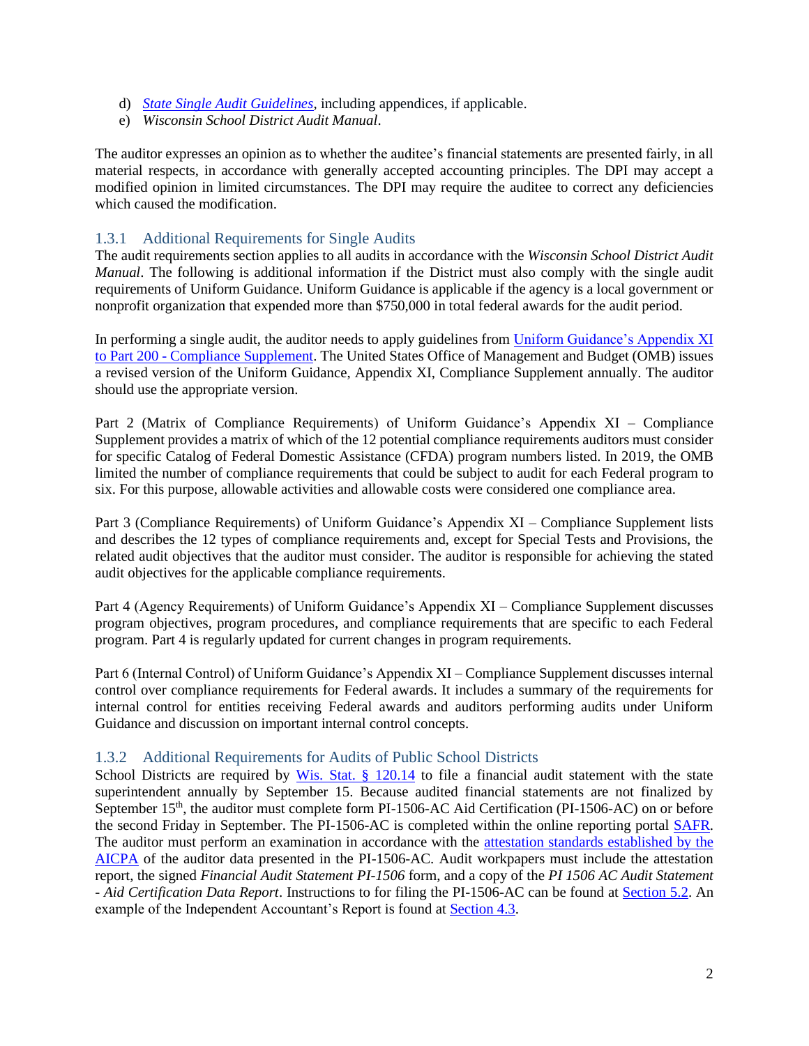d) *State Single Audit Guidelines*, including appendices, if applicable.
e) *Wisconsin School District Audit Manual*.

The auditor expresses an opinion as to whether the auditee's financial statements are presented fairly, in all material respects, in accordance with generally accepted accounting principles. The DPI may accept a modified opinion in limited circumstances. The DPI may require the auditee to correct any deficiencies which caused the modification.

### 1.3.1 Additional Requirements for Single Audits

The audit requirements section applies to all audits in accordance with the *Wisconsin School District Audit Manual*. The following is additional information if the District must also comply with the single audit requirements of Uniform Guidance. Uniform Guidance is applicable if the agency is a local government or nonprofit organization that expended more than $750,000 in total federal awards for the audit period.

In performing a single audit, the auditor needs to apply guidelines from Uniform Guidance's Appendix XI to Part 200 - Compliance Supplement. The United States Office of Management and Budget (OMB) issues a revised version of the Uniform Guidance, Appendix XI, Compliance Supplement annually. The auditor should use the appropriate version.

Part 2 (Matrix of Compliance Requirements) of Uniform Guidance's Appendix XI – Compliance Supplement provides a matrix of which of the 12 potential compliance requirements auditors must consider for specific Catalog of Federal Domestic Assistance (CFDA) program numbers listed. In 2019, the OMB limited the number of compliance requirements that could be subject to audit for each Federal program to six. For this purpose, allowable activities and allowable costs were considered one compliance area.

Part 3 (Compliance Requirements) of Uniform Guidance's Appendix XI – Compliance Supplement lists and describes the 12 types of compliance requirements and, except for Special Tests and Provisions, the related audit objectives that the auditor must consider. The auditor is responsible for achieving the stated audit objectives for the applicable compliance requirements.

Part 4 (Agency Requirements) of Uniform Guidance's Appendix XI – Compliance Supplement discusses program objectives, program procedures, and compliance requirements that are specific to each Federal program. Part 4 is regularly updated for current changes in program requirements.

Part 6 (Internal Control) of Uniform Guidance's Appendix XI – Compliance Supplement discusses internal control over compliance requirements for Federal awards. It includes a summary of the requirements for internal control for entities receiving Federal awards and auditors performing audits under Uniform Guidance and discussion on important internal control concepts.

### 1.3.2 Additional Requirements for Audits of Public School Districts

School Districts are required by Wis. Stat. § 120.14 to file a financial audit statement with the state superintendent annually by September 15. Because audited financial statements are not finalized by September 15th, the auditor must complete form PI-1506-AC Aid Certification (PI-1506-AC) on or before the second Friday in September. The PI-1506-AC is completed within the online reporting portal SAFR. The auditor must perform an examination in accordance with the attestation standards established by the AICPA of the auditor data presented in the PI-1506-AC. Audit workpapers must include the attestation report, the signed *Financial Audit Statement PI-1506* form, and a copy of the *PI 1506 AC Audit Statement - Aid Certification Data Report*. Instructions to for filing the PI-1506-AC can be found at Section 5.2. An example of the Independent Accountant's Report is found at Section 4.3.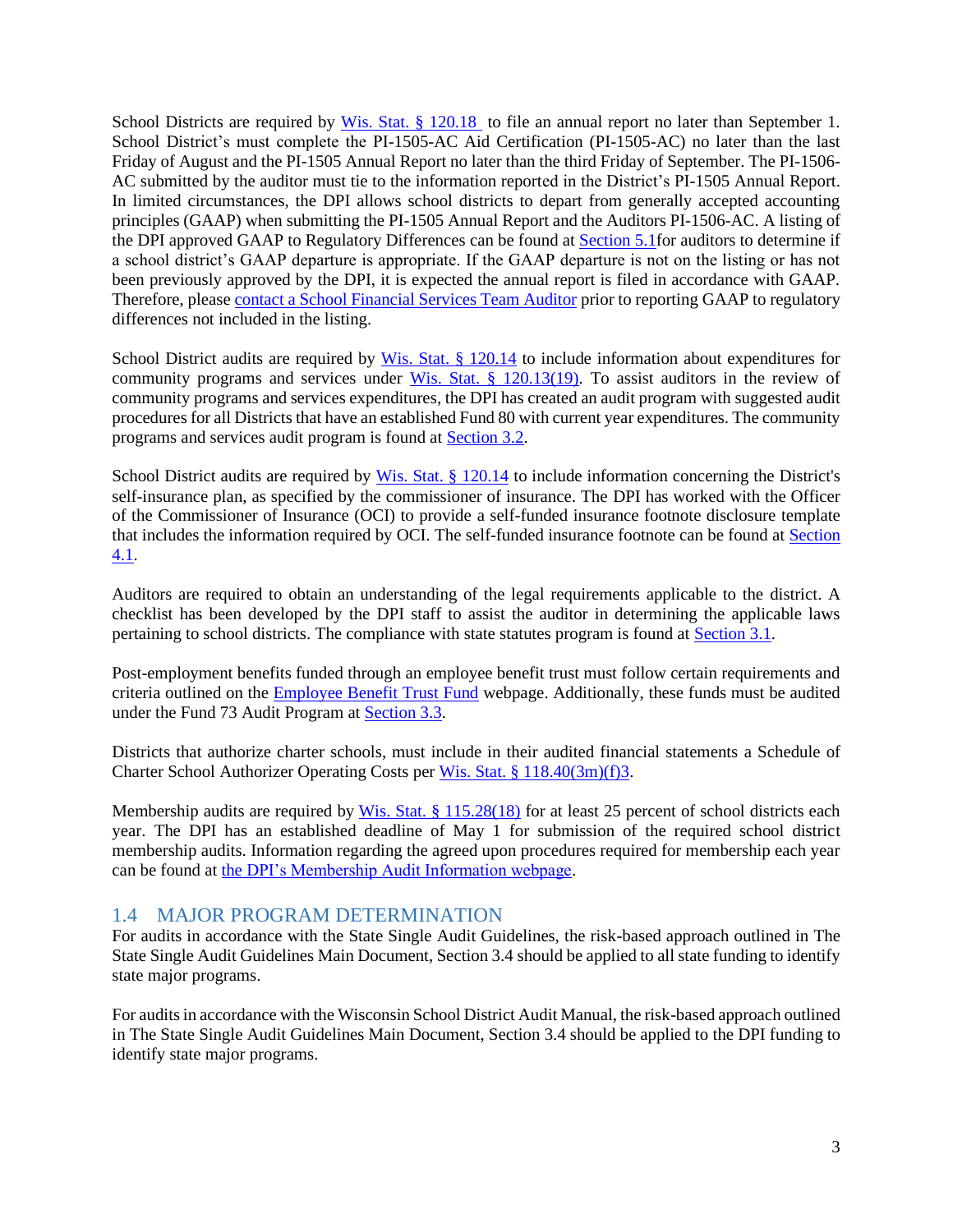School Districts are required by Wis. Stat. § 120.18 to file an annual report no later than September 1. School District's must complete the PI-1505-AC Aid Certification (PI-1505-AC) no later than the last Friday of August and the PI-1505 Annual Report no later than the third Friday of September. The PI-1506-AC submitted by the auditor must tie to the information reported in the District's PI-1505 Annual Report. In limited circumstances, the DPI allows school districts to depart from generally accepted accounting principles (GAAP) when submitting the PI-1505 Annual Report and the Auditors PI-1506-AC. A listing of the DPI approved GAAP to Regulatory Differences can be found at Section 5.1for auditors to determine if a school district's GAAP departure is appropriate. If the GAAP departure is not on the listing or has not been previously approved by the DPI, it is expected the annual report is filed in accordance with GAAP. Therefore, please contact a School Financial Services Team Auditor prior to reporting GAAP to regulatory differences not included in the listing.

School District audits are required by Wis. Stat. § 120.14 to include information about expenditures for community programs and services under Wis. Stat. § 120.13(19). To assist auditors in the review of community programs and services expenditures, the DPI has created an audit program with suggested audit procedures for all Districts that have an established Fund 80 with current year expenditures. The community programs and services audit program is found at Section 3.2.

School District audits are required by Wis. Stat. § 120.14 to include information concerning the District's self-insurance plan, as specified by the commissioner of insurance. The DPI has worked with the Officer of the Commissioner of Insurance (OCI) to provide a self-funded insurance footnote disclosure template that includes the information required by OCI. The self-funded insurance footnote can be found at Section 4.1.

Auditors are required to obtain an understanding of the legal requirements applicable to the district. A checklist has been developed by the DPI staff to assist the auditor in determining the applicable laws pertaining to school districts. The compliance with state statutes program is found at Section 3.1.

Post-employment benefits funded through an employee benefit trust must follow certain requirements and criteria outlined on the Employee Benefit Trust Fund webpage. Additionally, these funds must be audited under the Fund 73 Audit Program at Section 3.3.

Districts that authorize charter schools, must include in their audited financial statements a Schedule of Charter School Authorizer Operating Costs per Wis. Stat. § 118.40(3m)(f)3.

Membership audits are required by Wis. Stat. § 115.28(18) for at least 25 percent of school districts each year. The DPI has an established deadline of May 1 for submission of the required school district membership audits. Information regarding the agreed upon procedures required for membership each year can be found at the DPI's Membership Audit Information webpage.

## 1.4 MAJOR PROGRAM DETERMINATION

For audits in accordance with the State Single Audit Guidelines, the risk-based approach outlined in The State Single Audit Guidelines Main Document, Section 3.4 should be applied to all state funding to identify state major programs.

For audits in accordance with the Wisconsin School District Audit Manual, the risk-based approach outlined in The State Single Audit Guidelines Main Document, Section 3.4 should be applied to the DPI funding to identify state major programs.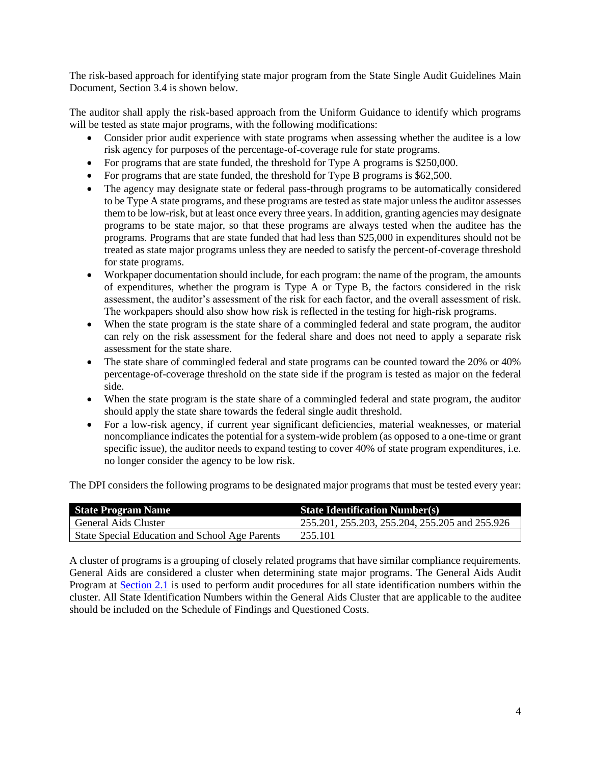The risk-based approach for identifying state major program from the State Single Audit Guidelines Main Document, Section 3.4 is shown below.

The auditor shall apply the risk-based approach from the Uniform Guidance to identify which programs will be tested as state major programs, with the following modifications:

- Consider prior audit experience with state programs when assessing whether the auditee is a low risk agency for purposes of the percentage-of-coverage rule for state programs.
- For programs that are state funded, the threshold for Type A programs is $250,000.
- For programs that are state funded, the threshold for Type B programs is $62,500.
- The agency may designate state or federal pass-through programs to be automatically considered to be Type A state programs, and these programs are tested as state major unless the auditor assesses them to be low-risk, but at least once every three years. In addition, granting agencies may designate programs to be state major, so that these programs are always tested when the auditee has the programs. Programs that are state funded that had less than $25,000 in expenditures should not be treated as state major programs unless they are needed to satisfy the percent-of-coverage threshold for state programs.
- Workpaper documentation should include, for each program: the name of the program, the amounts of expenditures, whether the program is Type A or Type B, the factors considered in the risk assessment, the auditor's assessment of the risk for each factor, and the overall assessment of risk. The workpapers should also show how risk is reflected in the testing for high-risk programs.
- When the state program is the state share of a commingled federal and state program, the auditor can rely on the risk assessment for the federal share and does not need to apply a separate risk assessment for the state share.
- The state share of commingled federal and state programs can be counted toward the 20% or 40% percentage-of-coverage threshold on the state side if the program is tested as major on the federal side.
- When the state program is the state share of a commingled federal and state program, the auditor should apply the state share towards the federal single audit threshold.
- For a low-risk agency, if current year significant deficiencies, material weaknesses, or material noncompliance indicates the potential for a system-wide problem (as opposed to a one-time or grant specific issue), the auditor needs to expand testing to cover 40% of state program expenditures, i.e. no longer consider the agency to be low risk.

The DPI considers the following programs to be designated major programs that must be tested every year:

| State Program Name | State Identification Number(s) |
|---|---|
| General Aids Cluster | 255.201, 255.203, 255.204, 255.205 and 255.926 |
| State Special Education and School Age Parents | 255.101 |

A cluster of programs is a grouping of closely related programs that have similar compliance requirements. General Aids are considered a cluster when determining state major programs. The General Aids Audit Program at Section 2.1 is used to perform audit procedures for all state identification numbers within the cluster. All State Identification Numbers within the General Aids Cluster that are applicable to the auditee should be included on the Schedule of Findings and Questioned Costs.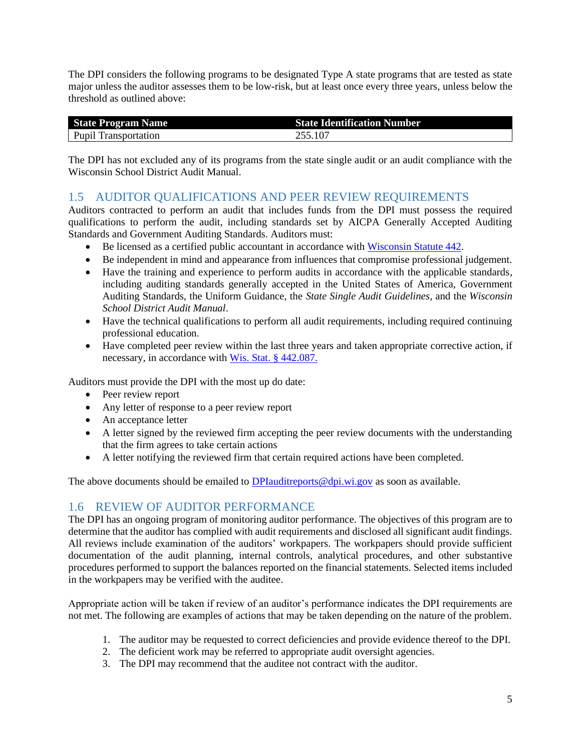The DPI considers the following programs to be designated Type A state programs that are tested as state major unless the auditor assesses them to be low-risk, but at least once every three years, unless below the threshold as outlined above:

| State Program Name | State Identification Number |
| --- | --- |
| Pupil Transportation | 255.107 |

The DPI has not excluded any of its programs from the state single audit or an audit compliance with the Wisconsin School District Audit Manual.

## 1.5 AUDITOR QUALIFICATIONS AND PEER REVIEW REQUIREMENTS

Auditors contracted to perform an audit that includes funds from the DPI must possess the required qualifications to perform the audit, including standards set by AICPA Generally Accepted Auditing Standards and Government Auditing Standards. Auditors must:

- Be licensed as a certified public accountant in accordance with [Wisconsin Statute 442](#).
- Be independent in mind and appearance from influences that compromise professional judgement.
- Have the training and experience to perform audits in accordance with the applicable standards, including auditing standards generally accepted in the United States of America, Government Auditing Standards, the Uniform Guidance, the *State Single Audit Guidelines*, and the *Wisconsin School District Audit Manual*.
- Have the technical qualifications to perform all audit requirements, including required continuing professional education.
- Have completed peer review within the last three years and taken appropriate corrective action, if necessary, in accordance with [Wis. Stat. § 442.087.](#)

Auditors must provide the DPI with the most up do date:

- Peer review report
- Any letter of response to a peer review report
- An acceptance letter
- A letter signed by the reviewed firm accepting the peer review documents with the understanding that the firm agrees to take certain actions
- A letter notifying the reviewed firm that certain required actions have been completed.

The above documents should be emailed to [DPIauditreports@dpi.wi.gov](mailto:DPIauditreports@dpi.wi.gov) as soon as available.

## 1.6 REVIEW OF AUDITOR PERFORMANCE

The DPI has an ongoing program of monitoring auditor performance. The objectives of this program are to determine that the auditor has complied with audit requirements and disclosed all significant audit findings. All reviews include examination of the auditors' workpapers. The workpapers should provide sufficient documentation of the audit planning, internal controls, analytical procedures, and other substantive procedures performed to support the balances reported on the financial statements. Selected items included in the workpapers may be verified with the auditee.

Appropriate action will be taken if review of an auditor's performance indicates the DPI requirements are not met. The following are examples of actions that may be taken depending on the nature of the problem.

1. The auditor may be requested to correct deficiencies and provide evidence thereof to the DPI.
2. The deficient work may be referred to appropriate audit oversight agencies.
3. The DPI may recommend that the auditee not contract with the auditor.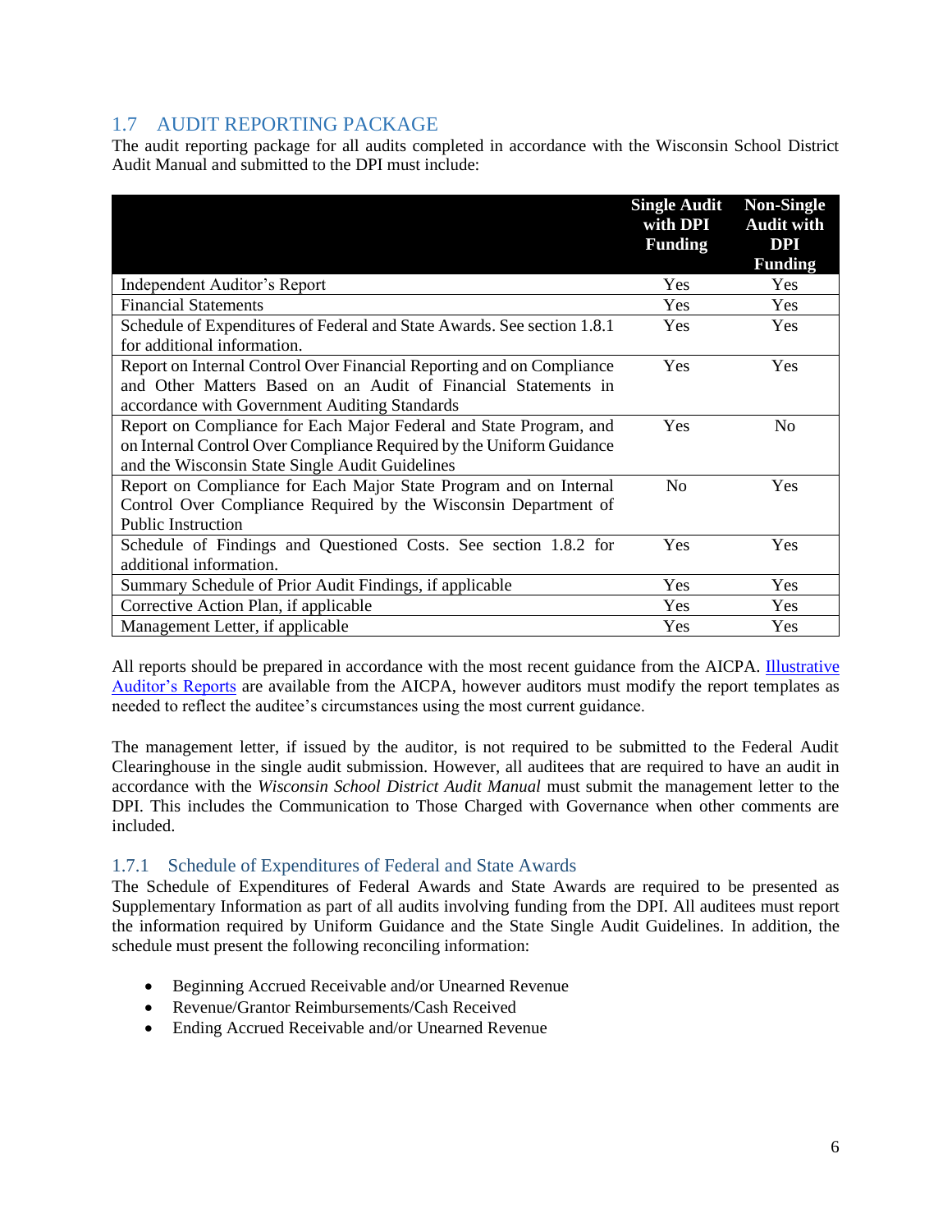## 1.7 AUDIT REPORTING PACKAGE

The audit reporting package for all audits completed in accordance with the Wisconsin School District Audit Manual and submitted to the DPI must include:

| | **Single Audit with DPI Funding** | **Non-Single Audit with DPI Funding** |
|---|---|---|
| Independent Auditor's Report | Yes | Yes |
| Financial Statements | Yes | Yes |
| Schedule of Expenditures of Federal and State Awards. See section 1.8.1 for additional information. | Yes | Yes |
| Report on Internal Control Over Financial Reporting and on Compliance and Other Matters Based on an Audit of Financial Statements in accordance with Government Auditing Standards | Yes | Yes |
| Report on Compliance for Each Major Federal and State Program, and on Internal Control Over Compliance Required by the Uniform Guidance and the Wisconsin State Single Audit Guidelines | Yes | No |
| Report on Compliance for Each Major State Program and on Internal Control Over Compliance Required by the Wisconsin Department of Public Instruction | No | Yes |
| Schedule of Findings and Questioned Costs. See section 1.8.2 for additional information. | Yes | Yes |
| Summary Schedule of Prior Audit Findings, if applicable | Yes | Yes |
| Corrective Action Plan, if applicable | Yes | Yes |
| Management Letter, if applicable | Yes | Yes |

All reports should be prepared in accordance with the most recent guidance from the AICPA. Illustrative Auditor's Reports are available from the AICPA, however auditors must modify the report templates as needed to reflect the auditee's circumstances using the most current guidance.

The management letter, if issued by the auditor, is not required to be submitted to the Federal Audit Clearinghouse in the single audit submission. However, all auditees that are required to have an audit in accordance with the *Wisconsin School District Audit Manual* must submit the management letter to the DPI. This includes the Communication to Those Charged with Governance when other comments are included.

### 1.7.1 Schedule of Expenditures of Federal and State Awards

The Schedule of Expenditures of Federal Awards and State Awards are required to be presented as Supplementary Information as part of all audits involving funding from the DPI. All auditees must report the information required by Uniform Guidance and the State Single Audit Guidelines. In addition, the schedule must present the following reconciling information:

- Beginning Accrued Receivable and/or Unearned Revenue
- Revenue/Grantor Reimbursements/Cash Received
- Ending Accrued Receivable and/or Unearned Revenue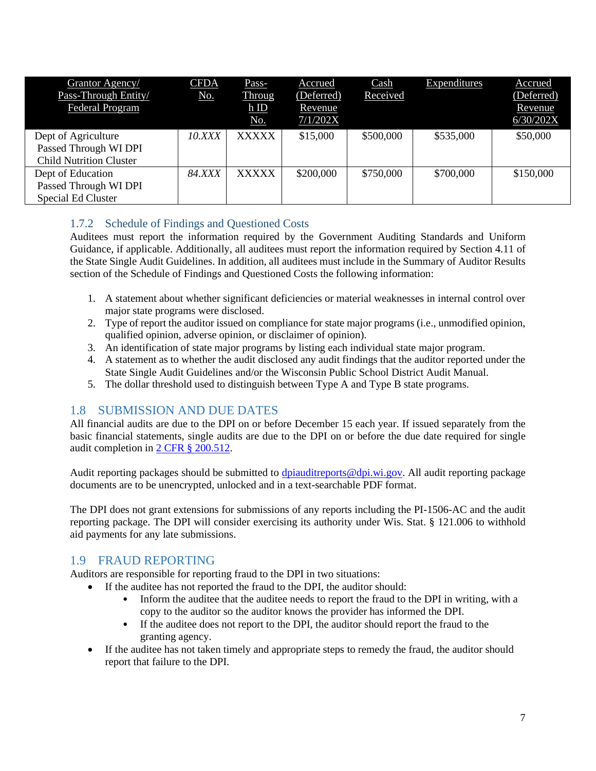| Grantor Agency/ Pass-Through Entity/ Federal Program | CFDA No. | Pass-Through ID No. | Accrued (Deferred) Revenue 7/1/202X | Cash Received | Expenditures | Accrued (Deferred) Revenue 6/30/202X |
|---|---|---|---|---|---|---|
| Dept of Agriculture Passed Through WI DPI Child Nutrition Cluster | *10.XXX* | XXXXX | $15,000 | $500,000 | $535,000 | $50,000 |
| Dept of Education Passed Through WI DPI Special Ed Cluster | *84.XXX* | XXXXX | $200,000 | $750,000 | $700,000 | $150,000 |

### 1.7.2 Schedule of Findings and Questioned Costs

Auditees must report the information required by the Government Auditing Standards and Uniform Guidance, if applicable. Additionally, all auditees must report the information required by Section 4.11 of the State Single Audit Guidelines. In addition, all auditees must include in the Summary of Auditor Results section of the Schedule of Findings and Questioned Costs the following information:

1. A statement about whether significant deficiencies or material weaknesses in internal control over major state programs were disclosed.
2. Type of report the auditor issued on compliance for state major programs (i.e., unmodified opinion, qualified opinion, adverse opinion, or disclaimer of opinion).
3. An identification of state major programs by listing each individual state major program.
4. A statement as to whether the audit disclosed any audit findings that the auditor reported under the State Single Audit Guidelines and/or the Wisconsin Public School District Audit Manual.
5. The dollar threshold used to distinguish between Type A and Type B state programs.

## 1.8 SUBMISSION AND DUE DATES

All financial audits are due to the DPI on or before December 15 each year. If issued separately from the basic financial statements, single audits are due to the DPI on or before the due date required for single audit completion in [2 CFR § 200.512](#).

Audit reporting packages should be submitted to [dpiauditreports@dpi.wi.gov](mailto:dpiauditreports@dpi.wi.gov). All audit reporting package documents are to be unencrypted, unlocked and in a text-searchable PDF format.

The DPI does not grant extensions for submissions of any reports including the PI-1506-AC and the audit reporting package. The DPI will consider exercising its authority under Wis. Stat. § 121.006 to withhold aid payments for any late submissions.

## 1.9 FRAUD REPORTING

Auditors are responsible for reporting fraud to the DPI in two situations:

- If the auditee has not reported the fraud to the DPI, the auditor should:
  - Inform the auditee that the auditee needs to report the fraud to the DPI in writing, with a copy to the auditor so the auditor knows the provider has informed the DPI.
  - If the auditee does not report to the DPI, the auditor should report the fraud to the granting agency.
- If the auditee has not taken timely and appropriate steps to remedy the fraud, the auditor should report that failure to the DPI.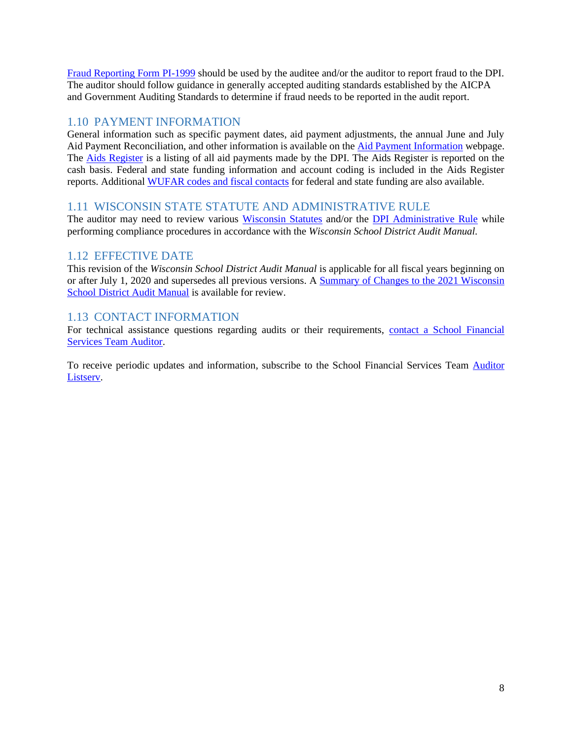Fraud Reporting Form PI-1999 should be used by the auditee and/or the auditor to report fraud to the DPI. The auditor should follow guidance in generally accepted auditing standards established by the AICPA and Government Auditing Standards to determine if fraud needs to be reported in the audit report.

## 1.10 PAYMENT INFORMATION

General information such as specific payment dates, aid payment adjustments, the annual June and July Aid Payment Reconciliation, and other information is available on the Aid Payment Information webpage. The Aids Register is a listing of all aid payments made by the DPI. The Aids Register is reported on the cash basis. Federal and state funding information and account coding is included in the Aids Register reports. Additional WUFAR codes and fiscal contacts for federal and state funding are also available.

## 1.11 WISCONSIN STATE STATUTE AND ADMINISTRATIVE RULE

The auditor may need to review various Wisconsin Statutes and/or the DPI Administrative Rule while performing compliance procedures in accordance with the *Wisconsin School District Audit Manual*.

## 1.12 EFFECTIVE DATE

This revision of the *Wisconsin School District Audit Manual* is applicable for all fiscal years beginning on or after July 1, 2020 and supersedes all previous versions. A Summary of Changes to the 2021 Wisconsin School District Audit Manual is available for review.

## 1.13 CONTACT INFORMATION

For technical assistance questions regarding audits or their requirements, contact a School Financial Services Team Auditor.

To receive periodic updates and information, subscribe to the School Financial Services Team Auditor Listserv.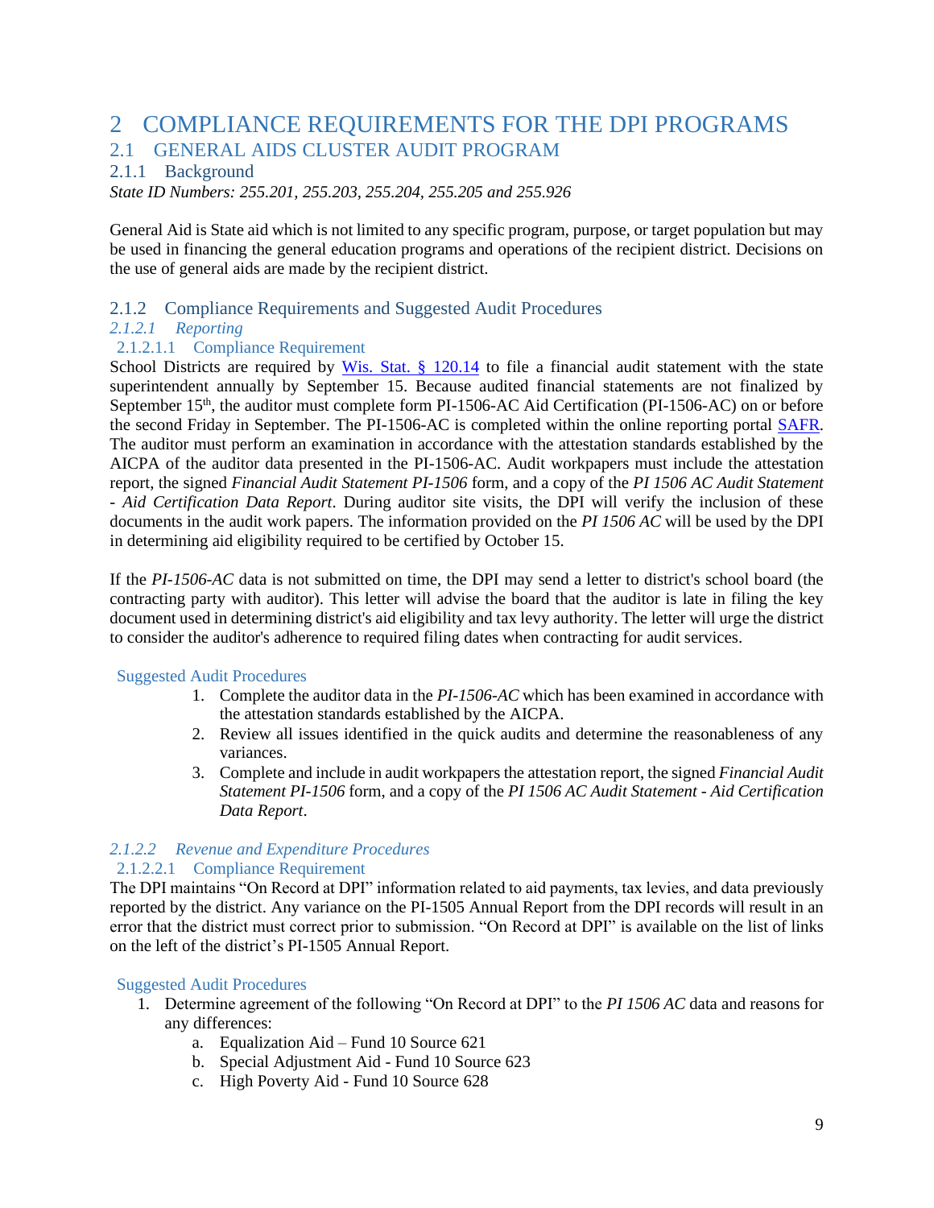# 2 COMPLIANCE REQUIREMENTS FOR THE DPI PROGRAMS

## 2.1 GENERAL AIDS CLUSTER AUDIT PROGRAM

### 2.1.1 Background

*State ID Numbers: 255.201, 255.203, 255.204, 255.205 and 255.926*

General Aid is State aid which is not limited to any specific program, purpose, or target population but may be used in financing the general education programs and operations of the recipient district. Decisions on the use of general aids are made by the recipient district.

### 2.1.2 Compliance Requirements and Suggested Audit Procedures

#### *2.1.2.1 Reporting*

##### 2.1.2.1.1 Compliance Requirement

School Districts are required by [Wis. Stat. § 120.14](https://docs.legis.wisconsin.gov/statutes/statutes/120/i/14) to file a financial audit statement with the state superintendent annually by September 15. Because audited financial statements are not finalized by September 15th, the auditor must complete form PI-1506-AC Aid Certification (PI-1506-AC) on or before the second Friday in September. The PI-1506-AC is completed within the online reporting portal [SAFR](https://dpi.wi.gov/sfs). The auditor must perform an examination in accordance with the attestation standards established by the AICPA of the auditor data presented in the PI-1506-AC. Audit workpapers must include the attestation report, the signed *Financial Audit Statement PI-1506* form, and a copy of the *PI 1506 AC Audit Statement - Aid Certification Data Report*. During auditor site visits, the DPI will verify the inclusion of these documents in the audit work papers. The information provided on the *PI 1506 AC* will be used by the DPI in determining aid eligibility required to be certified by October 15.

If the *PI-1506-AC* data is not submitted on time, the DPI may send a letter to district's school board (the contracting party with auditor). This letter will advise the board that the auditor is late in filing the key document used in determining district's aid eligibility and tax levy authority. The letter will urge the district to consider the auditor's adherence to required filing dates when contracting for audit services.

##### Suggested Audit Procedures

1. Complete the auditor data in the *PI-1506-AC* which has been examined in accordance with the attestation standards established by the AICPA.
2. Review all issues identified in the quick audits and determine the reasonableness of any variances.
3. Complete and include in audit workpapers the attestation report, the signed *Financial Audit Statement PI-1506* form, and a copy of the *PI 1506 AC Audit Statement - Aid Certification Data Report*.

#### *2.1.2.2 Revenue and Expenditure Procedures*

##### 2.1.2.2.1 Compliance Requirement

The DPI maintains "On Record at DPI" information related to aid payments, tax levies, and data previously reported by the district. Any variance on the PI-1505 Annual Report from the DPI records will result in an error that the district must correct prior to submission. "On Record at DPI" is available on the list of links on the left of the district's PI-1505 Annual Report.

##### Suggested Audit Procedures

1. Determine agreement of the following "On Record at DPI" to the *PI 1506 AC* data and reasons for any differences:
   a. Equalization Aid – Fund 10 Source 621
   b. Special Adjustment Aid - Fund 10 Source 623
   c. High Poverty Aid - Fund 10 Source 628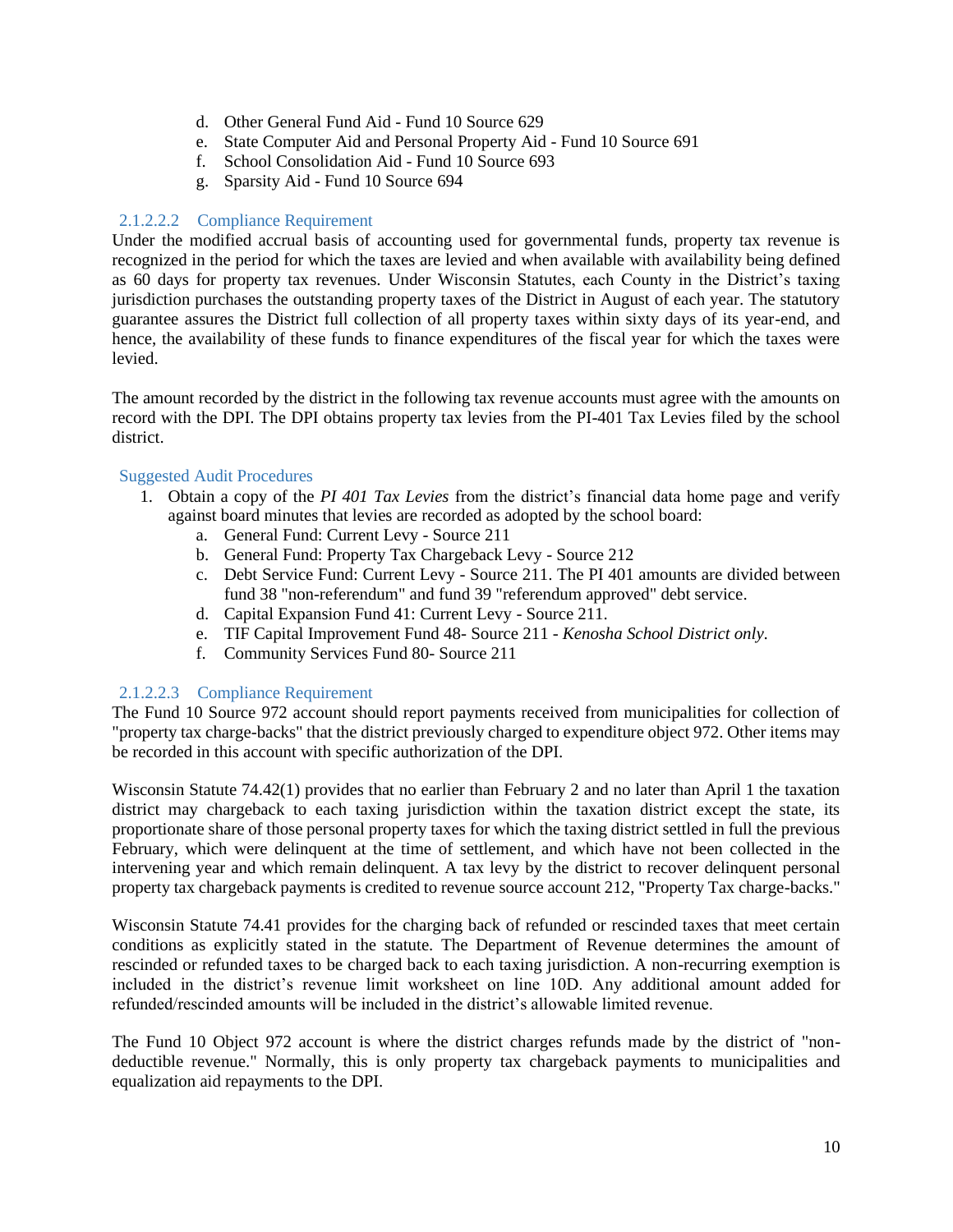d. Other General Fund Aid - Fund 10 Source 629
e. State Computer Aid and Personal Property Aid - Fund 10 Source 691
f. School Consolidation Aid - Fund 10 Source 693
g. Sparsity Aid - Fund 10 Source 694

#### 2.1.2.2.2 Compliance Requirement

Under the modified accrual basis of accounting used for governmental funds, property tax revenue is recognized in the period for which the taxes are levied and when available with availability being defined as 60 days for property tax revenues. Under Wisconsin Statutes, each County in the District's taxing jurisdiction purchases the outstanding property taxes of the District in August of each year. The statutory guarantee assures the District full collection of all property taxes within sixty days of its year-end, and hence, the availability of these funds to finance expenditures of the fiscal year for which the taxes were levied.

The amount recorded by the district in the following tax revenue accounts must agree with the amounts on record with the DPI. The DPI obtains property tax levies from the PI-401 Tax Levies filed by the school district.

Suggested Audit Procedures

1. Obtain a copy of the *PI 401 Tax Levies* from the district's financial data home page and verify against board minutes that levies are recorded as adopted by the school board:
    a. General Fund: Current Levy - Source 211
    b. General Fund: Property Tax Chargeback Levy - Source 212
    c. Debt Service Fund: Current Levy - Source 211. The PI 401 amounts are divided between fund 38 "non-referendum" and fund 39 "referendum approved" debt service.
    d. Capital Expansion Fund 41: Current Levy - Source 211.
    e. TIF Capital Improvement Fund 48- Source 211 - *Kenosha School District only*.
    f. Community Services Fund 80- Source 211

#### 2.1.2.2.3 Compliance Requirement

The Fund 10 Source 972 account should report payments received from municipalities for collection of "property tax charge-backs" that the district previously charged to expenditure object 972. Other items may be recorded in this account with specific authorization of the DPI.

Wisconsin Statute 74.42(1) provides that no earlier than February 2 and no later than April 1 the taxation district may chargeback to each taxing jurisdiction within the taxation district except the state, its proportionate share of those personal property taxes for which the taxing district settled in full the previous February, which were delinquent at the time of settlement, and which have not been collected in the intervening year and which remain delinquent. A tax levy by the district to recover delinquent personal property tax chargeback payments is credited to revenue source account 212, "Property Tax charge-backs."

Wisconsin Statute 74.41 provides for the charging back of refunded or rescinded taxes that meet certain conditions as explicitly stated in the statute. The Department of Revenue determines the amount of rescinded or refunded taxes to be charged back to each taxing jurisdiction. A non-recurring exemption is included in the district's revenue limit worksheet on line 10D. Any additional amount added for refunded/rescinded amounts will be included in the district's allowable limited revenue.

The Fund 10 Object 972 account is where the district charges refunds made by the district of "non-deductible revenue." Normally, this is only property tax chargeback payments to municipalities and equalization aid repayments to the DPI.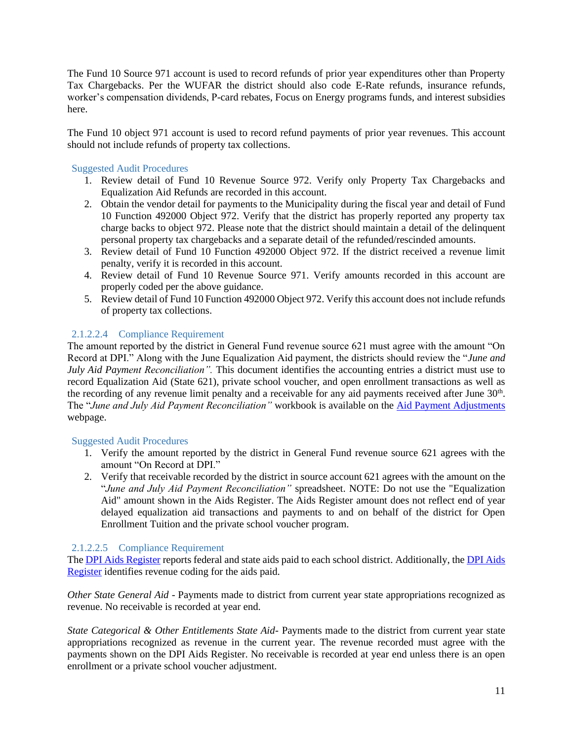The Fund 10 Source 971 account is used to record refunds of prior year expenditures other than Property Tax Chargebacks. Per the WUFAR the district should also code E-Rate refunds, insurance refunds, worker's compensation dividends, P-card rebates, Focus on Energy programs funds, and interest subsidies here.

The Fund 10 object 971 account is used to record refund payments of prior year revenues. This account should not include refunds of property tax collections.

#### Suggested Audit Procedures

1. Review detail of Fund 10 Revenue Source 972. Verify only Property Tax Chargebacks and Equalization Aid Refunds are recorded in this account.
2. Obtain the vendor detail for payments to the Municipality during the fiscal year and detail of Fund 10 Function 492000 Object 972. Verify that the district has properly reported any property tax charge backs to object 972. Please note that the district should maintain a detail of the delinquent personal property tax chargebacks and a separate detail of the refunded/rescinded amounts.
3. Review detail of Fund 10 Function 492000 Object 972. If the district received a revenue limit penalty, verify it is recorded in this account.
4. Review detail of Fund 10 Revenue Source 971. Verify amounts recorded in this account are properly coded per the above guidance.
5. Review detail of Fund 10 Function 492000 Object 972. Verify this account does not include refunds of property tax collections.

#### 2.1.2.2.4 Compliance Requirement

The amount reported by the district in General Fund revenue source 621 must agree with the amount "On Record at DPI." Along with the June Equalization Aid payment, the districts should review the "*June and July Aid Payment Reconciliation".* This document identifies the accounting entries a district must use to record Equalization Aid (State 621), private school voucher, and open enrollment transactions as well as the recording of any revenue limit penalty and a receivable for any aid payments received after June 30th. The "*June and July Aid Payment Reconciliation"* workbook is available on the Aid Payment Adjustments webpage.

#### Suggested Audit Procedures

1. Verify the amount reported by the district in General Fund revenue source 621 agrees with the amount "On Record at DPI."
2. Verify that receivable recorded by the district in source account 621 agrees with the amount on the "*June and July Aid Payment Reconciliation"* spreadsheet. NOTE: Do not use the "Equalization Aid" amount shown in the Aids Register. The Aids Register amount does not reflect end of year delayed equalization aid transactions and payments to and on behalf of the district for Open Enrollment Tuition and the private school voucher program.

#### 2.1.2.2.5 Compliance Requirement

The DPI Aids Register reports federal and state aids paid to each school district. Additionally, the DPI Aids Register identifies revenue coding for the aids paid.

*Other State General Aid* - Payments made to district from current year state appropriations recognized as revenue. No receivable is recorded at year end.

*State Categorical & Other Entitlements State Aid*- Payments made to the district from current year state appropriations recognized as revenue in the current year. The revenue recorded must agree with the payments shown on the DPI Aids Register. No receivable is recorded at year end unless there is an open enrollment or a private school voucher adjustment.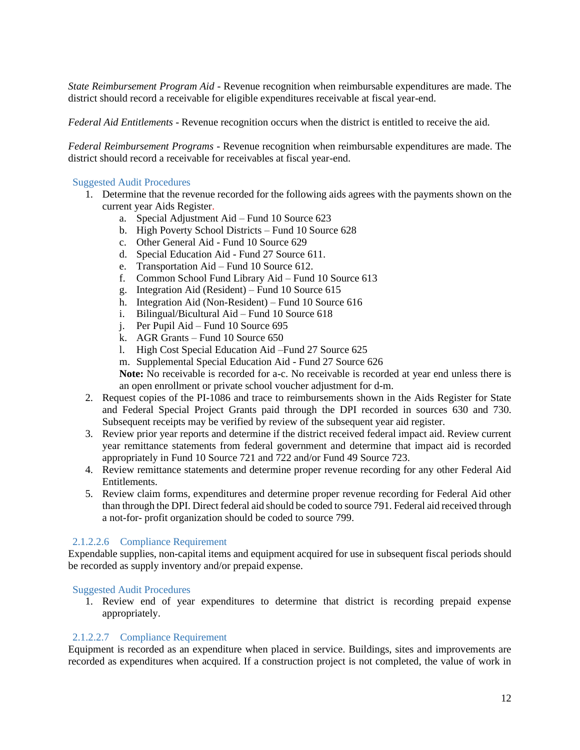*State Reimbursement Program Aid* - Revenue recognition when reimbursable expenditures are made. The district should record a receivable for eligible expenditures receivable at fiscal year-end.

*Federal Aid Entitlements* - Revenue recognition occurs when the district is entitled to receive the aid.

*Federal Reimbursement Programs* - Revenue recognition when reimbursable expenditures are made. The district should record a receivable for receivables at fiscal year-end.

Suggested Audit Procedures

1. Determine that the revenue recorded for the following aids agrees with the payments shown on the current year Aids Register.
   a. Special Adjustment Aid – Fund 10 Source 623
   b. High Poverty School Districts – Fund 10 Source 628
   c. Other General Aid - Fund 10 Source 629
   d. Special Education Aid - Fund 27 Source 611.
   e. Transportation Aid – Fund 10 Source 612.
   f. Common School Fund Library Aid – Fund 10 Source 613
   g. Integration Aid (Resident) – Fund 10 Source 615
   h. Integration Aid (Non-Resident) – Fund 10 Source 616
   i. Bilingual/Bicultural Aid – Fund 10 Source 618
   j. Per Pupil Aid – Fund 10 Source 695
   k. AGR Grants – Fund 10 Source 650
   l. High Cost Special Education Aid –Fund 27 Source 625
   m. Supplemental Special Education Aid - Fund 27 Source 626

   **Note:** No receivable is recorded for a-c. No receivable is recorded at year end unless there is an open enrollment or private school voucher adjustment for d-m.
2. Request copies of the PI-1086 and trace to reimbursements shown in the Aids Register for State and Federal Special Project Grants paid through the DPI recorded in sources 630 and 730. Subsequent receipts may be verified by review of the subsequent year aid register.
3. Review prior year reports and determine if the district received federal impact aid. Review current year remittance statements from federal government and determine that impact aid is recorded appropriately in Fund 10 Source 721 and 722 and/or Fund 49 Source 723.
4. Review remittance statements and determine proper revenue recording for any other Federal Aid Entitlements.
5. Review claim forms, expenditures and determine proper revenue recording for Federal Aid other than through the DPI. Direct federal aid should be coded to source 791. Federal aid received through a not-for- profit organization should be coded to source 799.

#### 2.1.2.2.6 Compliance Requirement

Expendable supplies, non-capital items and equipment acquired for use in subsequent fiscal periods should be recorded as supply inventory and/or prepaid expense.

Suggested Audit Procedures

1. Review end of year expenditures to determine that district is recording prepaid expense appropriately.

#### 2.1.2.2.7 Compliance Requirement

Equipment is recorded as an expenditure when placed in service. Buildings, sites and improvements are recorded as expenditures when acquired. If a construction project is not completed, the value of work in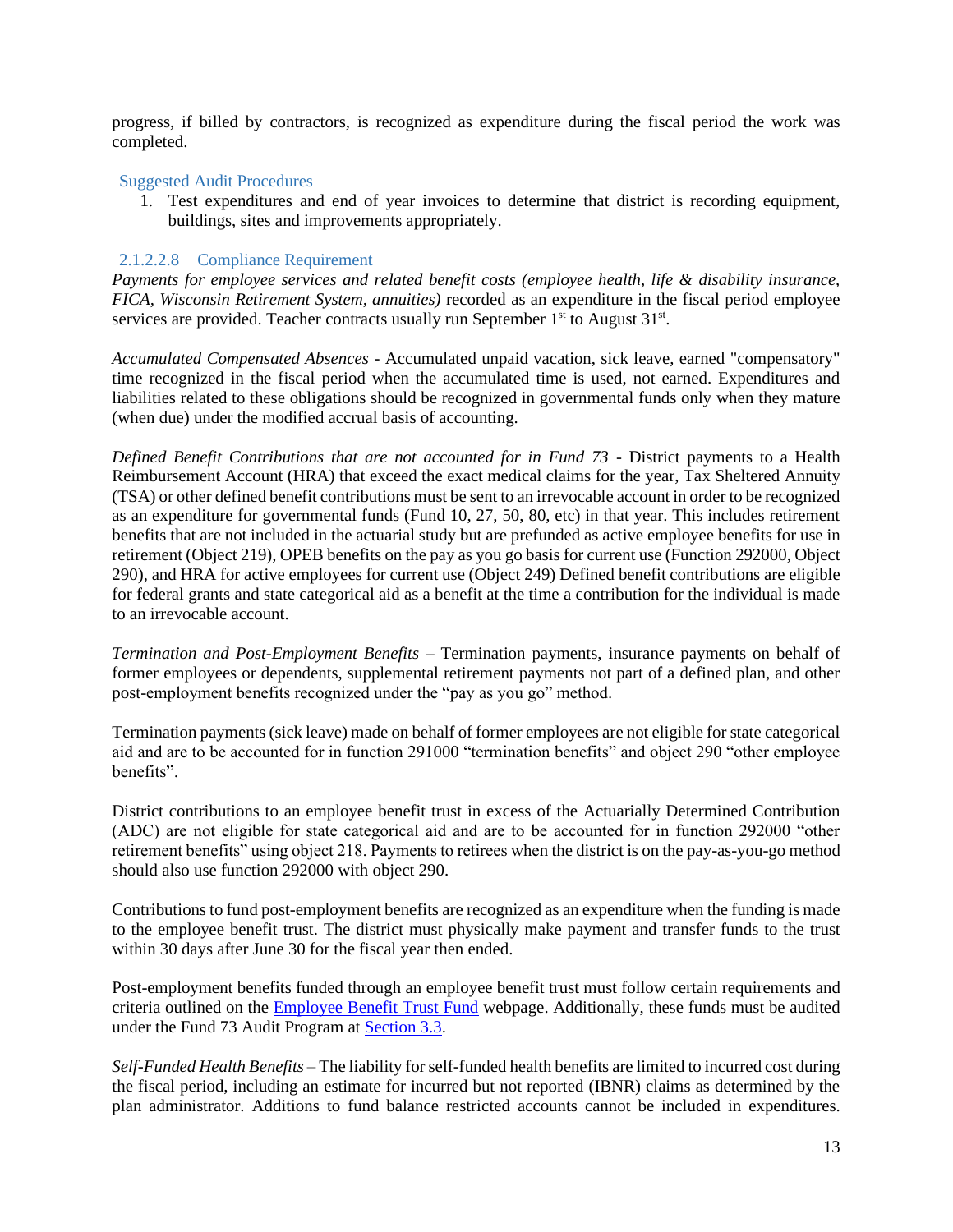progress, if billed by contractors, is recognized as expenditure during the fiscal period the work was completed.

#### Suggested Audit Procedures

1. Test expenditures and end of year invoices to determine that district is recording equipment, buildings, sites and improvements appropriately.

#### 2.1.2.2.8 Compliance Requirement

*Payments for employee services and related benefit costs (employee health, life & disability insurance, FICA, Wisconsin Retirement System, annuities)* recorded as an expenditure in the fiscal period employee services are provided. Teacher contracts usually run September 1st to August 31st.

*Accumulated Compensated Absences* - Accumulated unpaid vacation, sick leave, earned "compensatory" time recognized in the fiscal period when the accumulated time is used, not earned. Expenditures and liabilities related to these obligations should be recognized in governmental funds only when they mature (when due) under the modified accrual basis of accounting.

*Defined Benefit Contributions that are not accounted for in Fund 73* - District payments to a Health Reimbursement Account (HRA) that exceed the exact medical claims for the year, Tax Sheltered Annuity (TSA) or other defined benefit contributions must be sent to an irrevocable account in order to be recognized as an expenditure for governmental funds (Fund 10, 27, 50, 80, etc) in that year. This includes retirement benefits that are not included in the actuarial study but are prefunded as active employee benefits for use in retirement (Object 219), OPEB benefits on the pay as you go basis for current use (Function 292000, Object 290), and HRA for active employees for current use (Object 249) Defined benefit contributions are eligible for federal grants and state categorical aid as a benefit at the time a contribution for the individual is made to an irrevocable account.

*Termination and Post-Employment Benefits* – Termination payments, insurance payments on behalf of former employees or dependents, supplemental retirement payments not part of a defined plan, and other post-employment benefits recognized under the "pay as you go" method.

Termination payments (sick leave) made on behalf of former employees are not eligible for state categorical aid and are to be accounted for in function 291000 "termination benefits" and object 290 "other employee benefits".

District contributions to an employee benefit trust in excess of the Actuarially Determined Contribution (ADC) are not eligible for state categorical aid and are to be accounted for in function 292000 "other retirement benefits" using object 218. Payments to retirees when the district is on the pay-as-you-go method should also use function 292000 with object 290.

Contributions to fund post-employment benefits are recognized as an expenditure when the funding is made to the employee benefit trust. The district must physically make payment and transfer funds to the trust within 30 days after June 30 for the fiscal year then ended.

Post-employment benefits funded through an employee benefit trust must follow certain requirements and criteria outlined on the Employee Benefit Trust Fund webpage. Additionally, these funds must be audited under the Fund 73 Audit Program at Section 3.3.

*Self-Funded Health Benefits* – The liability for self-funded health benefits are limited to incurred cost during the fiscal period, including an estimate for incurred but not reported (IBNR) claims as determined by the plan administrator. Additions to fund balance restricted accounts cannot be included in expenditures.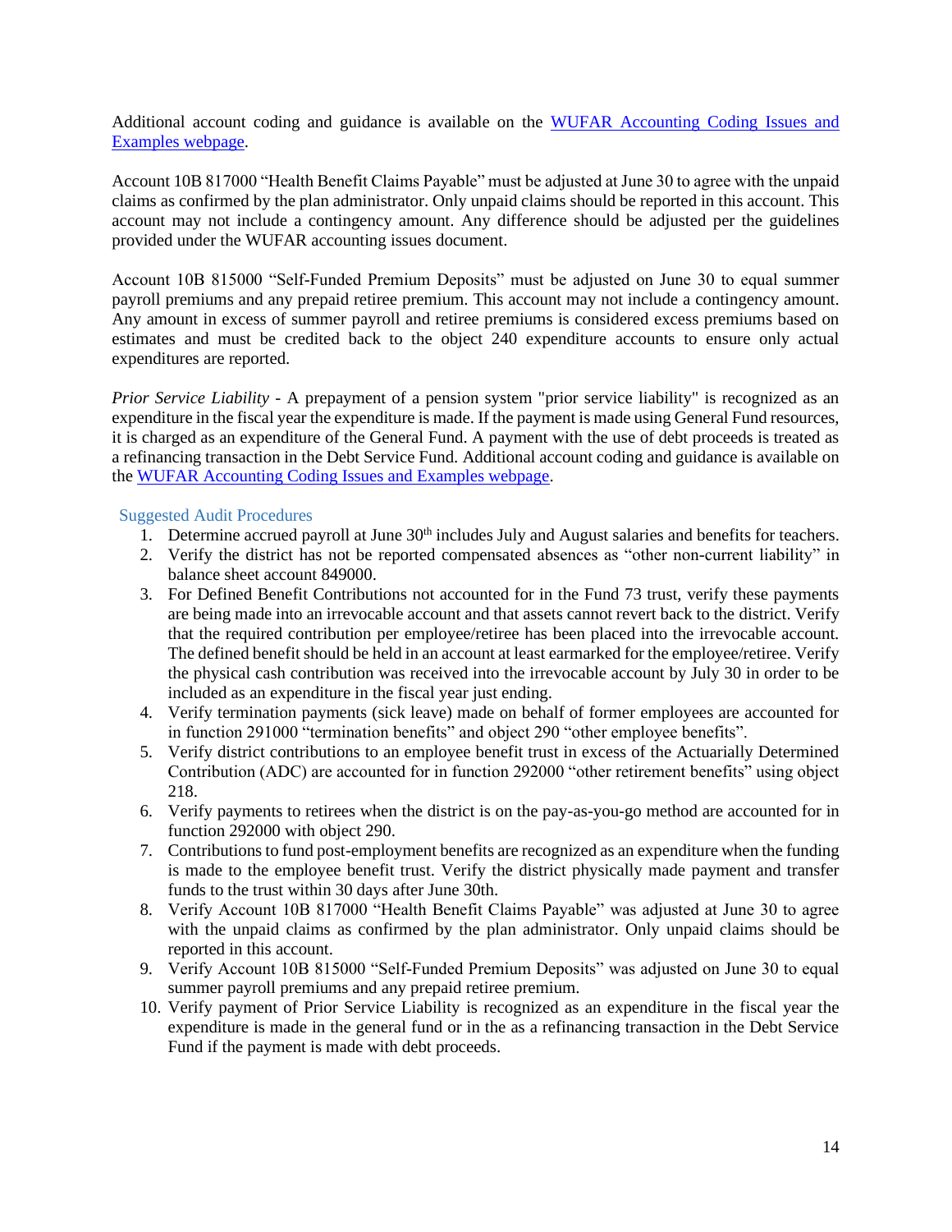Additional account coding and guidance is available on the [WUFAR Accounting Coding Issues and Examples webpage](#).

Account 10B 817000 "Health Benefit Claims Payable" must be adjusted at June 30 to agree with the unpaid claims as confirmed by the plan administrator. Only unpaid claims should be reported in this account. This account may not include a contingency amount. Any difference should be adjusted per the guidelines provided under the WUFAR accounting issues document.

Account 10B 815000 "Self-Funded Premium Deposits" must be adjusted on June 30 to equal summer payroll premiums and any prepaid retiree premium. This account may not include a contingency amount. Any amount in excess of summer payroll and retiree premiums is considered excess premiums based on estimates and must be credited back to the object 240 expenditure accounts to ensure only actual expenditures are reported.

*Prior Service Liability* - A prepayment of a pension system "prior service liability" is recognized as an expenditure in the fiscal year the expenditure is made. If the payment is made using General Fund resources, it is charged as an expenditure of the General Fund. A payment with the use of debt proceeds is treated as a refinancing transaction in the Debt Service Fund. Additional account coding and guidance is available on the [WUFAR Accounting Coding Issues and Examples webpage](#).

### Suggested Audit Procedures

1. Determine accrued payroll at June 30th includes July and August salaries and benefits for teachers.
2. Verify the district has not be reported compensated absences as "other non-current liability" in balance sheet account 849000.
3. For Defined Benefit Contributions not accounted for in the Fund 73 trust, verify these payments are being made into an irrevocable account and that assets cannot revert back to the district. Verify that the required contribution per employee/retiree has been placed into the irrevocable account. The defined benefit should be held in an account at least earmarked for the employee/retiree. Verify the physical cash contribution was received into the irrevocable account by July 30 in order to be included as an expenditure in the fiscal year just ending.
4. Verify termination payments (sick leave) made on behalf of former employees are accounted for in function 291000 "termination benefits" and object 290 "other employee benefits".
5. Verify district contributions to an employee benefit trust in excess of the Actuarially Determined Contribution (ADC) are accounted for in function 292000 "other retirement benefits" using object 218.
6. Verify payments to retirees when the district is on the pay-as-you-go method are accounted for in function 292000 with object 290.
7. Contributions to fund post-employment benefits are recognized as an expenditure when the funding is made to the employee benefit trust. Verify the district physically made payment and transfer funds to the trust within 30 days after June 30th.
8. Verify Account 10B 817000 "Health Benefit Claims Payable" was adjusted at June 30 to agree with the unpaid claims as confirmed by the plan administrator. Only unpaid claims should be reported in this account.
9. Verify Account 10B 815000 "Self-Funded Premium Deposits" was adjusted on June 30 to equal summer payroll premiums and any prepaid retiree premium.
10. Verify payment of Prior Service Liability is recognized as an expenditure in the fiscal year the expenditure is made in the general fund or in the as a refinancing transaction in the Debt Service Fund if the payment is made with debt proceeds.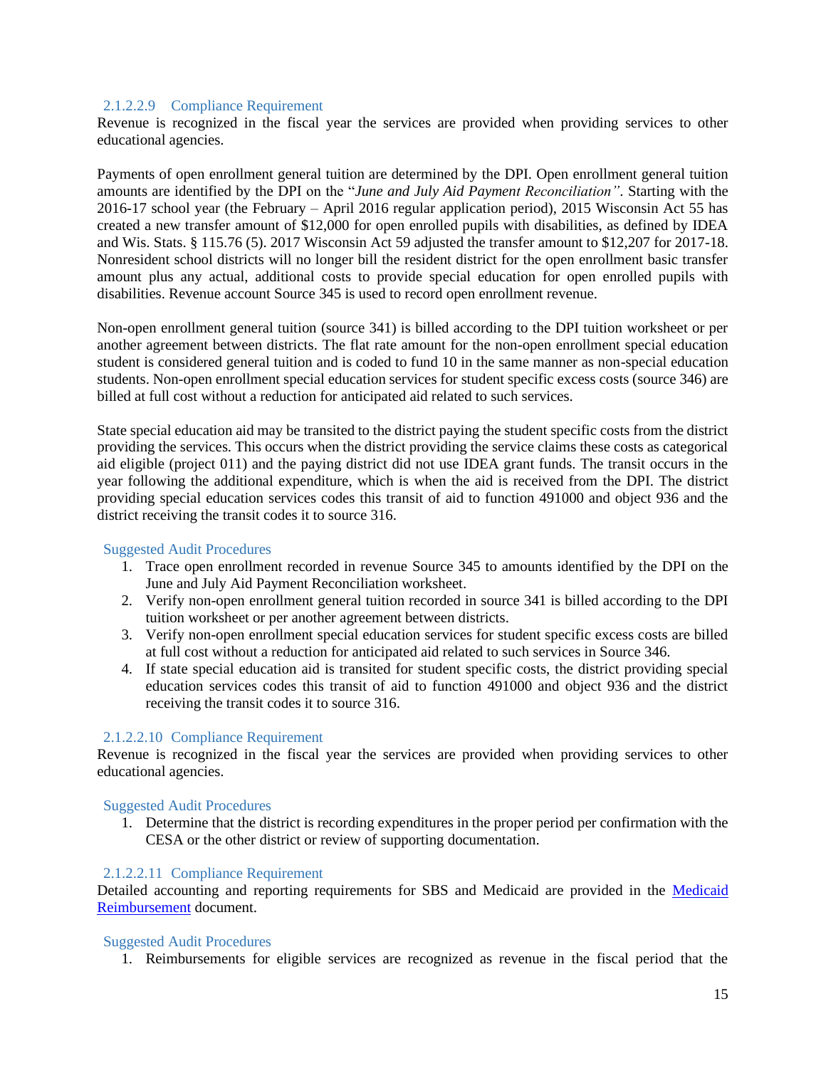#### 2.1.2.2.9 Compliance Requirement

Revenue is recognized in the fiscal year the services are provided when providing services to other educational agencies.

Payments of open enrollment general tuition are determined by the DPI. Open enrollment general tuition amounts are identified by the DPI on the "*June and July Aid Payment Reconciliation"*. Starting with the 2016-17 school year (the February – April 2016 regular application period), 2015 Wisconsin Act 55 has created a new transfer amount of $12,000 for open enrolled pupils with disabilities, as defined by IDEA and Wis. Stats. § 115.76 (5). 2017 Wisconsin Act 59 adjusted the transfer amount to $12,207 for 2017-18. Nonresident school districts will no longer bill the resident district for the open enrollment basic transfer amount plus any actual, additional costs to provide special education for open enrolled pupils with disabilities. Revenue account Source 345 is used to record open enrollment revenue.

Non-open enrollment general tuition (source 341) is billed according to the DPI tuition worksheet or per another agreement between districts. The flat rate amount for the non-open enrollment special education student is considered general tuition and is coded to fund 10 in the same manner as non-special education students. Non-open enrollment special education services for student specific excess costs (source 346) are billed at full cost without a reduction for anticipated aid related to such services.

State special education aid may be transited to the district paying the student specific costs from the district providing the services. This occurs when the district providing the service claims these costs as categorical aid eligible (project 011) and the paying district did not use IDEA grant funds. The transit occurs in the year following the additional expenditure, which is when the aid is received from the DPI. The district providing special education services codes this transit of aid to function 491000 and object 936 and the district receiving the transit codes it to source 316.

##### Suggested Audit Procedures

1. Trace open enrollment recorded in revenue Source 345 to amounts identified by the DPI on the June and July Aid Payment Reconciliation worksheet.
2. Verify non-open enrollment general tuition recorded in source 341 is billed according to the DPI tuition worksheet or per another agreement between districts.
3. Verify non-open enrollment special education services for student specific excess costs are billed at full cost without a reduction for anticipated aid related to such services in Source 346.
4. If state special education aid is transited for student specific costs, the district providing special education services codes this transit of aid to function 491000 and object 936 and the district receiving the transit codes it to source 316.

#### 2.1.2.2.10 Compliance Requirement

Revenue is recognized in the fiscal year the services are provided when providing services to other educational agencies.

##### Suggested Audit Procedures

1. Determine that the district is recording expenditures in the proper period per confirmation with the CESA or the other district or review of supporting documentation.

#### 2.1.2.2.11 Compliance Requirement

Detailed accounting and reporting requirements for SBS and Medicaid are provided in the Medicaid Reimbursement document.

##### Suggested Audit Procedures

1. Reimbursements for eligible services are recognized as revenue in the fiscal period that the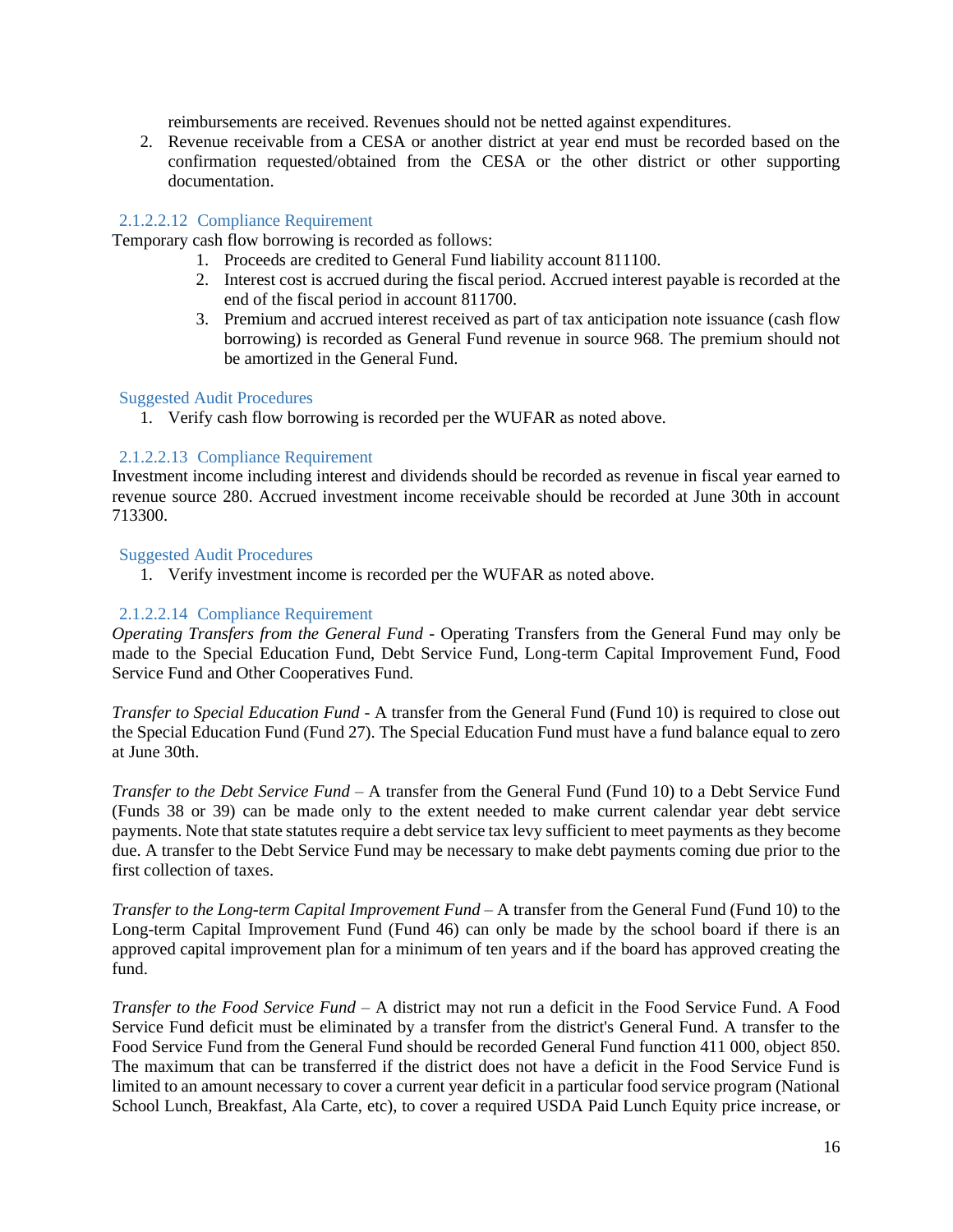reimbursements are received. Revenues should not be netted against expenditures.

2. Revenue receivable from a CESA or another district at year end must be recorded based on the confirmation requested/obtained from the CESA or the other district or other supporting documentation.

#### 2.1.2.2.12 Compliance Requirement

Temporary cash flow borrowing is recorded as follows:

1. Proceeds are credited to General Fund liability account 811100.
2. Interest cost is accrued during the fiscal period. Accrued interest payable is recorded at the end of the fiscal period in account 811700.
3. Premium and accrued interest received as part of tax anticipation note issuance (cash flow borrowing) is recorded as General Fund revenue in source 968. The premium should not be amortized in the General Fund.

#### Suggested Audit Procedures

1. Verify cash flow borrowing is recorded per the WUFAR as noted above.

#### 2.1.2.2.13 Compliance Requirement

Investment income including interest and dividends should be recorded as revenue in fiscal year earned to revenue source 280. Accrued investment income receivable should be recorded at June 30th in account 713300.

#### Suggested Audit Procedures

1. Verify investment income is recorded per the WUFAR as noted above.

#### 2.1.2.2.14 Compliance Requirement

*Operating Transfers from the General Fund* - Operating Transfers from the General Fund may only be made to the Special Education Fund, Debt Service Fund, Long-term Capital Improvement Fund, Food Service Fund and Other Cooperatives Fund.

*Transfer to Special Education Fund* - A transfer from the General Fund (Fund 10) is required to close out the Special Education Fund (Fund 27). The Special Education Fund must have a fund balance equal to zero at June 30th.

*Transfer to the Debt Service Fund* – A transfer from the General Fund (Fund 10) to a Debt Service Fund (Funds 38 or 39) can be made only to the extent needed to make current calendar year debt service payments. Note that state statutes require a debt service tax levy sufficient to meet payments as they become due. A transfer to the Debt Service Fund may be necessary to make debt payments coming due prior to the first collection of taxes.

*Transfer to the Long-term Capital Improvement Fund* – A transfer from the General Fund (Fund 10) to the Long-term Capital Improvement Fund (Fund 46) can only be made by the school board if there is an approved capital improvement plan for a minimum of ten years and if the board has approved creating the fund.

*Transfer to the Food Service Fund* – A district may not run a deficit in the Food Service Fund. A Food Service Fund deficit must be eliminated by a transfer from the district's General Fund. A transfer to the Food Service Fund from the General Fund should be recorded General Fund function 411 000, object 850. The maximum that can be transferred if the district does not have a deficit in the Food Service Fund is limited to an amount necessary to cover a current year deficit in a particular food service program (National School Lunch, Breakfast, Ala Carte, etc), to cover a required USDA Paid Lunch Equity price increase, or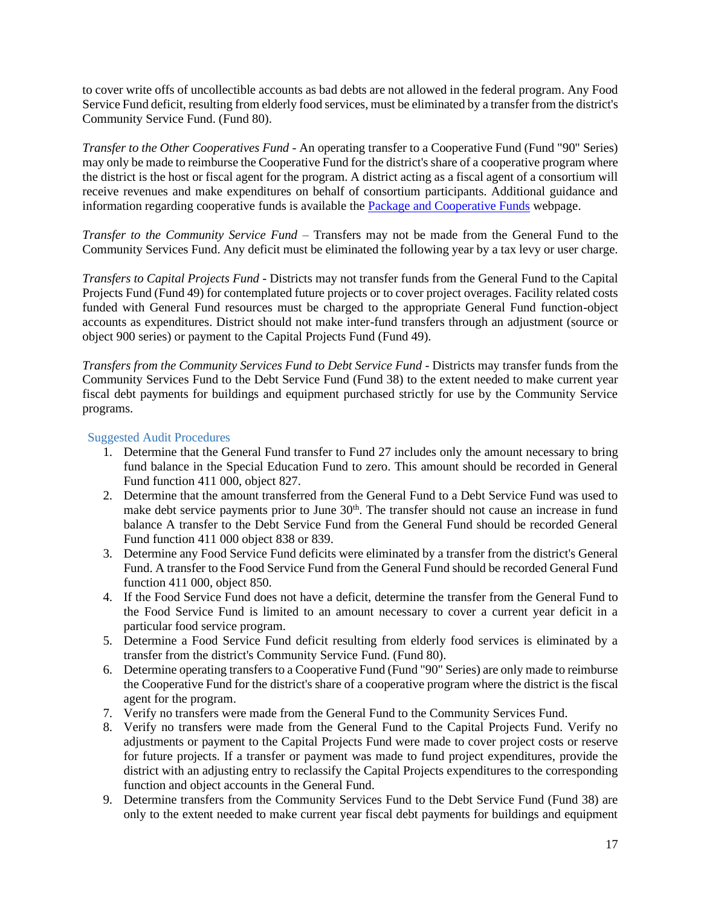to cover write offs of uncollectible accounts as bad debts are not allowed in the federal program. Any Food Service Fund deficit, resulting from elderly food services, must be eliminated by a transfer from the district's Community Service Fund. (Fund 80).

*Transfer to the Other Cooperatives Fund* - An operating transfer to a Cooperative Fund (Fund "90" Series) may only be made to reimburse the Cooperative Fund for the district's share of a cooperative program where the district is the host or fiscal agent for the program. A district acting as a fiscal agent of a consortium will receive revenues and make expenditures on behalf of consortium participants. Additional guidance and information regarding cooperative funds is available the [Package and Cooperative Funds](Package and Cooperative Funds) webpage.

*Transfer to the Community Service Fund* – Transfers may not be made from the General Fund to the Community Services Fund. Any deficit must be eliminated the following year by a tax levy or user charge.

*Transfers to Capital Projects Fund* - Districts may not transfer funds from the General Fund to the Capital Projects Fund (Fund 49) for contemplated future projects or to cover project overages. Facility related costs funded with General Fund resources must be charged to the appropriate General Fund function-object accounts as expenditures. District should not make inter-fund transfers through an adjustment (source or object 900 series) or payment to the Capital Projects Fund (Fund 49).

*Transfers from the Community Services Fund to Debt Service Fund* - Districts may transfer funds from the Community Services Fund to the Debt Service Fund (Fund 38) to the extent needed to make current year fiscal debt payments for buildings and equipment purchased strictly for use by the Community Service programs.

### Suggested Audit Procedures

1. Determine that the General Fund transfer to Fund 27 includes only the amount necessary to bring fund balance in the Special Education Fund to zero. This amount should be recorded in General Fund function 411 000, object 827.
2. Determine that the amount transferred from the General Fund to a Debt Service Fund was used to make debt service payments prior to June 30th. The transfer should not cause an increase in fund balance A transfer to the Debt Service Fund from the General Fund should be recorded General Fund function 411 000 object 838 or 839.
3. Determine any Food Service Fund deficits were eliminated by a transfer from the district's General Fund. A transfer to the Food Service Fund from the General Fund should be recorded General Fund function 411 000, object 850.
4. If the Food Service Fund does not have a deficit, determine the transfer from the General Fund to the Food Service Fund is limited to an amount necessary to cover a current year deficit in a particular food service program.
5. Determine a Food Service Fund deficit resulting from elderly food services is eliminated by a transfer from the district's Community Service Fund. (Fund 80).
6. Determine operating transfers to a Cooperative Fund (Fund "90" Series) are only made to reimburse the Cooperative Fund for the district's share of a cooperative program where the district is the fiscal agent for the program.
7. Verify no transfers were made from the General Fund to the Community Services Fund.
8. Verify no transfers were made from the General Fund to the Capital Projects Fund. Verify no adjustments or payment to the Capital Projects Fund were made to cover project costs or reserve for future projects. If a transfer or payment was made to fund project expenditures, provide the district with an adjusting entry to reclassify the Capital Projects expenditures to the corresponding function and object accounts in the General Fund.
9. Determine transfers from the Community Services Fund to the Debt Service Fund (Fund 38) are only to the extent needed to make current year fiscal debt payments for buildings and equipment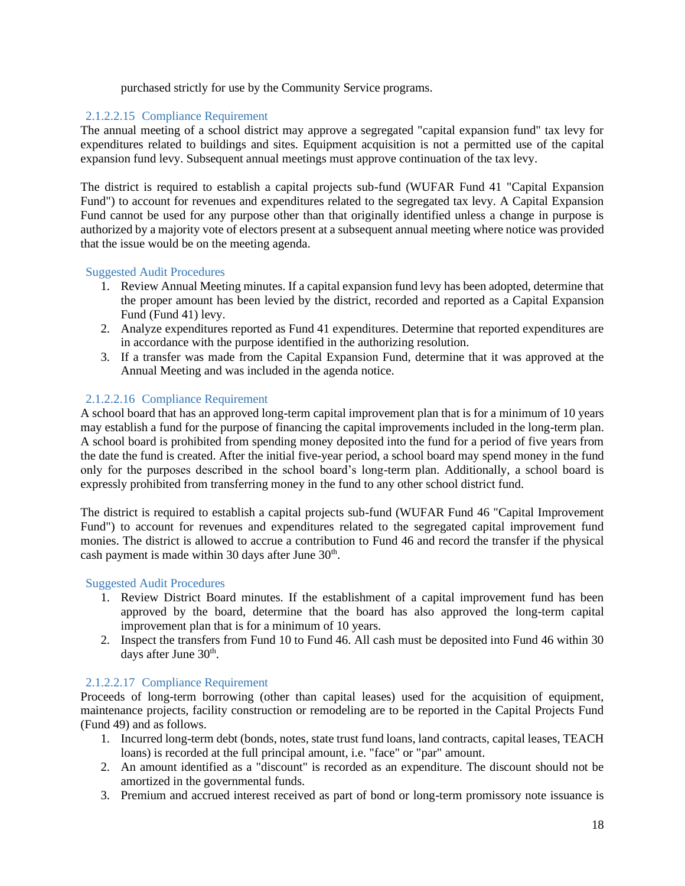purchased strictly for use by the Community Service programs.

#### 2.1.2.2.15 Compliance Requirement

The annual meeting of a school district may approve a segregated "capital expansion fund" tax levy for expenditures related to buildings and sites. Equipment acquisition is not a permitted use of the capital expansion fund levy. Subsequent annual meetings must approve continuation of the tax levy.

The district is required to establish a capital projects sub-fund (WUFAR Fund 41 "Capital Expansion Fund") to account for revenues and expenditures related to the segregated tax levy. A Capital Expansion Fund cannot be used for any purpose other than that originally identified unless a change in purpose is authorized by a majority vote of electors present at a subsequent annual meeting where notice was provided that the issue would be on the meeting agenda.

##### Suggested Audit Procedures

1. Review Annual Meeting minutes. If a capital expansion fund levy has been adopted, determine that the proper amount has been levied by the district, recorded and reported as a Capital Expansion Fund (Fund 41) levy.
2. Analyze expenditures reported as Fund 41 expenditures. Determine that reported expenditures are in accordance with the purpose identified in the authorizing resolution.
3. If a transfer was made from the Capital Expansion Fund, determine that it was approved at the Annual Meeting and was included in the agenda notice.

#### 2.1.2.2.16 Compliance Requirement

A school board that has an approved long-term capital improvement plan that is for a minimum of 10 years may establish a fund for the purpose of financing the capital improvements included in the long-term plan. A school board is prohibited from spending money deposited into the fund for a period of five years from the date the fund is created. After the initial five-year period, a school board may spend money in the fund only for the purposes described in the school board's long-term plan. Additionally, a school board is expressly prohibited from transferring money in the fund to any other school district fund.

The district is required to establish a capital projects sub-fund (WUFAR Fund 46 "Capital Improvement Fund") to account for revenues and expenditures related to the segregated capital improvement fund monies. The district is allowed to accrue a contribution to Fund 46 and record the transfer if the physical cash payment is made within 30 days after June 30th.

##### Suggested Audit Procedures

1. Review District Board minutes. If the establishment of a capital improvement fund has been approved by the board, determine that the board has also approved the long-term capital improvement plan that is for a minimum of 10 years.
2. Inspect the transfers from Fund 10 to Fund 46. All cash must be deposited into Fund 46 within 30 days after June 30th.

#### 2.1.2.2.17 Compliance Requirement

Proceeds of long-term borrowing (other than capital leases) used for the acquisition of equipment, maintenance projects, facility construction or remodeling are to be reported in the Capital Projects Fund (Fund 49) and as follows.

1. Incurred long-term debt (bonds, notes, state trust fund loans, land contracts, capital leases, TEACH loans) is recorded at the full principal amount, i.e. "face" or "par" amount.
2. An amount identified as a "discount" is recorded as an expenditure. The discount should not be amortized in the governmental funds.
3. Premium and accrued interest received as part of bond or long-term promissory note issuance is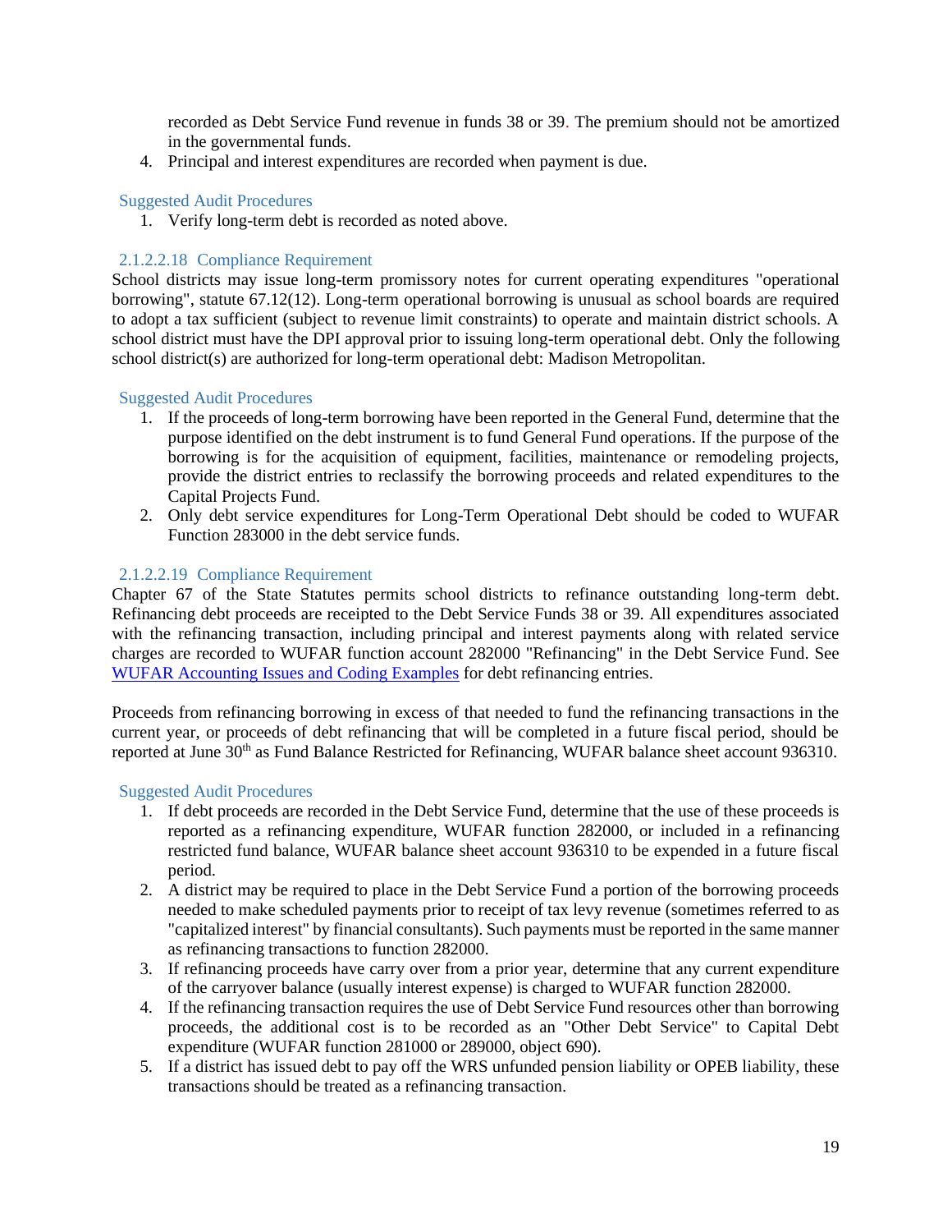recorded as Debt Service Fund revenue in funds 38 or 39. The premium should not be amortized in the governmental funds.

4. Principal and interest expenditures are recorded when payment is due.

### Suggested Audit Procedures

1. Verify long-term debt is recorded as noted above.

### 2.1.2.2.18 Compliance Requirement

School districts may issue long-term promissory notes for current operating expenditures "operational borrowing", statute 67.12(12). Long-term operational borrowing is unusual as school boards are required to adopt a tax sufficient (subject to revenue limit constraints) to operate and maintain district schools. A school district must have the DPI approval prior to issuing long-term operational debt. Only the following school district(s) are authorized for long-term operational debt: Madison Metropolitan.

### Suggested Audit Procedures

1. If the proceeds of long-term borrowing have been reported in the General Fund, determine that the purpose identified on the debt instrument is to fund General Fund operations. If the purpose of the borrowing is for the acquisition of equipment, facilities, maintenance or remodeling projects, provide the district entries to reclassify the borrowing proceeds and related expenditures to the Capital Projects Fund.
2. Only debt service expenditures for Long-Term Operational Debt should be coded to WUFAR Function 283000 in the debt service funds.

### 2.1.2.2.19 Compliance Requirement

Chapter 67 of the State Statutes permits school districts to refinance outstanding long-term debt. Refinancing debt proceeds are receipted to the Debt Service Funds 38 or 39. All expenditures associated with the refinancing transaction, including principal and interest payments along with related service charges are recorded to WUFAR function account 282000 "Refinancing" in the Debt Service Fund. See [WUFAR Accounting Issues and Coding Examples]() for debt refinancing entries.

Proceeds from refinancing borrowing in excess of that needed to fund the refinancing transactions in the current year, or proceeds of debt refinancing that will be completed in a future fiscal period, should be reported at June 30th as Fund Balance Restricted for Refinancing, WUFAR balance sheet account 936310.

### Suggested Audit Procedures

1. If debt proceeds are recorded in the Debt Service Fund, determine that the use of these proceeds is reported as a refinancing expenditure, WUFAR function 282000, or included in a refinancing restricted fund balance, WUFAR balance sheet account 936310 to be expended in a future fiscal period.
2. A district may be required to place in the Debt Service Fund a portion of the borrowing proceeds needed to make scheduled payments prior to receipt of tax levy revenue (sometimes referred to as "capitalized interest" by financial consultants). Such payments must be reported in the same manner as refinancing transactions to function 282000.
3. If refinancing proceeds have carry over from a prior year, determine that any current expenditure of the carryover balance (usually interest expense) is charged to WUFAR function 282000.
4. If the refinancing transaction requires the use of Debt Service Fund resources other than borrowing proceeds, the additional cost is to be recorded as an "Other Debt Service" to Capital Debt expenditure (WUFAR function 281000 or 289000, object 690).
5. If a district has issued debt to pay off the WRS unfunded pension liability or OPEB liability, these transactions should be treated as a refinancing transaction.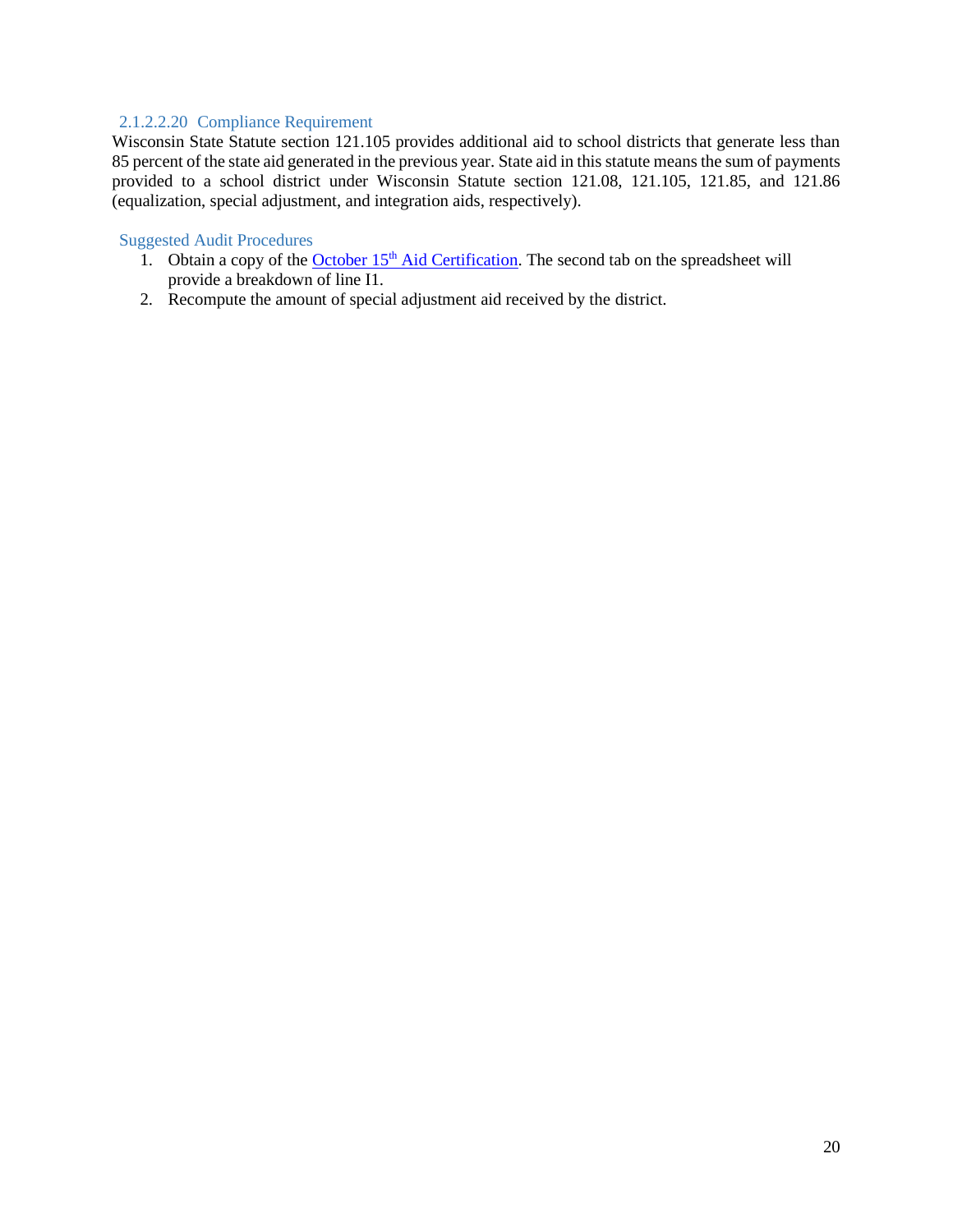#### 2.1.2.2.20 Compliance Requirement

Wisconsin State Statute section 121.105 provides additional aid to school districts that generate less than 85 percent of the state aid generated in the previous year. State aid in this statute means the sum of payments provided to a school district under Wisconsin Statute section 121.08, 121.105, 121.85, and 121.86 (equalization, special adjustment, and integration aids, respectively).

##### Suggested Audit Procedures

1. Obtain a copy of the October 15th Aid Certification. The second tab on the spreadsheet will provide a breakdown of line I1.
2. Recompute the amount of special adjustment aid received by the district.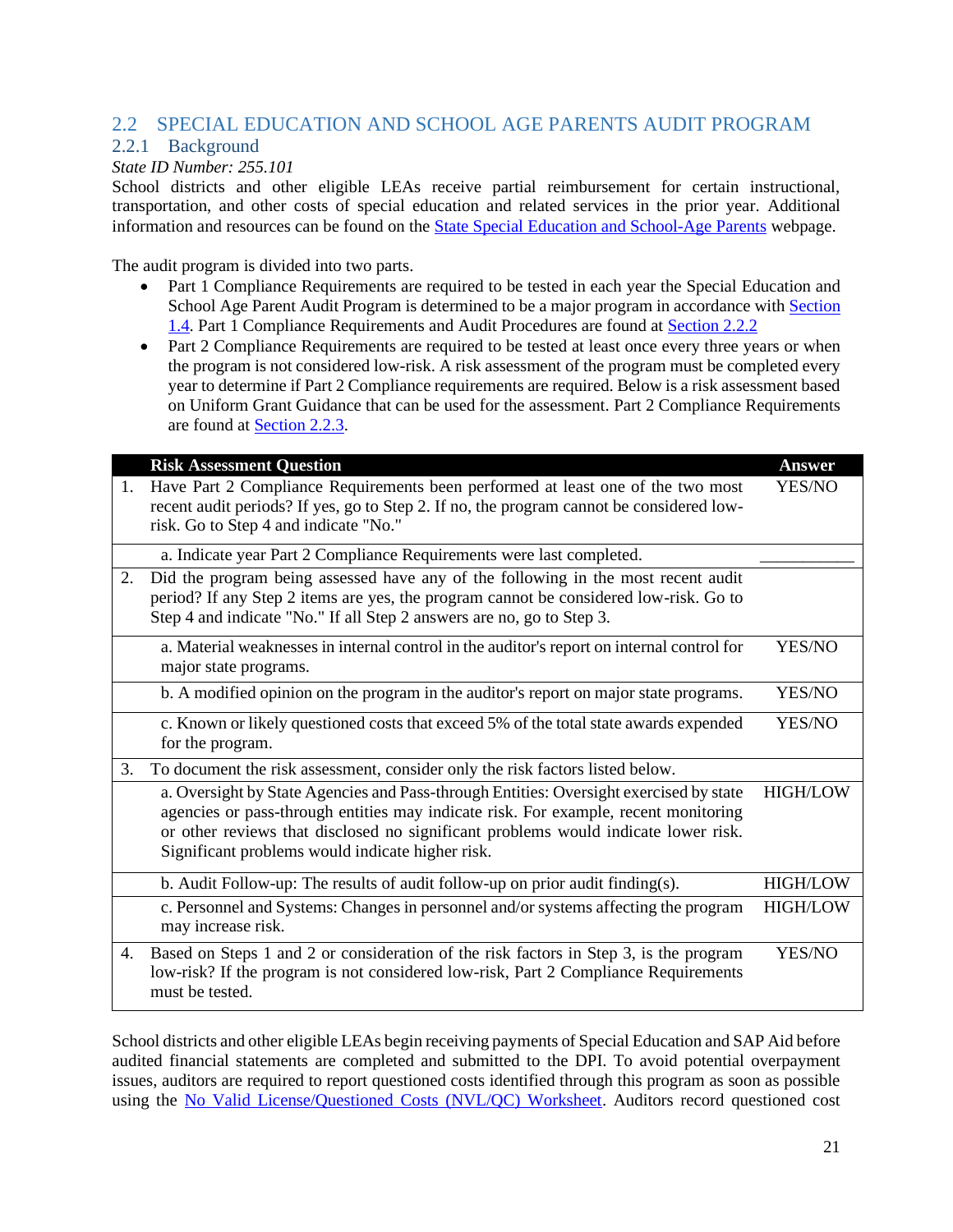## 2.2 SPECIAL EDUCATION AND SCHOOL AGE PARENTS AUDIT PROGRAM

### 2.2.1 Background

*State ID Number: 255.101*

School districts and other eligible LEAs receive partial reimbursement for certain instructional, transportation, and other costs of special education and related services in the prior year. Additional information and resources can be found on the [State Special Education and School-Age Parents]() webpage.

The audit program is divided into two parts.

- Part 1 Compliance Requirements are required to be tested in each year the Special Education and School Age Parent Audit Program is determined to be a major program in accordance with [Section 1.4](). Part 1 Compliance Requirements and Audit Procedures are found at [Section 2.2.2]()
- Part 2 Compliance Requirements are required to be tested at least once every three years or when the program is not considered low-risk. A risk assessment of the program must be completed every year to determine if Part 2 Compliance requirements are required. Below is a risk assessment based on Uniform Grant Guidance that can be used for the assessment. Part 2 Compliance Requirements are found at [Section 2.2.3]().

| | Risk Assessment Question | Answer |
|---|---|---|
| 1. | Have Part 2 Compliance Requirements been performed at least one of the two most recent audit periods? If yes, go to Step 2. If no, the program cannot be considered low-risk. Go to Step 4 and indicate "No." | YES/NO |
| | a. Indicate year Part 2 Compliance Requirements were last completed. | __________ |
| 2. | Did the program being assessed have any of the following in the most recent audit period? If any Step 2 items are yes, the program cannot be considered low-risk. Go to Step 4 and indicate "No." If all Step 2 answers are no, go to Step 3. | |
| | a. Material weaknesses in internal control in the auditor's report on internal control for major state programs. | YES/NO |
| | b. A modified opinion on the program in the auditor's report on major state programs. | YES/NO |
| | c. Known or likely questioned costs that exceed 5% of the total state awards expended for the program. | YES/NO |
| 3. | To document the risk assessment, consider only the risk factors listed below. | |
| | a. Oversight by State Agencies and Pass-through Entities: Oversight exercised by state agencies or pass-through entities may indicate risk. For example, recent monitoring or other reviews that disclosed no significant problems would indicate lower risk. Significant problems would indicate higher risk. | HIGH/LOW |
| | b. Audit Follow-up: The results of audit follow-up on prior audit finding(s). | HIGH/LOW |
| | c. Personnel and Systems: Changes in personnel and/or systems affecting the program may increase risk. | HIGH/LOW |
| 4. | Based on Steps 1 and 2 or consideration of the risk factors in Step 3, is the program low-risk? If the program is not considered low-risk, Part 2 Compliance Requirements must be tested. | YES/NO |

School districts and other eligible LEAs begin receiving payments of Special Education and SAP Aid before audited financial statements are completed and submitted to the DPI. To avoid potential overpayment issues, auditors are required to report questioned costs identified through this program as soon as possible using the [No Valid License/Questioned Costs (NVL/QC) Worksheet](). Auditors record questioned cost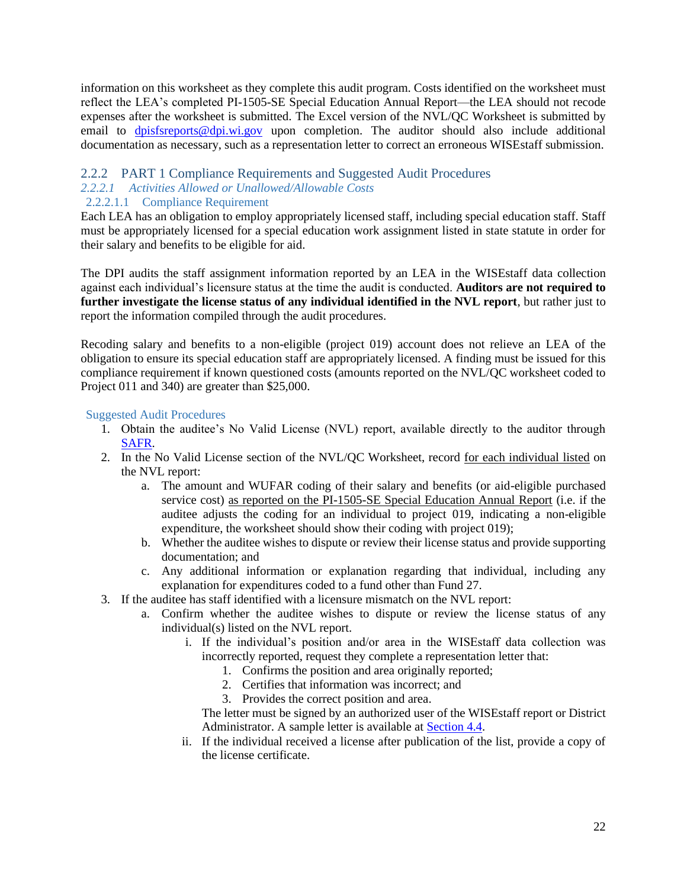information on this worksheet as they complete this audit program. Costs identified on the worksheet must reflect the LEA's completed PI-1505-SE Special Education Annual Report—the LEA should not recode expenses after the worksheet is submitted. The Excel version of the NVL/QC Worksheet is submitted by email to dpisfsreports@dpi.wi.gov upon completion. The auditor should also include additional documentation as necessary, such as a representation letter to correct an erroneous WISEstaff submission.

### 2.2.2 PART 1 Compliance Requirements and Suggested Audit Procedures

#### *2.2.2.1 Activities Allowed or Unallowed/Allowable Costs*

##### 2.2.2.1.1 Compliance Requirement

Each LEA has an obligation to employ appropriately licensed staff, including special education staff. Staff must be appropriately licensed for a special education work assignment listed in state statute in order for their salary and benefits to be eligible for aid.

The DPI audits the staff assignment information reported by an LEA in the WISEstaff data collection against each individual's licensure status at the time the audit is conducted. **Auditors are not required to further investigate the license status of any individual identified in the NVL report**, but rather just to report the information compiled through the audit procedures.

Recoding salary and benefits to a non-eligible (project 019) account does not relieve an LEA of the obligation to ensure its special education staff are appropriately licensed. A finding must be issued for this compliance requirement if known questioned costs (amounts reported on the NVL/QC worksheet coded to Project 011 and 340) are greater than $25,000.

Suggested Audit Procedures

1. Obtain the auditee's No Valid License (NVL) report, available directly to the auditor through SAFR.
2. In the No Valid License section of the NVL/QC Worksheet, record for each individual listed on the NVL report:
   a. The amount and WUFAR coding of their salary and benefits (or aid-eligible purchased service cost) as reported on the PI-1505-SE Special Education Annual Report (i.e. if the auditee adjusts the coding for an individual to project 019, indicating a non-eligible expenditure, the worksheet should show their coding with project 019);
   b. Whether the auditee wishes to dispute or review their license status and provide supporting documentation; and
   c. Any additional information or explanation regarding that individual, including any explanation for expenditures coded to a fund other than Fund 27.
3. If the auditee has staff identified with a licensure mismatch on the NVL report:
   a. Confirm whether the auditee wishes to dispute or review the license status of any individual(s) listed on the NVL report.
      i. If the individual's position and/or area in the WISEstaff data collection was incorrectly reported, request they complete a representation letter that:
         1. Confirms the position and area originally reported;
         2. Certifies that information was incorrect; and
         3. Provides the correct position and area.

         The letter must be signed by an authorized user of the WISEstaff report or District Administrator. A sample letter is available at Section 4.4.
      ii. If the individual received a license after publication of the list, provide a copy of the license certificate.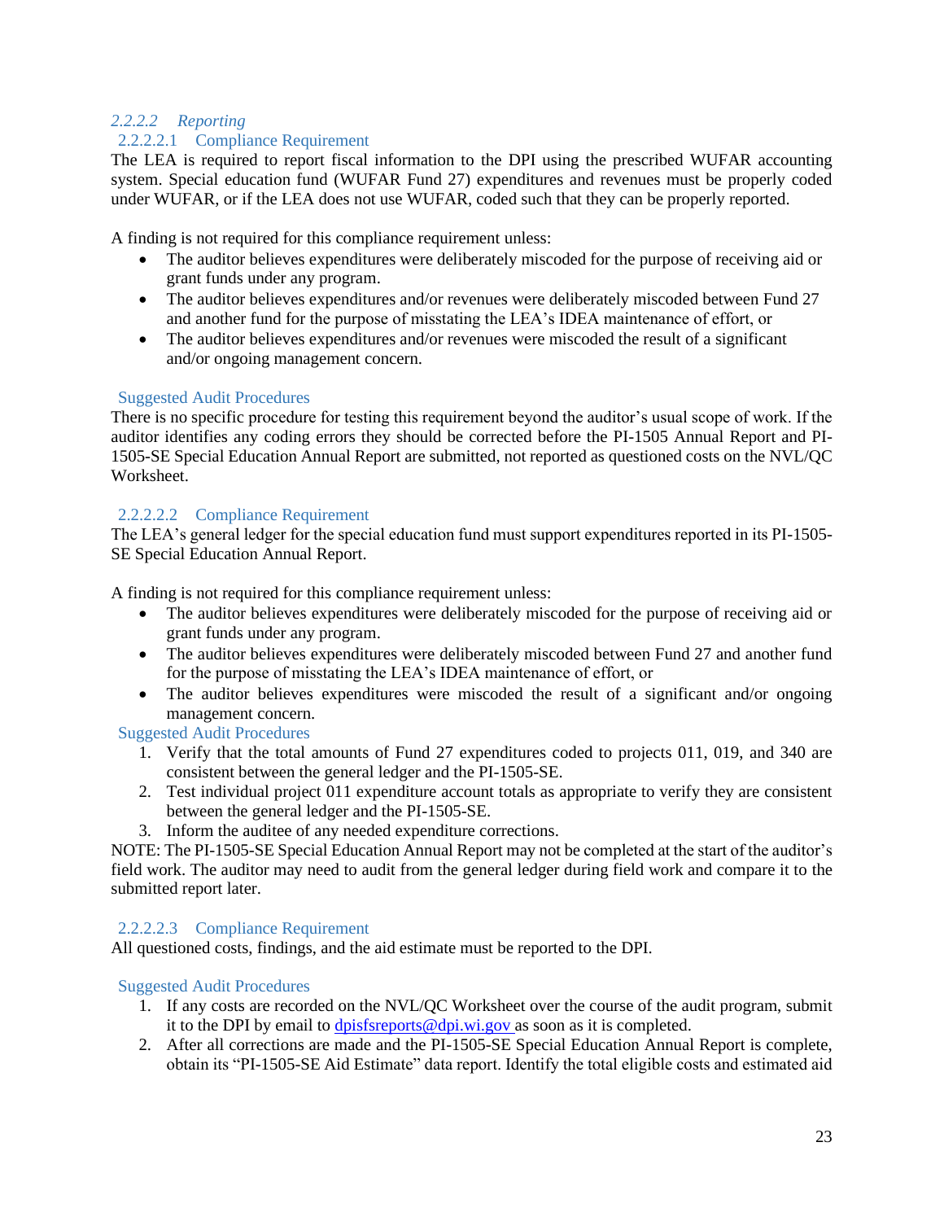#### 2.2.2.2 Reporting

##### 2.2.2.2.1 Compliance Requirement

The LEA is required to report fiscal information to the DPI using the prescribed WUFAR accounting system. Special education fund (WUFAR Fund 27) expenditures and revenues must be properly coded under WUFAR, or if the LEA does not use WUFAR, coded such that they can be properly reported.

A finding is not required for this compliance requirement unless:

- The auditor believes expenditures were deliberately miscoded for the purpose of receiving aid or grant funds under any program.
- The auditor believes expenditures and/or revenues were deliberately miscoded between Fund 27 and another fund for the purpose of misstating the LEA's IDEA maintenance of effort, or
- The auditor believes expenditures and/or revenues were miscoded the result of a significant and/or ongoing management concern.

Suggested Audit Procedures

There is no specific procedure for testing this requirement beyond the auditor's usual scope of work. If the auditor identifies any coding errors they should be corrected before the PI-1505 Annual Report and PI-1505-SE Special Education Annual Report are submitted, not reported as questioned costs on the NVL/QC Worksheet.

##### 2.2.2.2.2 Compliance Requirement

The LEA's general ledger for the special education fund must support expenditures reported in its PI-1505-SE Special Education Annual Report.

A finding is not required for this compliance requirement unless:

- The auditor believes expenditures were deliberately miscoded for the purpose of receiving aid or grant funds under any program.
- The auditor believes expenditures were deliberately miscoded between Fund 27 and another fund for the purpose of misstating the LEA's IDEA maintenance of effort, or
- The auditor believes expenditures were miscoded the result of a significant and/or ongoing management concern.

Suggested Audit Procedures

1. Verify that the total amounts of Fund 27 expenditures coded to projects 011, 019, and 340 are consistent between the general ledger and the PI-1505-SE.
2. Test individual project 011 expenditure account totals as appropriate to verify they are consistent between the general ledger and the PI-1505-SE.
3. Inform the auditee of any needed expenditure corrections.

NOTE: The PI-1505-SE Special Education Annual Report may not be completed at the start of the auditor's field work. The auditor may need to audit from the general ledger during field work and compare it to the submitted report later.

##### 2.2.2.2.3 Compliance Requirement

All questioned costs, findings, and the aid estimate must be reported to the DPI.

Suggested Audit Procedures

1. If any costs are recorded on the NVL/QC Worksheet over the course of the audit program, submit it to the DPI by email to dpisfsreports@dpi.wi.gov as soon as it is completed.
2. After all corrections are made and the PI-1505-SE Special Education Annual Report is complete, obtain its "PI-1505-SE Aid Estimate" data report. Identify the total eligible costs and estimated aid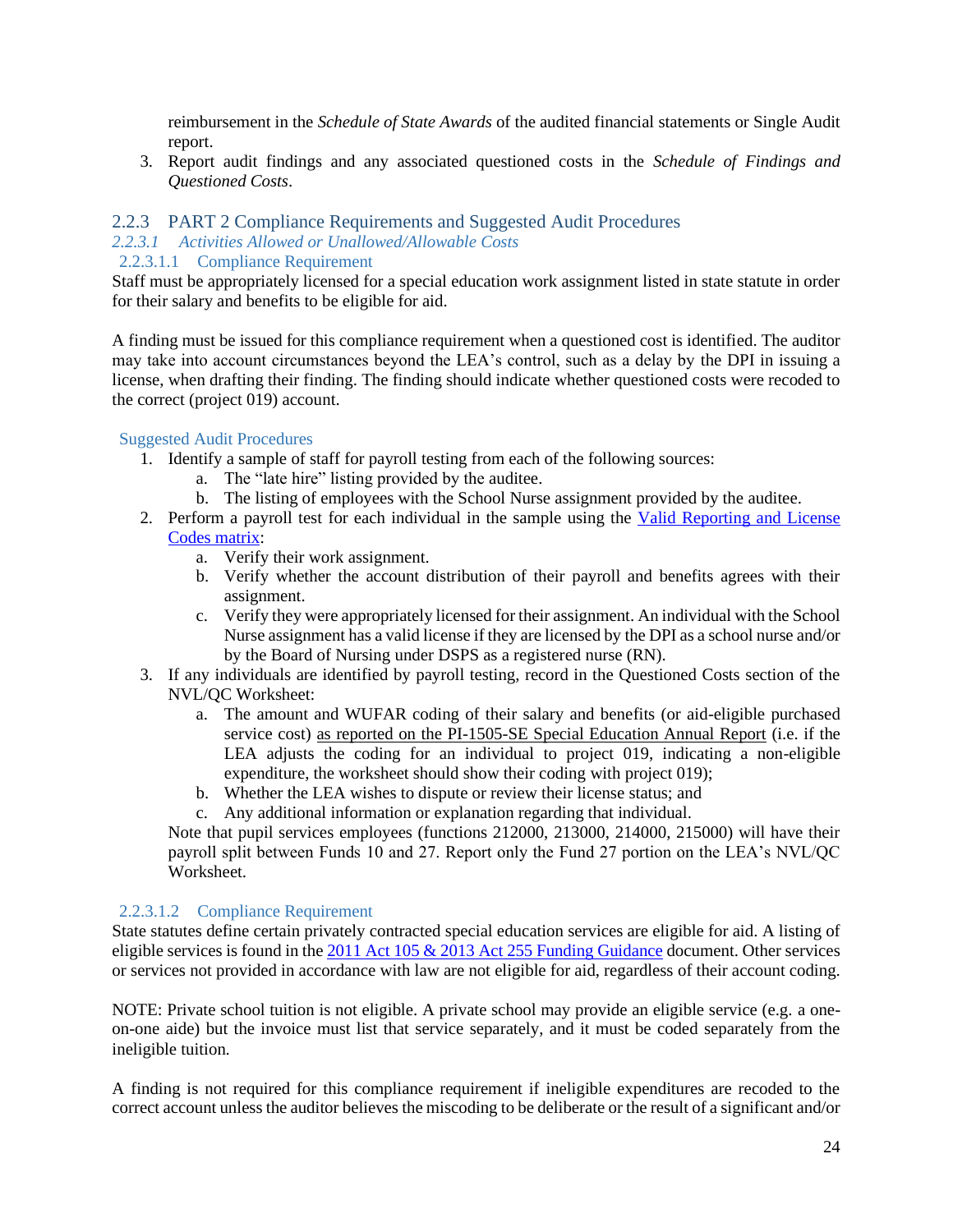reimbursement in the *Schedule of State Awards* of the audited financial statements or Single Audit report.

3. Report audit findings and any associated questioned costs in the *Schedule of Findings and Questioned Costs*.

## 2.2.3 PART 2 Compliance Requirements and Suggested Audit Procedures

### *2.2.3.1 Activities Allowed or Unallowed/Allowable Costs*

#### 2.2.3.1.1 Compliance Requirement

Staff must be appropriately licensed for a special education work assignment listed in state statute in order for their salary and benefits to be eligible for aid.

A finding must be issued for this compliance requirement when a questioned cost is identified. The auditor may take into account circumstances beyond the LEA's control, such as a delay by the DPI in issuing a license, when drafting their finding. The finding should indicate whether questioned costs were recoded to the correct (project 019) account.

##### Suggested Audit Procedures

1. Identify a sample of staff for payroll testing from each of the following sources:
   a. The "late hire" listing provided by the auditee.
   b. The listing of employees with the School Nurse assignment provided by the auditee.
2. Perform a payroll test for each individual in the sample using the Valid Reporting and License Codes matrix:
   a. Verify their work assignment.
   b. Verify whether the account distribution of their payroll and benefits agrees with their assignment.
   c. Verify they were appropriately licensed for their assignment. An individual with the School Nurse assignment has a valid license if they are licensed by the DPI as a school nurse and/or by the Board of Nursing under DSPS as a registered nurse (RN).
3. If any individuals are identified by payroll testing, record in the Questioned Costs section of the NVL/QC Worksheet:
   a. The amount and WUFAR coding of their salary and benefits (or aid-eligible purchased service cost) as reported on the PI-1505-SE Special Education Annual Report (i.e. if the LEA adjusts the coding for an individual to project 019, indicating a non-eligible expenditure, the worksheet should show their coding with project 019);
   b. Whether the LEA wishes to dispute or review their license status; and
   c. Any additional information or explanation regarding that individual.

   Note that pupil services employees (functions 212000, 213000, 214000, 215000) will have their payroll split between Funds 10 and 27. Report only the Fund 27 portion on the LEA's NVL/QC Worksheet.

#### 2.2.3.1.2 Compliance Requirement

State statutes define certain privately contracted special education services are eligible for aid. A listing of eligible services is found in the 2011 Act 105 & 2013 Act 255 Funding Guidance document. Other services or services not provided in accordance with law are not eligible for aid, regardless of their account coding.

NOTE: Private school tuition is not eligible. A private school may provide an eligible service (e.g. a one-on-one aide) but the invoice must list that service separately, and it must be coded separately from the ineligible tuition.

A finding is not required for this compliance requirement if ineligible expenditures are recoded to the correct account unless the auditor believes the miscoding to be deliberate or the result of a significant and/or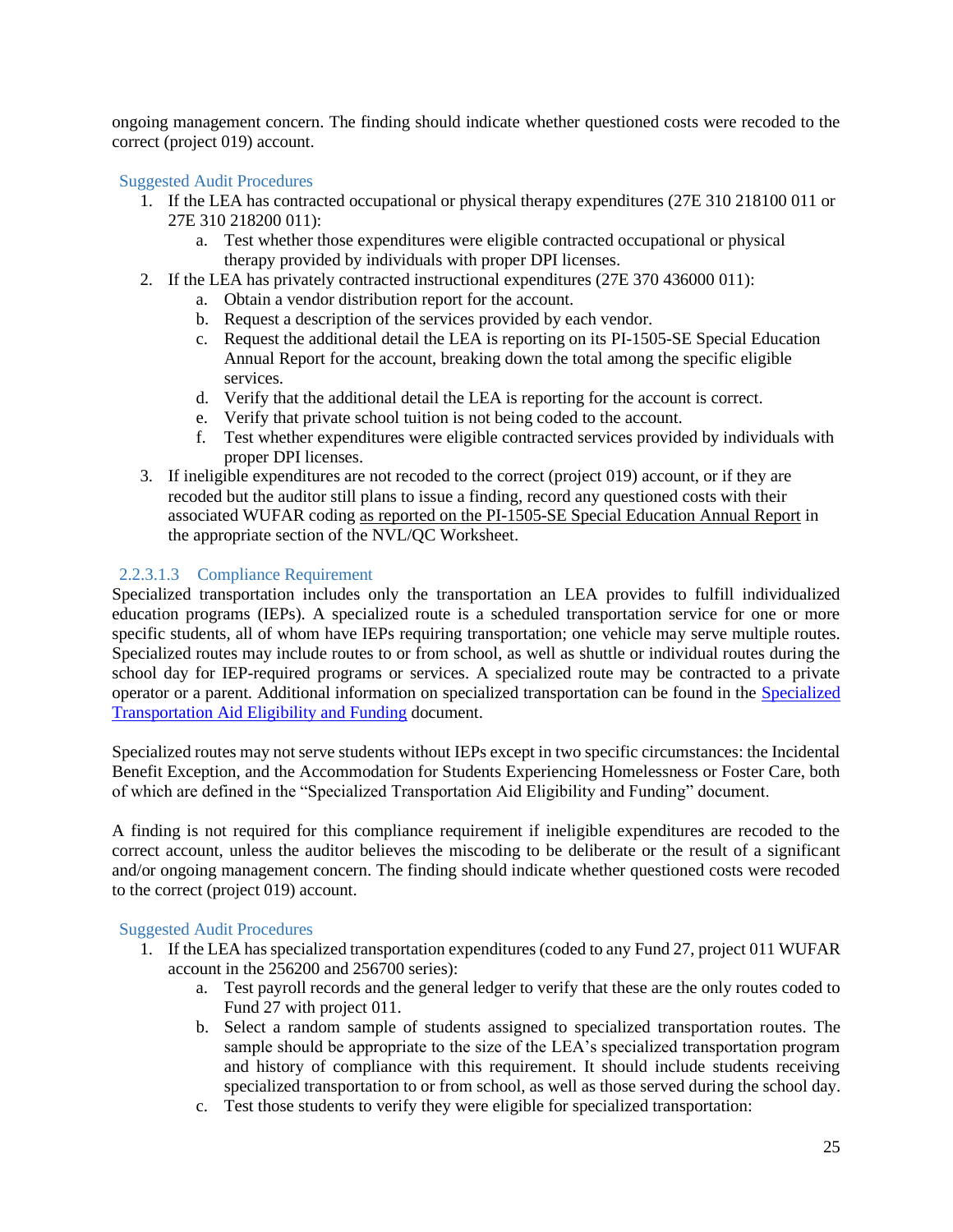ongoing management concern. The finding should indicate whether questioned costs were recoded to the correct (project 019) account.

#### Suggested Audit Procedures

1. If the LEA has contracted occupational or physical therapy expenditures (27E 310 218100 011 or 27E 310 218200 011):
   a. Test whether those expenditures were eligible contracted occupational or physical therapy provided by individuals with proper DPI licenses.
2. If the LEA has privately contracted instructional expenditures (27E 370 436000 011):
   a. Obtain a vendor distribution report for the account.
   b. Request a description of the services provided by each vendor.
   c. Request the additional detail the LEA is reporting on its PI-1505-SE Special Education Annual Report for the account, breaking down the total among the specific eligible services.
   d. Verify that the additional detail the LEA is reporting for the account is correct.
   e. Verify that private school tuition is not being coded to the account.
   f. Test whether expenditures were eligible contracted services provided by individuals with proper DPI licenses.
3. If ineligible expenditures are not recoded to the correct (project 019) account, or if they are recoded but the auditor still plans to issue a finding, record any questioned costs with their associated WUFAR coding as reported on the PI-1505-SE Special Education Annual Report in the appropriate section of the NVL/QC Worksheet.

### 2.2.3.1.3 Compliance Requirement

Specialized transportation includes only the transportation an LEA provides to fulfill individualized education programs (IEPs). A specialized route is a scheduled transportation service for one or more specific students, all of whom have IEPs requiring transportation; one vehicle may serve multiple routes. Specialized routes may include routes to or from school, as well as shuttle or individual routes during the school day for IEP-required programs or services. A specialized route may be contracted to a private operator or a parent. Additional information on specialized transportation can be found in the Specialized Transportation Aid Eligibility and Funding document.

Specialized routes may not serve students without IEPs except in two specific circumstances: the Incidental Benefit Exception, and the Accommodation for Students Experiencing Homelessness or Foster Care, both of which are defined in the "Specialized Transportation Aid Eligibility and Funding" document.

A finding is not required for this compliance requirement if ineligible expenditures are recoded to the correct account, unless the auditor believes the miscoding to be deliberate or the result of a significant and/or ongoing management concern. The finding should indicate whether questioned costs were recoded to the correct (project 019) account.

#### Suggested Audit Procedures

1. If the LEA has specialized transportation expenditures (coded to any Fund 27, project 011 WUFAR account in the 256200 and 256700 series):
   a. Test payroll records and the general ledger to verify that these are the only routes coded to Fund 27 with project 011.
   b. Select a random sample of students assigned to specialized transportation routes. The sample should be appropriate to the size of the LEA's specialized transportation program and history of compliance with this requirement. It should include students receiving specialized transportation to or from school, as well as those served during the school day.
   c. Test those students to verify they were eligible for specialized transportation: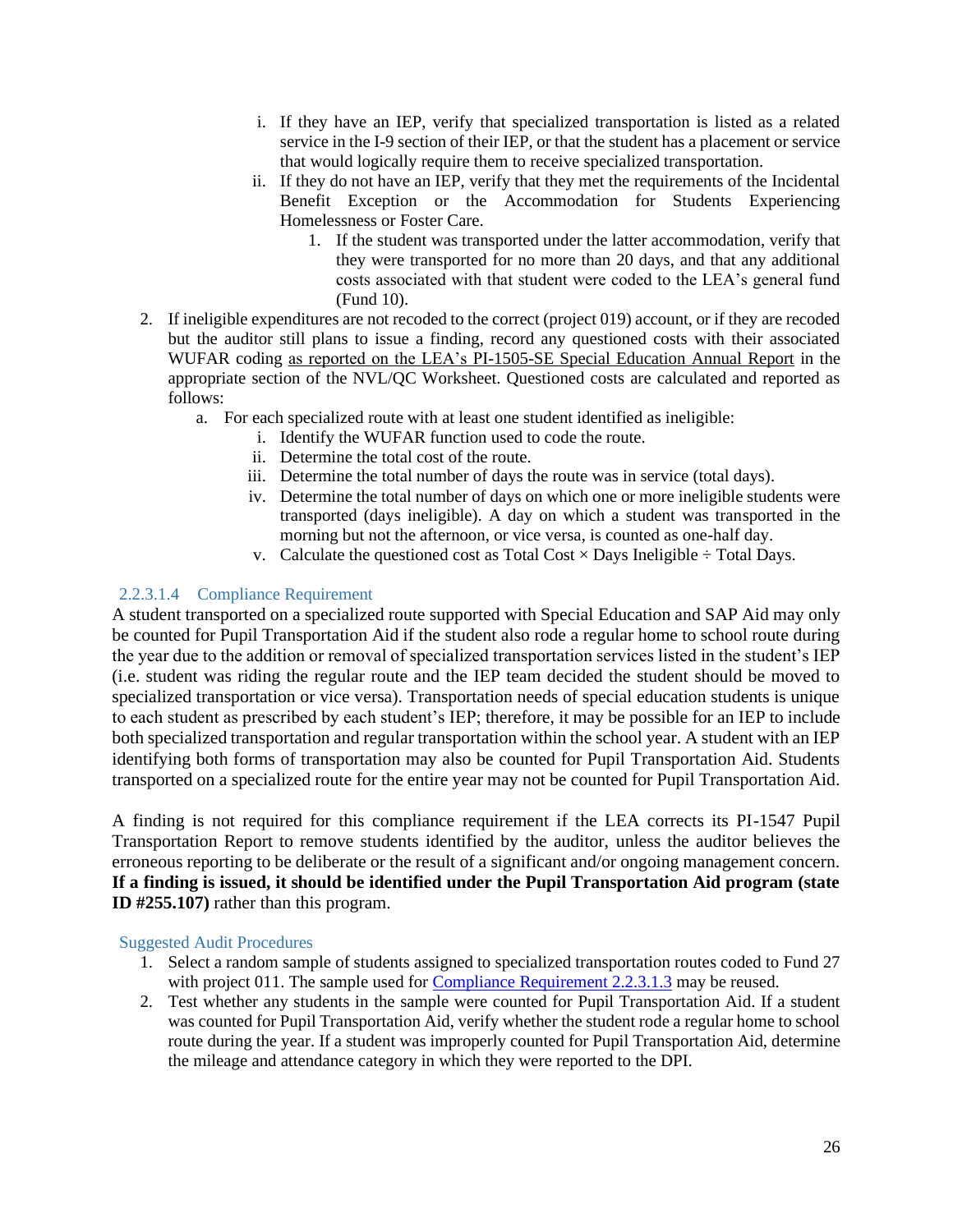i. If they have an IEP, verify that specialized transportation is listed as a related service in the I-9 section of their IEP, or that the student has a placement or service that would logically require them to receive specialized transportation.
   ii. If they do not have an IEP, verify that they met the requirements of the Incidental Benefit Exception or the Accommodation for Students Experiencing Homelessness or Foster Care.
      1. If the student was transported under the latter accommodation, verify that they were transported for no more than 20 days, and that any additional costs associated with that student were coded to the LEA's general fund (Fund 10).

2. If ineligible expenditures are not recoded to the correct (project 019) account, or if they are recoded but the auditor still plans to issue a finding, record any questioned costs with their associated WUFAR coding as reported on the LEA's PI-1505-SE Special Education Annual Report in the appropriate section of the NVL/QC Worksheet. Questioned costs are calculated and reported as follows:
   a. For each specialized route with at least one student identified as ineligible:
      i. Identify the WUFAR function used to code the route.
      ii. Determine the total cost of the route.
      iii. Determine the total number of days the route was in service (total days).
      iv. Determine the total number of days on which one or more ineligible students were transported (days ineligible). A day on which a student was transported in the morning but not the afternoon, or vice versa, is counted as one-half day.
      v. Calculate the questioned cost as Total Cost × Days Ineligible ÷ Total Days.

#### 2.2.3.1.4 Compliance Requirement

A student transported on a specialized route supported with Special Education and SAP Aid may only be counted for Pupil Transportation Aid if the student also rode a regular home to school route during the year due to the addition or removal of specialized transportation services listed in the student's IEP (i.e. student was riding the regular route and the IEP team decided the student should be moved to specialized transportation or vice versa). Transportation needs of special education students is unique to each student as prescribed by each student's IEP; therefore, it may be possible for an IEP to include both specialized transportation and regular transportation within the school year. A student with an IEP identifying both forms of transportation may also be counted for Pupil Transportation Aid. Students transported on a specialized route for the entire year may not be counted for Pupil Transportation Aid.

A finding is not required for this compliance requirement if the LEA corrects its PI-1547 Pupil Transportation Report to remove students identified by the auditor, unless the auditor believes the erroneous reporting to be deliberate or the result of a significant and/or ongoing management concern. **If a finding is issued, it should be identified under the Pupil Transportation Aid program (state ID #255.107)** rather than this program.

##### Suggested Audit Procedures

1. Select a random sample of students assigned to specialized transportation routes coded to Fund 27 with project 011. The sample used for Compliance Requirement 2.2.3.1.3 may be reused.
2. Test whether any students in the sample were counted for Pupil Transportation Aid. If a student was counted for Pupil Transportation Aid, verify whether the student rode a regular home to school route during the year. If a student was improperly counted for Pupil Transportation Aid, determine the mileage and attendance category in which they were reported to the DPI.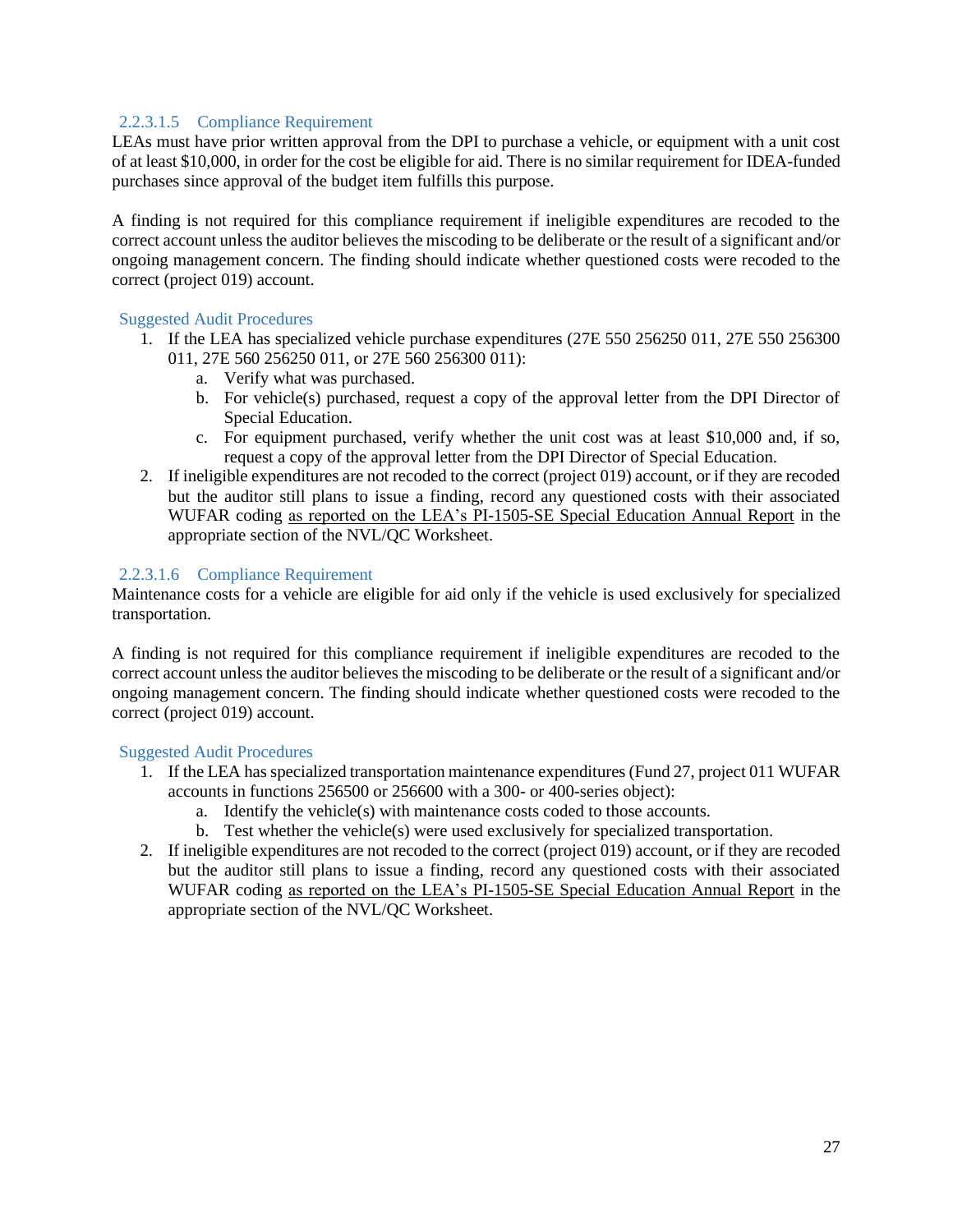#### 2.2.3.1.5 Compliance Requirement

LEAs must have prior written approval from the DPI to purchase a vehicle, or equipment with a unit cost of at least $10,000, in order for the cost be eligible for aid. There is no similar requirement for IDEA-funded purchases since approval of the budget item fulfills this purpose.

A finding is not required for this compliance requirement if ineligible expenditures are recoded to the correct account unless the auditor believes the miscoding to be deliberate or the result of a significant and/or ongoing management concern. The finding should indicate whether questioned costs were recoded to the correct (project 019) account.

##### Suggested Audit Procedures

1. If the LEA has specialized vehicle purchase expenditures (27E 550 256250 011, 27E 550 256300 011, 27E 560 256250 011, or 27E 560 256300 011):
   a. Verify what was purchased.
   b. For vehicle(s) purchased, request a copy of the approval letter from the DPI Director of Special Education.
   c. For equipment purchased, verify whether the unit cost was at least $10,000 and, if so, request a copy of the approval letter from the DPI Director of Special Education.
2. If ineligible expenditures are not recoded to the correct (project 019) account, or if they are recoded but the auditor still plans to issue a finding, record any questioned costs with their associated WUFAR coding as reported on the LEA's PI-1505-SE Special Education Annual Report in the appropriate section of the NVL/QC Worksheet.

#### 2.2.3.1.6 Compliance Requirement

Maintenance costs for a vehicle are eligible for aid only if the vehicle is used exclusively for specialized transportation.

A finding is not required for this compliance requirement if ineligible expenditures are recoded to the correct account unless the auditor believes the miscoding to be deliberate or the result of a significant and/or ongoing management concern. The finding should indicate whether questioned costs were recoded to the correct (project 019) account.

##### Suggested Audit Procedures

1. If the LEA has specialized transportation maintenance expenditures (Fund 27, project 011 WUFAR accounts in functions 256500 or 256600 with a 300- or 400-series object):
   a. Identify the vehicle(s) with maintenance costs coded to those accounts.
   b. Test whether the vehicle(s) were used exclusively for specialized transportation.
2. If ineligible expenditures are not recoded to the correct (project 019) account, or if they are recoded but the auditor still plans to issue a finding, record any questioned costs with their associated WUFAR coding as reported on the LEA's PI-1505-SE Special Education Annual Report in the appropriate section of the NVL/QC Worksheet.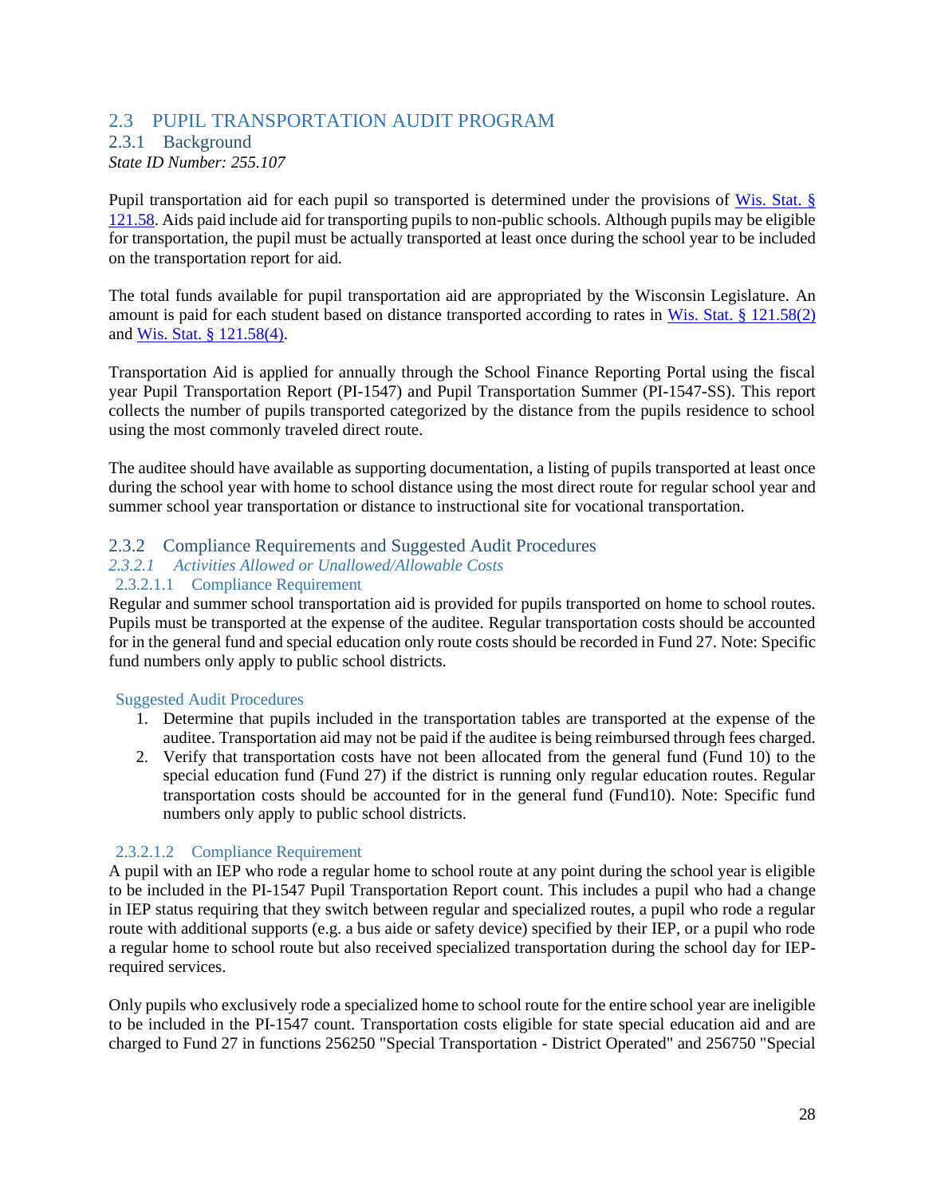## 2.3 PUPIL TRANSPORTATION AUDIT PROGRAM

### 2.3.1 Background

*State ID Number: 255.107*

Pupil transportation aid for each pupil so transported is determined under the provisions of [Wis. Stat. § 121.58](). Aids paid include aid for transporting pupils to non-public schools. Although pupils may be eligible for transportation, the pupil must be actually transported at least once during the school year to be included on the transportation report for aid.

The total funds available for pupil transportation aid are appropriated by the Wisconsin Legislature. An amount is paid for each student based on distance transported according to rates in [Wis. Stat. § 121.58(2)]() and [Wis. Stat. § 121.58(4)]().

Transportation Aid is applied for annually through the School Finance Reporting Portal using the fiscal year Pupil Transportation Report (PI-1547) and Pupil Transportation Summer (PI-1547-SS). This report collects the number of pupils transported categorized by the distance from the pupils residence to school using the most commonly traveled direct route.

The auditee should have available as supporting documentation, a listing of pupils transported at least once during the school year with home to school distance using the most direct route for regular school year and summer school year transportation or distance to instructional site for vocational transportation.

### 2.3.2 Compliance Requirements and Suggested Audit Procedures

#### *2.3.2.1 Activities Allowed or Unallowed/Allowable Costs*

##### 2.3.2.1.1 Compliance Requirement

Regular and summer school transportation aid is provided for pupils transported on home to school routes. Pupils must be transported at the expense of the auditee. Regular transportation costs should be accounted for in the general fund and special education only route costs should be recorded in Fund 27. Note: Specific fund numbers only apply to public school districts.

##### Suggested Audit Procedures

1. Determine that pupils included in the transportation tables are transported at the expense of the auditee. Transportation aid may not be paid if the auditee is being reimbursed through fees charged.
2. Verify that transportation costs have not been allocated from the general fund (Fund 10) to the special education fund (Fund 27) if the district is running only regular education routes. Regular transportation costs should be accounted for in the general fund (Fund10). Note: Specific fund numbers only apply to public school districts.

##### 2.3.2.1.2 Compliance Requirement

A pupil with an IEP who rode a regular home to school route at any point during the school year is eligible to be included in the PI-1547 Pupil Transportation Report count. This includes a pupil who had a change in IEP status requiring that they switch between regular and specialized routes, a pupil who rode a regular route with additional supports (e.g. a bus aide or safety device) specified by their IEP, or a pupil who rode a regular home to school route but also received specialized transportation during the school day for IEP-required services.

Only pupils who exclusively rode a specialized home to school route for the entire school year are ineligible to be included in the PI-1547 count. Transportation costs eligible for state special education aid and are charged to Fund 27 in functions 256250 "Special Transportation - District Operated" and 256750 "Special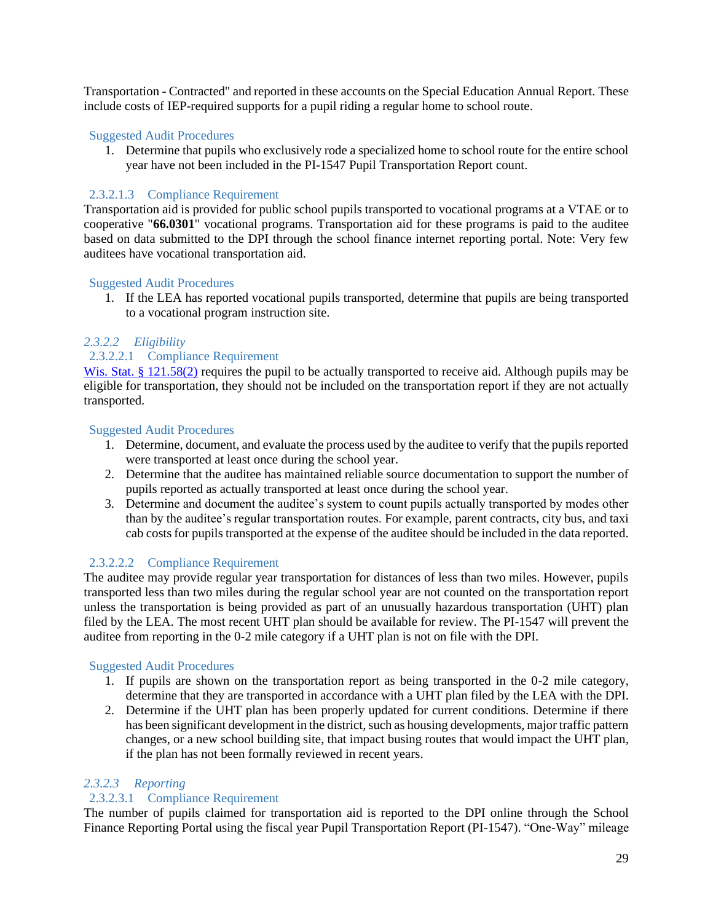Transportation - Contracted" and reported in these accounts on the Special Education Annual Report. These include costs of IEP-required supports for a pupil riding a regular home to school route.

#### Suggested Audit Procedures

1. Determine that pupils who exclusively rode a specialized home to school route for the entire school year have not been included in the PI-1547 Pupil Transportation Report count.

#### 2.3.2.1.3 Compliance Requirement

Transportation aid is provided for public school pupils transported to vocational programs at a VTAE or to cooperative "**66.0301**" vocational programs. Transportation aid for these programs is paid to the auditee based on data submitted to the DPI through the school finance internet reporting portal. Note: Very few auditees have vocational transportation aid.

#### Suggested Audit Procedures

1. If the LEA has reported vocational pupils transported, determine that pupils are being transported to a vocational program instruction site.

### *2.3.2.2 Eligibility*

#### 2.3.2.2.1 Compliance Requirement

Wis. Stat. § 121.58(2) requires the pupil to be actually transported to receive aid. Although pupils may be eligible for transportation, they should not be included on the transportation report if they are not actually transported.

#### Suggested Audit Procedures

1. Determine, document, and evaluate the process used by the auditee to verify that the pupils reported were transported at least once during the school year.
2. Determine that the auditee has maintained reliable source documentation to support the number of pupils reported as actually transported at least once during the school year.
3. Determine and document the auditee's system to count pupils actually transported by modes other than by the auditee's regular transportation routes. For example, parent contracts, city bus, and taxi cab costs for pupils transported at the expense of the auditee should be included in the data reported.

#### 2.3.2.2.2 Compliance Requirement

The auditee may provide regular year transportation for distances of less than two miles. However, pupils transported less than two miles during the regular school year are not counted on the transportation report unless the transportation is being provided as part of an unusually hazardous transportation (UHT) plan filed by the LEA. The most recent UHT plan should be available for review. The PI-1547 will prevent the auditee from reporting in the 0-2 mile category if a UHT plan is not on file with the DPI.

#### Suggested Audit Procedures

1. If pupils are shown on the transportation report as being transported in the 0-2 mile category, determine that they are transported in accordance with a UHT plan filed by the LEA with the DPI.
2. Determine if the UHT plan has been properly updated for current conditions. Determine if there has been significant development in the district, such as housing developments, major traffic pattern changes, or a new school building site, that impact busing routes that would impact the UHT plan, if the plan has not been formally reviewed in recent years.

### *2.3.2.3 Reporting*

#### 2.3.2.3.1 Compliance Requirement

The number of pupils claimed for transportation aid is reported to the DPI online through the School Finance Reporting Portal using the fiscal year Pupil Transportation Report (PI-1547). "One-Way" mileage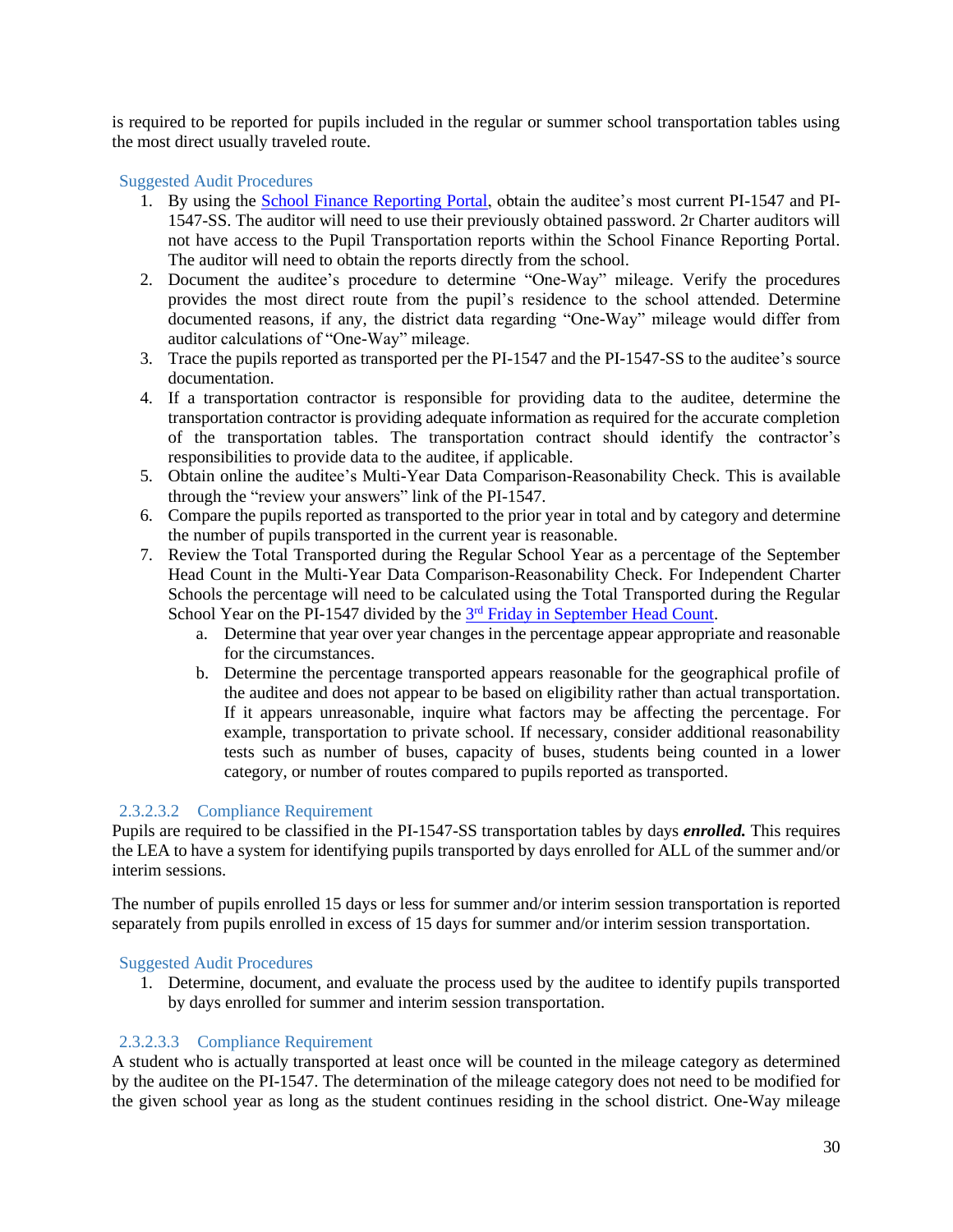is required to be reported for pupils included in the regular or summer school transportation tables using the most direct usually traveled route.

#### Suggested Audit Procedures

1. By using the [School Finance Reporting Portal](), obtain the auditee's most current PI-1547 and PI-1547-SS. The auditor will need to use their previously obtained password. 2r Charter auditors will not have access to the Pupil Transportation reports within the School Finance Reporting Portal. The auditor will need to obtain the reports directly from the school.
2. Document the auditee's procedure to determine "One-Way" mileage. Verify the procedures provides the most direct route from the pupil's residence to the school attended. Determine documented reasons, if any, the district data regarding "One-Way" mileage would differ from auditor calculations of "One-Way" mileage.
3. Trace the pupils reported as transported per the PI-1547 and the PI-1547-SS to the auditee's source documentation.
4. If a transportation contractor is responsible for providing data to the auditee, determine the transportation contractor is providing adequate information as required for the accurate completion of the transportation tables. The transportation contract should identify the contractor's responsibilities to provide data to the auditee, if applicable.
5. Obtain online the auditee's Multi-Year Data Comparison-Reasonability Check. This is available through the "review your answers" link of the PI-1547.
6. Compare the pupils reported as transported to the prior year in total and by category and determine the number of pupils transported in the current year is reasonable.
7. Review the Total Transported during the Regular School Year as a percentage of the September Head Count in the Multi-Year Data Comparison-Reasonability Check. For Independent Charter Schools the percentage will need to be calculated using the Total Transported during the Regular School Year on the PI-1547 divided by the [3rd Friday in September Head Count]().
   a. Determine that year over year changes in the percentage appear appropriate and reasonable for the circumstances.
   b. Determine the percentage transported appears reasonable for the geographical profile of the auditee and does not appear to be based on eligibility rather than actual transportation. If it appears unreasonable, inquire what factors may be affecting the percentage. For example, transportation to private school. If necessary, consider additional reasonability tests such as number of buses, capacity of buses, students being counted in a lower category, or number of routes compared to pupils reported as transported.

#### 2.3.2.3.2 Compliance Requirement

Pupils are required to be classified in the PI-1547-SS transportation tables by days ***enrolled.*** This requires the LEA to have a system for identifying pupils transported by days enrolled for ALL of the summer and/or interim sessions.

The number of pupils enrolled 15 days or less for summer and/or interim session transportation is reported separately from pupils enrolled in excess of 15 days for summer and/or interim session transportation.

#### Suggested Audit Procedures

1. Determine, document, and evaluate the process used by the auditee to identify pupils transported by days enrolled for summer and interim session transportation.

#### 2.3.2.3.3 Compliance Requirement

A student who is actually transported at least once will be counted in the mileage category as determined by the auditee on the PI-1547. The determination of the mileage category does not need to be modified for the given school year as long as the student continues residing in the school district. One-Way mileage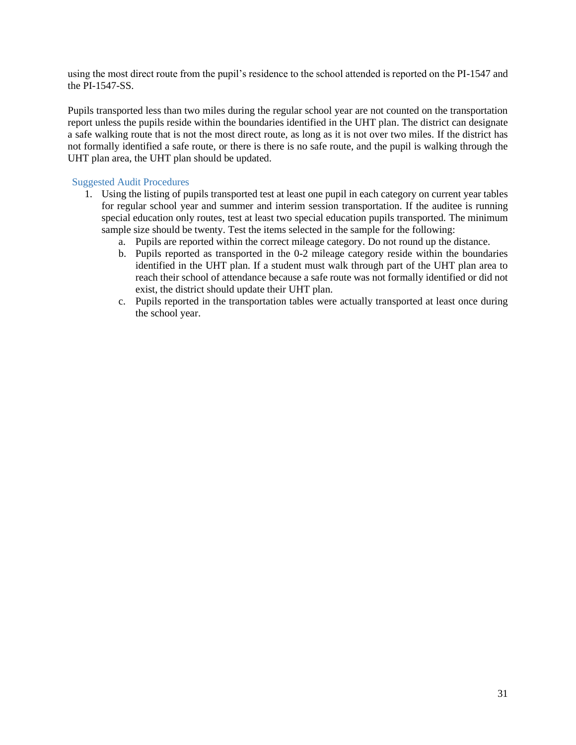using the most direct route from the pupil's residence to the school attended is reported on the PI-1547 and the PI-1547-SS.

Pupils transported less than two miles during the regular school year are not counted on the transportation report unless the pupils reside within the boundaries identified in the UHT plan. The district can designate a safe walking route that is not the most direct route, as long as it is not over two miles. If the district has not formally identified a safe route, or there is there is no safe route, and the pupil is walking through the UHT plan area, the UHT plan should be updated.

### Suggested Audit Procedures

1. Using the listing of pupils transported test at least one pupil in each category on current year tables for regular school year and summer and interim session transportation. If the auditee is running special education only routes, test at least two special education pupils transported. The minimum sample size should be twenty. Test the items selected in the sample for the following:
    a. Pupils are reported within the correct mileage category. Do not round up the distance.
    b. Pupils reported as transported in the 0-2 mileage category reside within the boundaries identified in the UHT plan. If a student must walk through part of the UHT plan area to reach their school of attendance because a safe route was not formally identified or did not exist, the district should update their UHT plan.
    c. Pupils reported in the transportation tables were actually transported at least once during the school year.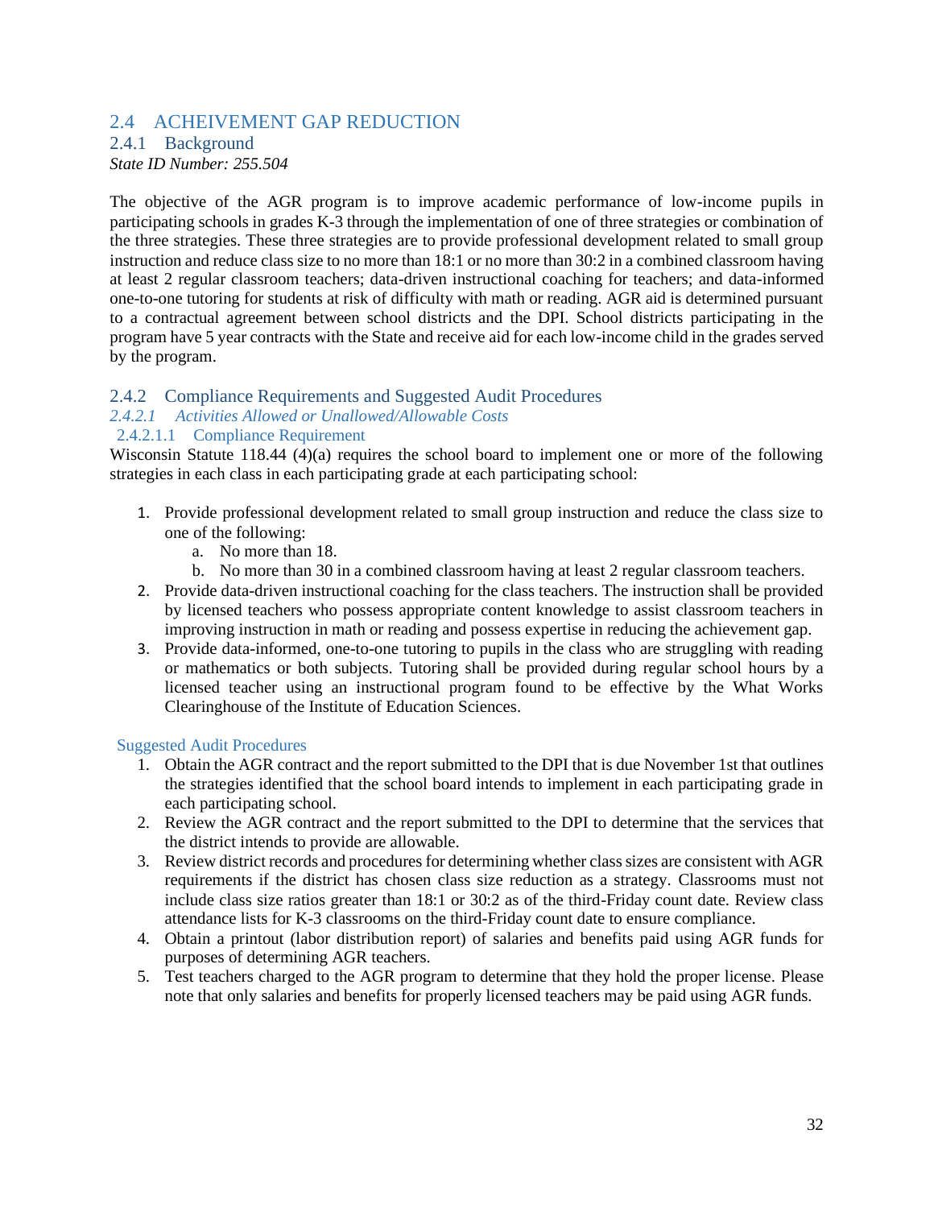## 2.4 ACHEIVEMENT GAP REDUCTION

### 2.4.1 Background

*State ID Number: 255.504*

The objective of the AGR program is to improve academic performance of low-income pupils in participating schools in grades K-3 through the implementation of one of three strategies or combination of the three strategies. These three strategies are to provide professional development related to small group instruction and reduce class size to no more than 18:1 or no more than 30:2 in a combined classroom having at least 2 regular classroom teachers; data-driven instructional coaching for teachers; and data-informed one-to-one tutoring for students at risk of difficulty with math or reading. AGR aid is determined pursuant to a contractual agreement between school districts and the DPI. School districts participating in the program have 5 year contracts with the State and receive aid for each low-income child in the grades served by the program.

### 2.4.2 Compliance Requirements and Suggested Audit Procedures

#### *2.4.2.1 Activities Allowed or Unallowed/Allowable Costs*

##### 2.4.2.1.1 Compliance Requirement

Wisconsin Statute 118.44 (4)(a) requires the school board to implement one or more of the following strategies in each class in each participating grade at each participating school:

1. Provide professional development related to small group instruction and reduce the class size to one of the following:
   a. No more than 18.
   b. No more than 30 in a combined classroom having at least 2 regular classroom teachers.
2. Provide data-driven instructional coaching for the class teachers. The instruction shall be provided by licensed teachers who possess appropriate content knowledge to assist classroom teachers in improving instruction in math or reading and possess expertise in reducing the achievement gap.
3. Provide data-informed, one-to-one tutoring to pupils in the class who are struggling with reading or mathematics or both subjects. Tutoring shall be provided during regular school hours by a licensed teacher using an instructional program found to be effective by the What Works Clearinghouse of the Institute of Education Sciences.

##### Suggested Audit Procedures

1. Obtain the AGR contract and the report submitted to the DPI that is due November 1st that outlines the strategies identified that the school board intends to implement in each participating grade in each participating school.
2. Review the AGR contract and the report submitted to the DPI to determine that the services that the district intends to provide are allowable.
3. Review district records and procedures for determining whether class sizes are consistent with AGR requirements if the district has chosen class size reduction as a strategy. Classrooms must not include class size ratios greater than 18:1 or 30:2 as of the third-Friday count date. Review class attendance lists for K-3 classrooms on the third-Friday count date to ensure compliance.
4. Obtain a printout (labor distribution report) of salaries and benefits paid using AGR funds for purposes of determining AGR teachers.
5. Test teachers charged to the AGR program to determine that they hold the proper license. Please note that only salaries and benefits for properly licensed teachers may be paid using AGR funds.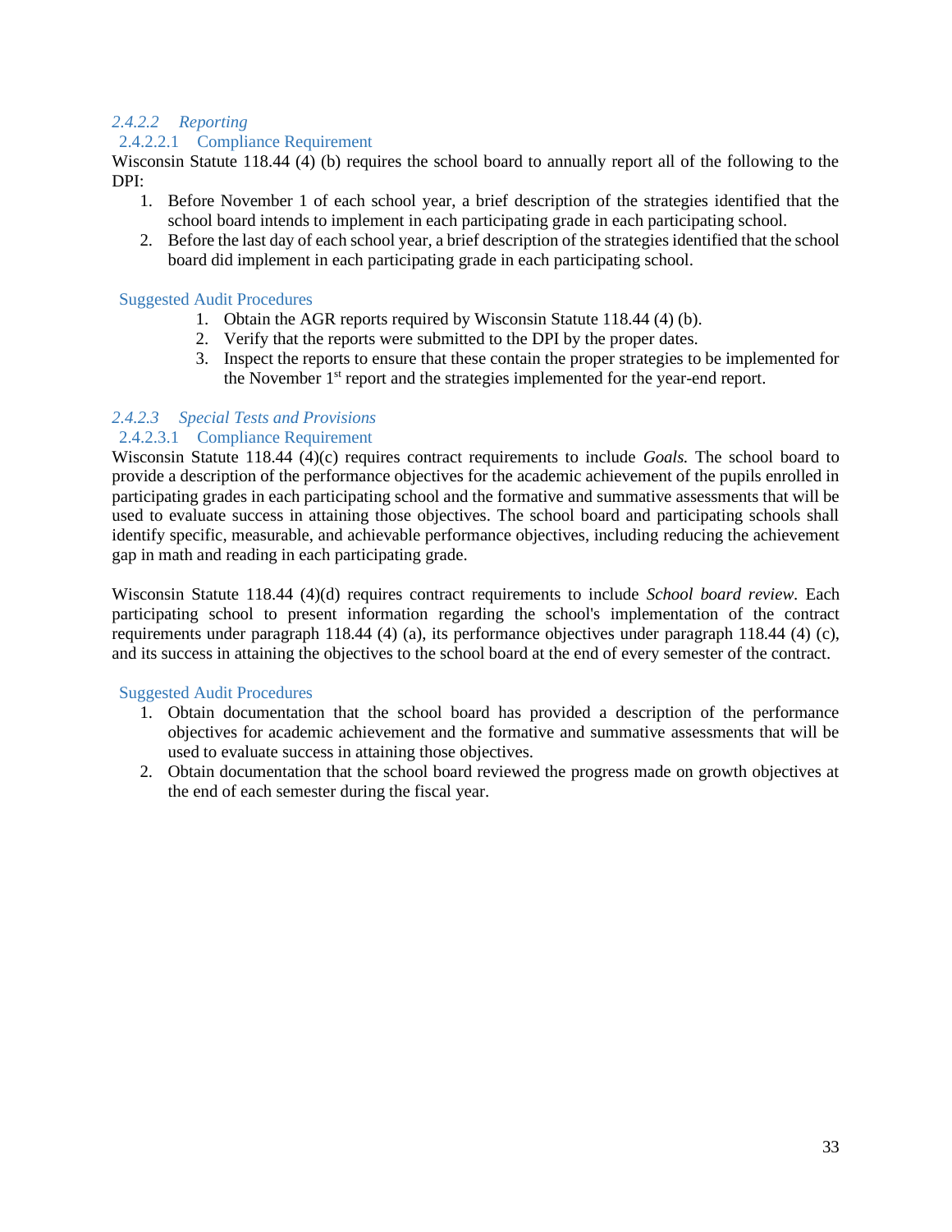#### *2.4.2.2 Reporting*

##### 2.4.2.2.1 Compliance Requirement

Wisconsin Statute 118.44 (4) (b) requires the school board to annually report all of the following to the DPI:

1. Before November 1 of each school year, a brief description of the strategies identified that the school board intends to implement in each participating grade in each participating school.
2. Before the last day of each school year, a brief description of the strategies identified that the school board did implement in each participating grade in each participating school.

Suggested Audit Procedures

1. Obtain the AGR reports required by Wisconsin Statute 118.44 (4) (b).
2. Verify that the reports were submitted to the DPI by the proper dates.
3. Inspect the reports to ensure that these contain the proper strategies to be implemented for the November 1st report and the strategies implemented for the year-end report.

#### *2.4.2.3 Special Tests and Provisions*

##### 2.4.2.3.1 Compliance Requirement

Wisconsin Statute 118.44 (4)(c) requires contract requirements to include *Goals.* The school board to provide a description of the performance objectives for the academic achievement of the pupils enrolled in participating grades in each participating school and the formative and summative assessments that will be used to evaluate success in attaining those objectives. The school board and participating schools shall identify specific, measurable, and achievable performance objectives, including reducing the achievement gap in math and reading in each participating grade.

Wisconsin Statute 118.44 (4)(d) requires contract requirements to include *School board review*. Each participating school to present information regarding the school's implementation of the contract requirements under paragraph 118.44 (4) (a), its performance objectives under paragraph 118.44 (4) (c), and its success in attaining the objectives to the school board at the end of every semester of the contract.

Suggested Audit Procedures

1. Obtain documentation that the school board has provided a description of the performance objectives for academic achievement and the formative and summative assessments that will be used to evaluate success in attaining those objectives.
2. Obtain documentation that the school board reviewed the progress made on growth objectives at the end of each semester during the fiscal year.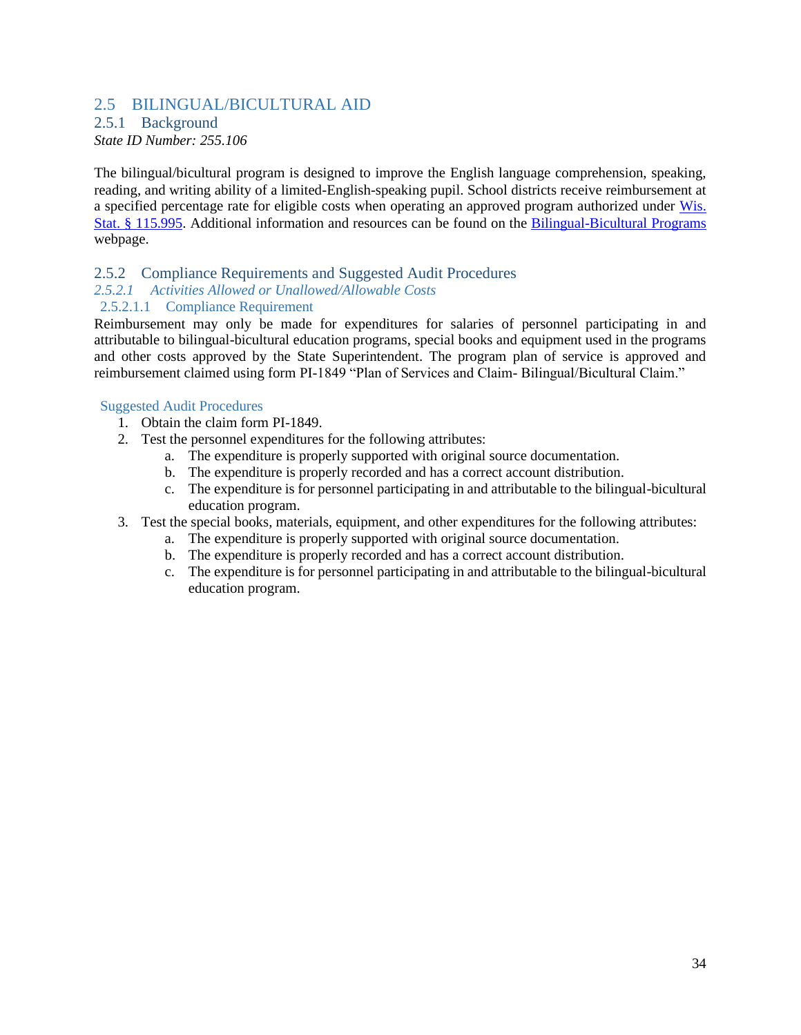## 2.5 BILINGUAL/BICULTURAL AID

### 2.5.1 Background

*State ID Number: 255.106*

The bilingual/bicultural program is designed to improve the English language comprehension, speaking, reading, and writing ability of a limited-English-speaking pupil. School districts receive reimbursement at a specified percentage rate for eligible costs when operating an approved program authorized under Wis. Stat. § 115.995. Additional information and resources can be found on the Bilingual-Bicultural Programs webpage.

### 2.5.2 Compliance Requirements and Suggested Audit Procedures

#### *2.5.2.1 Activities Allowed or Unallowed/Allowable Costs*

##### 2.5.2.1.1 Compliance Requirement

Reimbursement may only be made for expenditures for salaries of personnel participating in and attributable to bilingual-bicultural education programs, special books and equipment used in the programs and other costs approved by the State Superintendent. The program plan of service is approved and reimbursement claimed using form PI-1849 "Plan of Services and Claim- Bilingual/Bicultural Claim."

##### Suggested Audit Procedures

1. Obtain the claim form PI-1849.
2. Test the personnel expenditures for the following attributes:
   a. The expenditure is properly supported with original source documentation.
   b. The expenditure is properly recorded and has a correct account distribution.
   c. The expenditure is for personnel participating in and attributable to the bilingual-bicultural education program.
3. Test the special books, materials, equipment, and other expenditures for the following attributes:
   a. The expenditure is properly supported with original source documentation.
   b. The expenditure is properly recorded and has a correct account distribution.
   c. The expenditure is for personnel participating in and attributable to the bilingual-bicultural education program.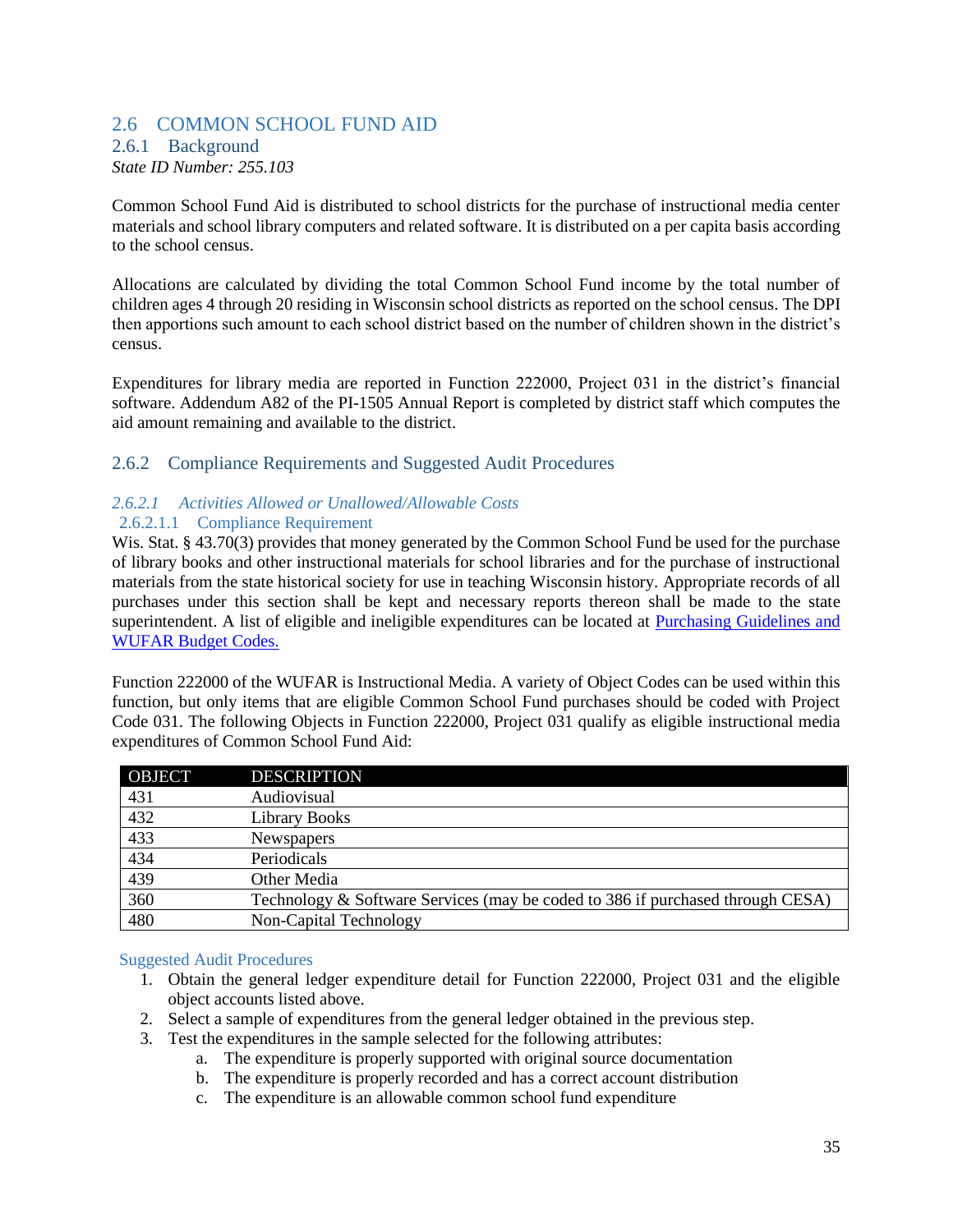## 2.6 COMMON SCHOOL FUND AID

### 2.6.1 Background

*State ID Number: 255.103*

Common School Fund Aid is distributed to school districts for the purchase of instructional media center materials and school library computers and related software. It is distributed on a per capita basis according to the school census.

Allocations are calculated by dividing the total Common School Fund income by the total number of children ages 4 through 20 residing in Wisconsin school districts as reported on the school census. The DPI then apportions such amount to each school district based on the number of children shown in the district's census.

Expenditures for library media are reported in Function 222000, Project 031 in the district's financial software. Addendum A82 of the PI-1505 Annual Report is completed by district staff which computes the aid amount remaining and available to the district.

### 2.6.2 Compliance Requirements and Suggested Audit Procedures

#### *2.6.2.1 Activities Allowed or Unallowed/Allowable Costs*

##### 2.6.2.1.1 Compliance Requirement

Wis. Stat. § 43.70(3) provides that money generated by the Common School Fund be used for the purchase of library books and other instructional materials for school libraries and for the purchase of instructional materials from the state historical society for use in teaching Wisconsin history. Appropriate records of all purchases under this section shall be kept and necessary reports thereon shall be made to the state superintendent. A list of eligible and ineligible expenditures can be located at [Purchasing Guidelines and WUFAR Budget Codes.]()

Function 222000 of the WUFAR is Instructional Media. A variety of Object Codes can be used within this function, but only items that are eligible Common School Fund purchases should be coded with Project Code 031. The following Objects in Function 222000, Project 031 qualify as eligible instructional media expenditures of Common School Fund Aid:

| OBJECT | DESCRIPTION |
|---|---|
| 431 | Audiovisual |
| 432 | Library Books |
| 433 | Newspapers |
| 434 | Periodicals |
| 439 | Other Media |
| 360 | Technology & Software Services (may be coded to 386 if purchased through CESA) |
| 480 | Non-Capital Technology |

Suggested Audit Procedures

1. Obtain the general ledger expenditure detail for Function 222000, Project 031 and the eligible object accounts listed above.
2. Select a sample of expenditures from the general ledger obtained in the previous step.
3. Test the expenditures in the sample selected for the following attributes:
   a. The expenditure is properly supported with original source documentation
   b. The expenditure is properly recorded and has a correct account distribution
   c. The expenditure is an allowable common school fund expenditure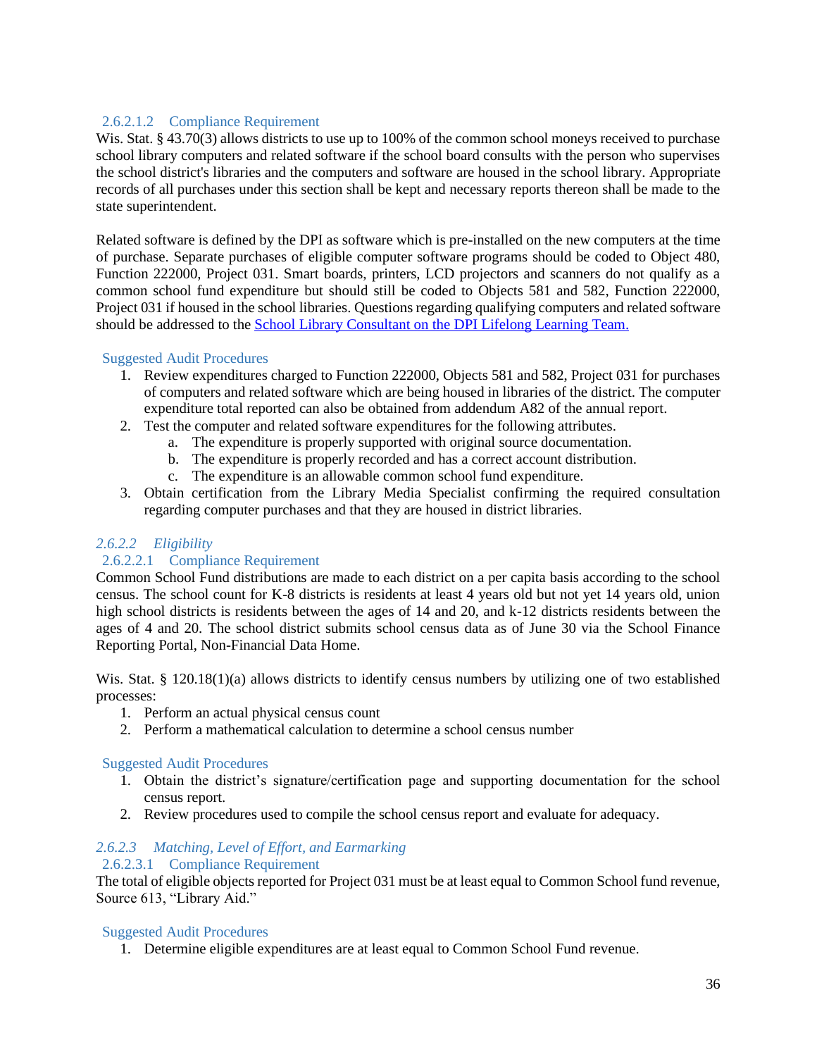#### 2.6.2.1.2 Compliance Requirement

Wis. Stat. § 43.70(3) allows districts to use up to 100% of the common school moneys received to purchase school library computers and related software if the school board consults with the person who supervises the school district's libraries and the computers and software are housed in the school library. Appropriate records of all purchases under this section shall be kept and necessary reports thereon shall be made to the state superintendent.

Related software is defined by the DPI as software which is pre-installed on the new computers at the time of purchase. Separate purchases of eligible computer software programs should be coded to Object 480, Function 222000, Project 031. Smart boards, printers, LCD projectors and scanners do not qualify as a common school fund expenditure but should still be coded to Objects 581 and 582, Function 222000, Project 031 if housed in the school libraries. Questions regarding qualifying computers and related software should be addressed to the School Library Consultant on the DPI Lifelong Learning Team.

##### Suggested Audit Procedures

1. Review expenditures charged to Function 222000, Objects 581 and 582, Project 031 for purchases of computers and related software which are being housed in libraries of the district. The computer expenditure total reported can also be obtained from addendum A82 of the annual report.
2. Test the computer and related software expenditures for the following attributes.
    a. The expenditure is properly supported with original source documentation.
    b. The expenditure is properly recorded and has a correct account distribution.
    c. The expenditure is an allowable common school fund expenditure.
3. Obtain certification from the Library Media Specialist confirming the required consultation regarding computer purchases and that they are housed in district libraries.

### *2.6.2.2 Eligibility*

#### 2.6.2.2.1 Compliance Requirement

Common School Fund distributions are made to each district on a per capita basis according to the school census. The school count for K-8 districts is residents at least 4 years old but not yet 14 years old, union high school districts is residents between the ages of 14 and 20, and k-12 districts residents between the ages of 4 and 20. The school district submits school census data as of June 30 via the School Finance Reporting Portal, Non-Financial Data Home.

Wis. Stat. § 120.18(1)(a) allows districts to identify census numbers by utilizing one of two established processes:

1. Perform an actual physical census count
2. Perform a mathematical calculation to determine a school census number

##### Suggested Audit Procedures

1. Obtain the district's signature/certification page and supporting documentation for the school census report.
2. Review procedures used to compile the school census report and evaluate for adequacy.

### *2.6.2.3 Matching, Level of Effort, and Earmarking*

#### 2.6.2.3.1 Compliance Requirement

The total of eligible objects reported for Project 031 must be at least equal to Common School fund revenue, Source 613, "Library Aid."

##### Suggested Audit Procedures

1. Determine eligible expenditures are at least equal to Common School Fund revenue.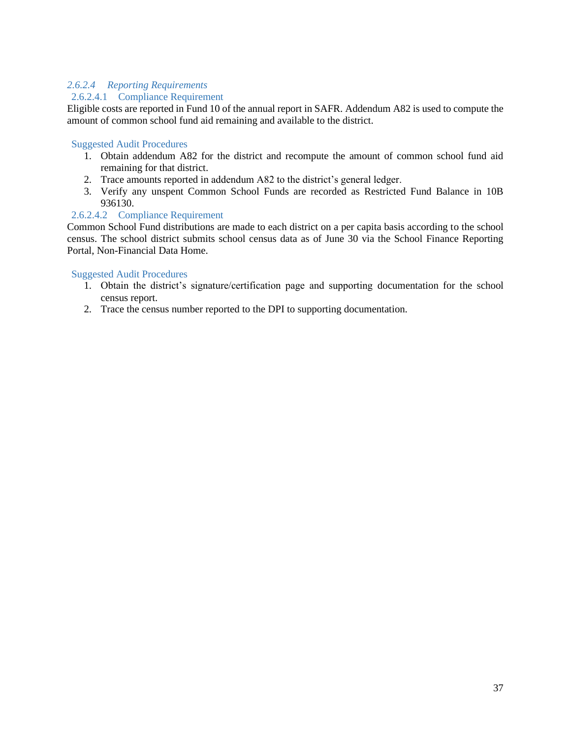#### *2.6.2.4 Reporting Requirements*

##### 2.6.2.4.1 Compliance Requirement

Eligible costs are reported in Fund 10 of the annual report in SAFR. Addendum A82 is used to compute the amount of common school fund aid remaining and available to the district.

**Suggested Audit Procedures**

1. Obtain addendum A82 for the district and recompute the amount of common school fund aid remaining for that district.
2. Trace amounts reported in addendum A82 to the district's general ledger.
3. Verify any unspent Common School Funds are recorded as Restricted Fund Balance in 10B 936130.

##### 2.6.2.4.2 Compliance Requirement

Common School Fund distributions are made to each district on a per capita basis according to the school census. The school district submits school census data as of June 30 via the School Finance Reporting Portal, Non-Financial Data Home.

**Suggested Audit Procedures**

1. Obtain the district's signature/certification page and supporting documentation for the school census report.
2. Trace the census number reported to the DPI to supporting documentation.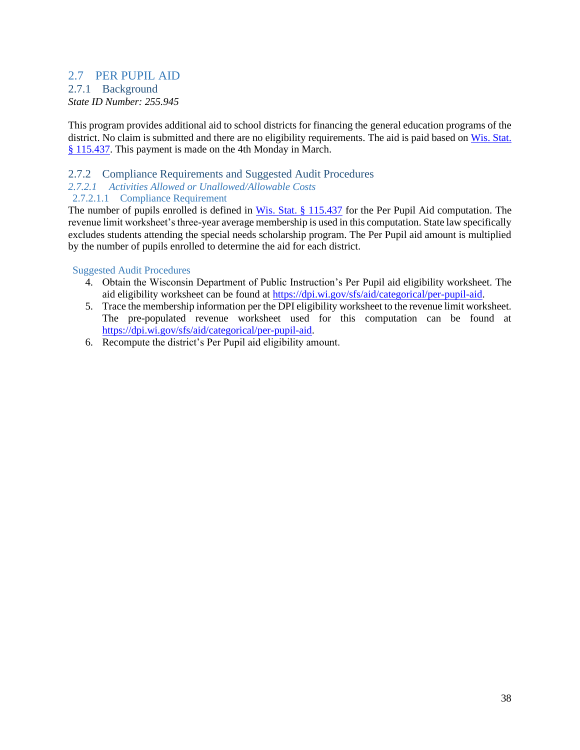## 2.7 PER PUPIL AID

### 2.7.1 Background

*State ID Number: 255.945*

This program provides additional aid to school districts for financing the general education programs of the district. No claim is submitted and there are no eligibility requirements. The aid is paid based on Wis. Stat. § 115.437. This payment is made on the 4th Monday in March.

### 2.7.2 Compliance Requirements and Suggested Audit Procedures

#### *2.7.2.1 Activities Allowed or Unallowed/Allowable Costs*

##### 2.7.2.1.1 Compliance Requirement

The number of pupils enrolled is defined in Wis. Stat. § 115.437 for the Per Pupil Aid computation. The revenue limit worksheet's three-year average membership is used in this computation. State law specifically excludes students attending the special needs scholarship program. The Per Pupil aid amount is multiplied by the number of pupils enrolled to determine the aid for each district.

##### Suggested Audit Procedures

4. Obtain the Wisconsin Department of Public Instruction's Per Pupil aid eligibility worksheet. The aid eligibility worksheet can be found at https://dpi.wi.gov/sfs/aid/categorical/per-pupil-aid.
5. Trace the membership information per the DPI eligibility worksheet to the revenue limit worksheet. The pre-populated revenue worksheet used for this computation can be found at https://dpi.wi.gov/sfs/aid/categorical/per-pupil-aid.
6. Recompute the district's Per Pupil aid eligibility amount.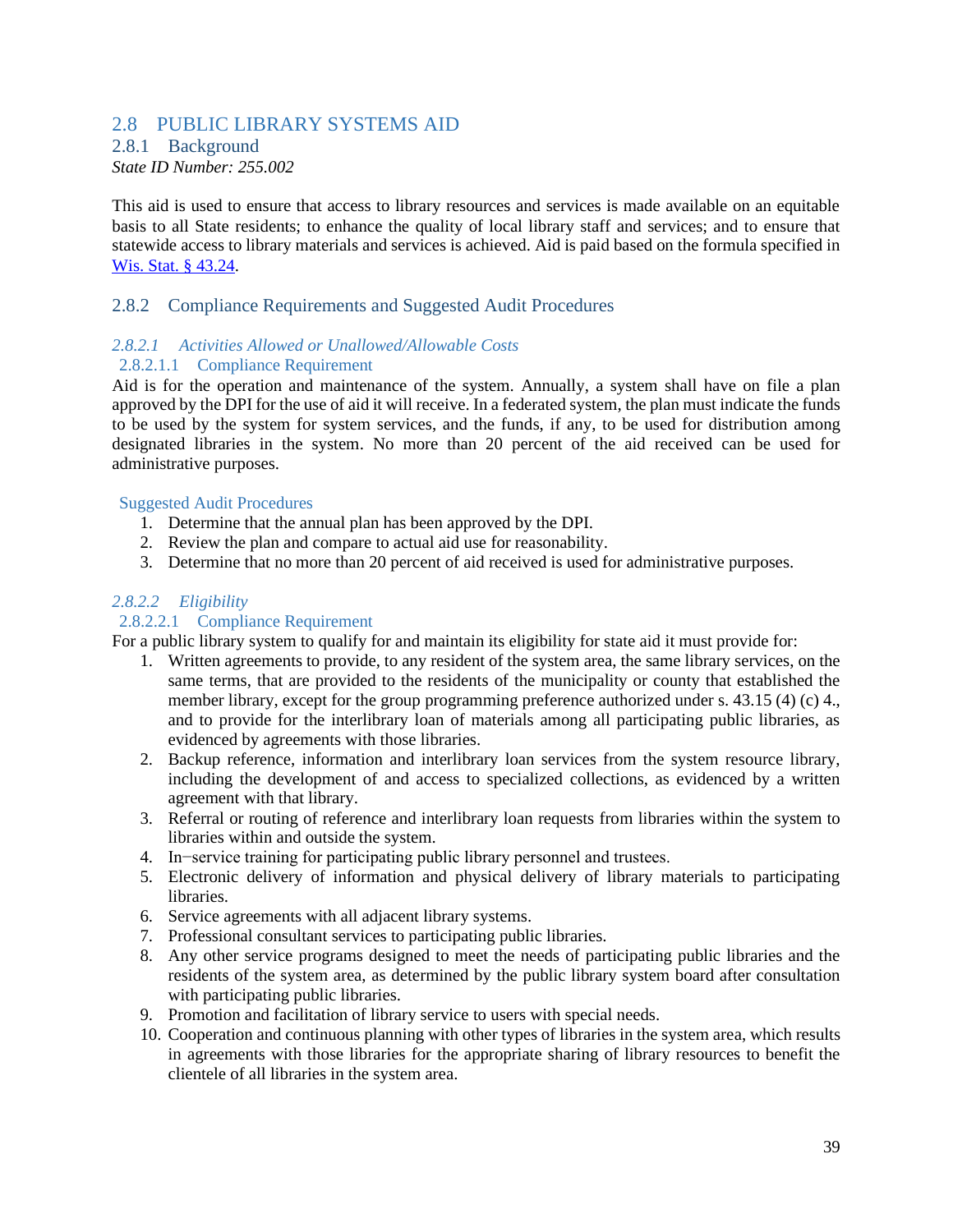## 2.8 PUBLIC LIBRARY SYSTEMS AID

### 2.8.1 Background

*State ID Number: 255.002*

This aid is used to ensure that access to library resources and services is made available on an equitable basis to all State residents; to enhance the quality of local library staff and services; and to ensure that statewide access to library materials and services is achieved. Aid is paid based on the formula specified in Wis. Stat. § 43.24.

### 2.8.2 Compliance Requirements and Suggested Audit Procedures

#### *2.8.2.1 Activities Allowed or Unallowed/Allowable Costs*

##### 2.8.2.1.1 Compliance Requirement

Aid is for the operation and maintenance of the system. Annually, a system shall have on file a plan approved by the DPI for the use of aid it will receive. In a federated system, the plan must indicate the funds to be used by the system for system services, and the funds, if any, to be used for distribution among designated libraries in the system. No more than 20 percent of the aid received can be used for administrative purposes.

##### Suggested Audit Procedures

1. Determine that the annual plan has been approved by the DPI.
2. Review the plan and compare to actual aid use for reasonability.
3. Determine that no more than 20 percent of aid received is used for administrative purposes.

#### *2.8.2.2 Eligibility*

##### 2.8.2.2.1 Compliance Requirement

For a public library system to qualify for and maintain its eligibility for state aid it must provide for:

1. Written agreements to provide, to any resident of the system area, the same library services, on the same terms, that are provided to the residents of the municipality or county that established the member library, except for the group programming preference authorized under s. 43.15 (4) (c) 4., and to provide for the interlibrary loan of materials among all participating public libraries, as evidenced by agreements with those libraries.
2. Backup reference, information and interlibrary loan services from the system resource library, including the development of and access to specialized collections, as evidenced by a written agreement with that library.
3. Referral or routing of reference and interlibrary loan requests from libraries within the system to libraries within and outside the system.
4. In−service training for participating public library personnel and trustees.
5. Electronic delivery of information and physical delivery of library materials to participating libraries.
6. Service agreements with all adjacent library systems.
7. Professional consultant services to participating public libraries.
8. Any other service programs designed to meet the needs of participating public libraries and the residents of the system area, as determined by the public library system board after consultation with participating public libraries.
9. Promotion and facilitation of library service to users with special needs.
10. Cooperation and continuous planning with other types of libraries in the system area, which results in agreements with those libraries for the appropriate sharing of library resources to benefit the clientele of all libraries in the system area.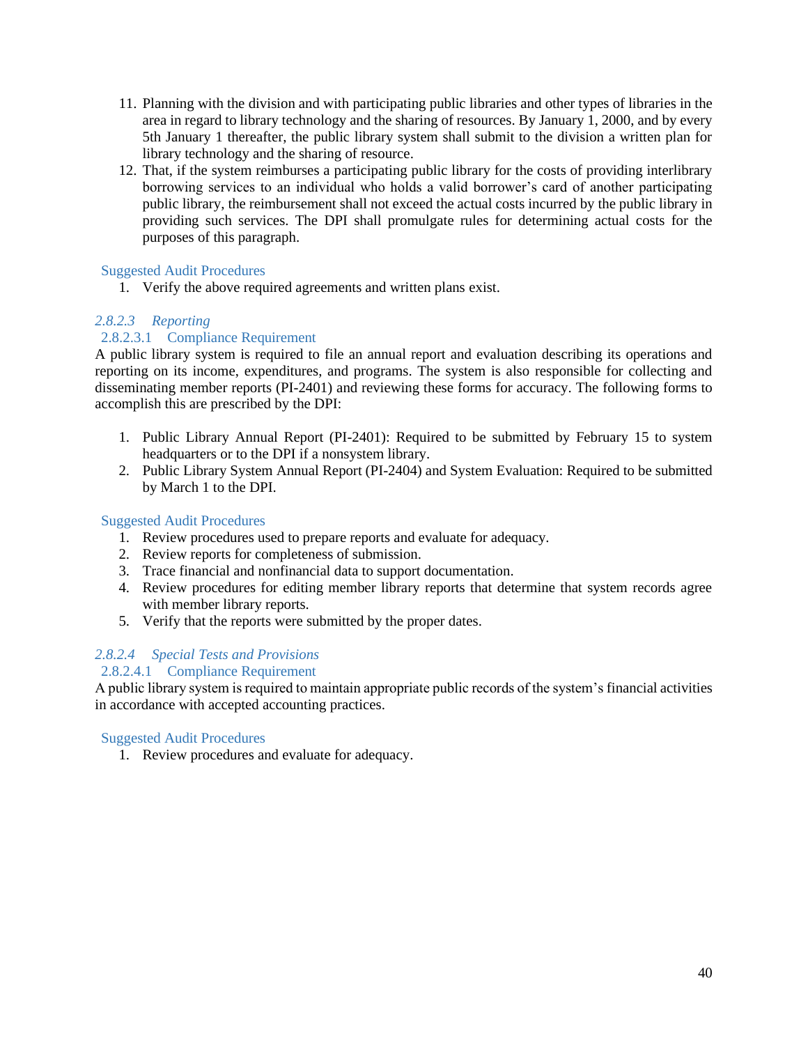11. Planning with the division and with participating public libraries and other types of libraries in the area in regard to library technology and the sharing of resources. By January 1, 2000, and by every 5th January 1 thereafter, the public library system shall submit to the division a written plan for library technology and the sharing of resource.
12. That, if the system reimburses a participating public library for the costs of providing interlibrary borrowing services to an individual who holds a valid borrower's card of another participating public library, the reimbursement shall not exceed the actual costs incurred by the public library in providing such services. The DPI shall promulgate rules for determining actual costs for the purposes of this paragraph.

#### Suggested Audit Procedures

1. Verify the above required agreements and written plans exist.

### *2.8.2.3 Reporting*

#### 2.8.2.3.1 Compliance Requirement

A public library system is required to file an annual report and evaluation describing its operations and reporting on its income, expenditures, and programs. The system is also responsible for collecting and disseminating member reports (PI-2401) and reviewing these forms for accuracy. The following forms to accomplish this are prescribed by the DPI:

1. Public Library Annual Report (PI-2401): Required to be submitted by February 15 to system headquarters or to the DPI if a nonsystem library.
2. Public Library System Annual Report (PI-2404) and System Evaluation: Required to be submitted by March 1 to the DPI.

#### Suggested Audit Procedures

1. Review procedures used to prepare reports and evaluate for adequacy.
2. Review reports for completeness of submission.
3. Trace financial and nonfinancial data to support documentation.
4. Review procedures for editing member library reports that determine that system records agree with member library reports.
5. Verify that the reports were submitted by the proper dates.

### *2.8.2.4 Special Tests and Provisions*

#### 2.8.2.4.1 Compliance Requirement

A public library system is required to maintain appropriate public records of the system's financial activities in accordance with accepted accounting practices.

#### Suggested Audit Procedures

1. Review procedures and evaluate for adequacy.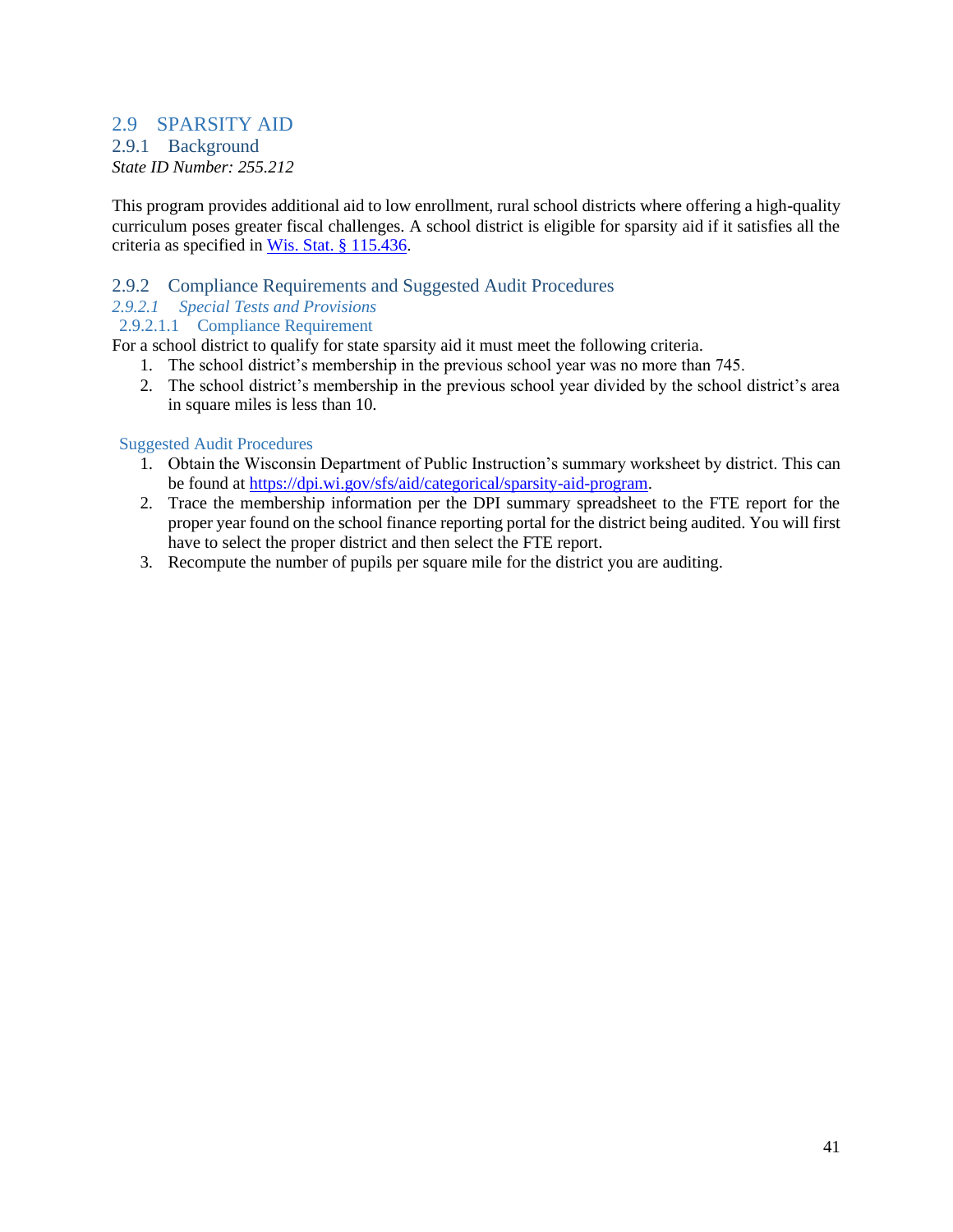## 2.9 SPARSITY AID

### 2.9.1 Background

*State ID Number: 255.212*

This program provides additional aid to low enrollment, rural school districts where offering a high-quality curriculum poses greater fiscal challenges. A school district is eligible for sparsity aid if it satisfies all the criteria as specified in [Wis. Stat. § 115.436](Wis. Stat. § 115.436).

### 2.9.2 Compliance Requirements and Suggested Audit Procedures

#### *2.9.2.1 Special Tests and Provisions*

##### 2.9.2.1.1 Compliance Requirement

For a school district to qualify for state sparsity aid it must meet the following criteria.

1. The school district's membership in the previous school year was no more than 745.
2. The school district's membership in the previous school year divided by the school district's area in square miles is less than 10.

##### Suggested Audit Procedures

1. Obtain the Wisconsin Department of Public Instruction's summary worksheet by district. This can be found at https://dpi.wi.gov/sfs/aid/categorical/sparsity-aid-program.
2. Trace the membership information per the DPI summary spreadsheet to the FTE report for the proper year found on the school finance reporting portal for the district being audited. You will first have to select the proper district and then select the FTE report.
3. Recompute the number of pupils per square mile for the district you are auditing.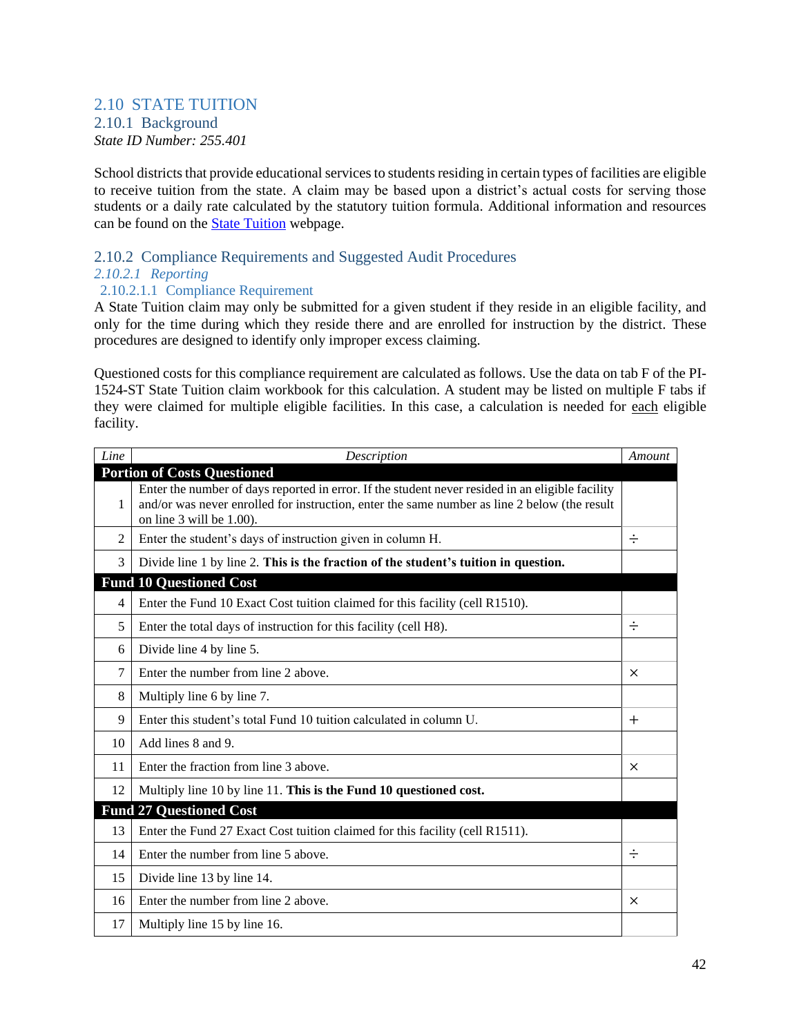## 2.10 STATE TUITION

### 2.10.1 Background

*State ID Number: 255.401*

School districts that provide educational services to students residing in certain types of facilities are eligible to receive tuition from the state. A claim may be based upon a district's actual costs for serving those students or a daily rate calculated by the statutory tuition formula. Additional information and resources can be found on the State Tuition webpage.

### 2.10.2 Compliance Requirements and Suggested Audit Procedures

#### *2.10.2.1 Reporting*

##### 2.10.2.1.1 Compliance Requirement

A State Tuition claim may only be submitted for a given student if they reside in an eligible facility, and only for the time during which they reside there and are enrolled for instruction by the district. These procedures are designed to identify only improper excess claiming.

Questioned costs for this compliance requirement are calculated as follows. Use the data on tab F of the PI-1524-ST State Tuition claim workbook for this calculation. A student may be listed on multiple F tabs if they were claimed for multiple eligible facilities. In this case, a calculation is needed for each eligible facility.

| *Line* | *Description* | *Amount* |
|---|---|---|
| **Portion of Costs Questioned** | | |
| 1 | Enter the number of days reported in error. If the student never resided in an eligible facility and/or was never enrolled for instruction, enter the same number as line 2 below (the result on line 3 will be 1.00). | |
| 2 | Enter the student's days of instruction given in column H. | ÷ |
| 3 | Divide line 1 by line 2. **This is the fraction of the student's tuition in question.** | |
| **Fund 10 Questioned Cost** | | |
| 4 | Enter the Fund 10 Exact Cost tuition claimed for this facility (cell R1510). | |
| 5 | Enter the total days of instruction for this facility (cell H8). | ÷ |
| 6 | Divide line 4 by line 5. | |
| 7 | Enter the number from line 2 above. | × |
| 8 | Multiply line 6 by line 7. | |
| 9 | Enter this student's total Fund 10 tuition calculated in column U. | + |
| 10 | Add lines 8 and 9. | |
| 11 | Enter the fraction from line 3 above. | × |
| 12 | Multiply line 10 by line 11. **This is the Fund 10 questioned cost.** | |
| **Fund 27 Questioned Cost** | | |
| 13 | Enter the Fund 27 Exact Cost tuition claimed for this facility (cell R1511). | |
| 14 | Enter the number from line 5 above. | ÷ |
| 15 | Divide line 13 by line 14. | |
| 16 | Enter the number from line 2 above. | × |
| 17 | Multiply line 15 by line 16. | |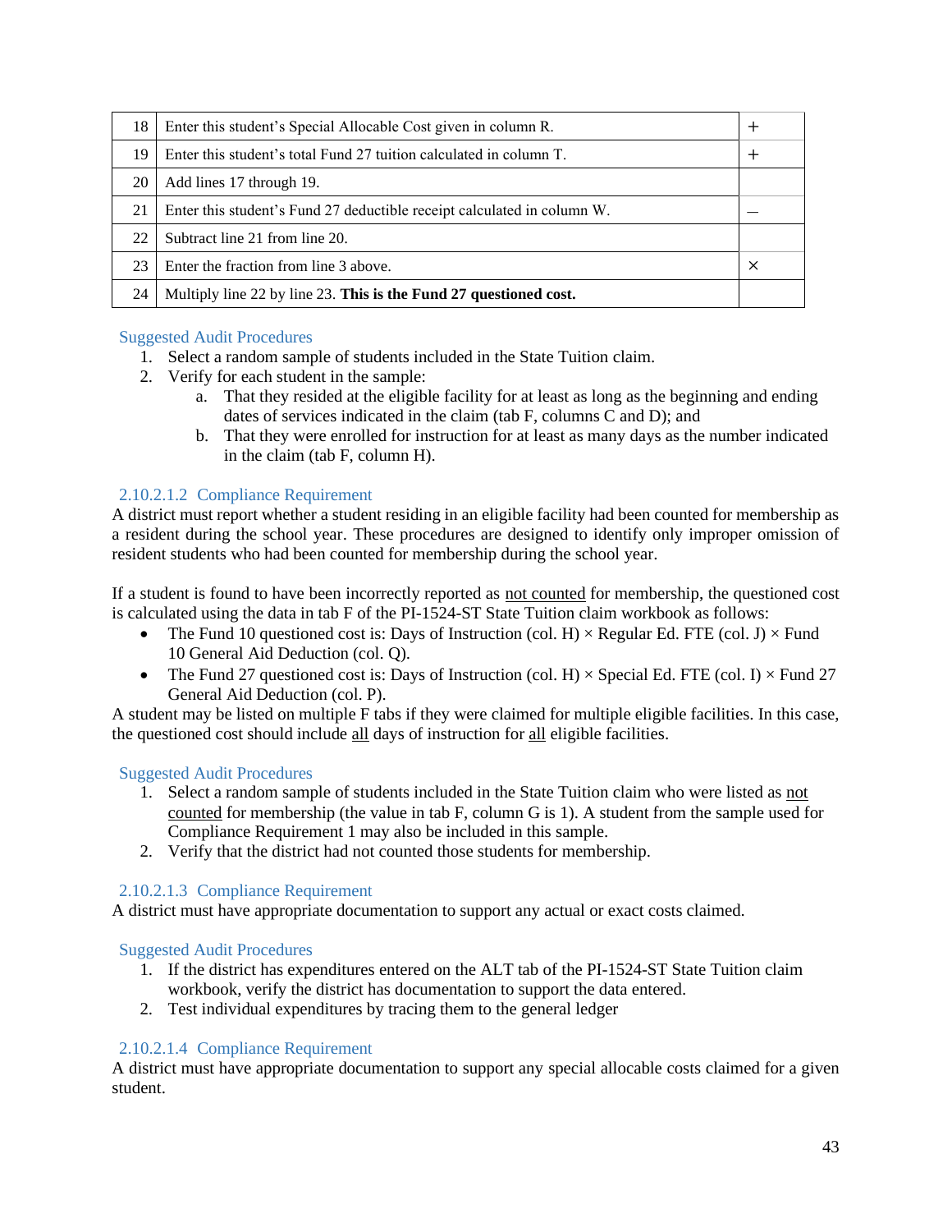| | | |
|---|---|---|
| 18 | Enter this student's Special Allocable Cost given in column R. | + |
| 19 | Enter this student's total Fund 27 tuition calculated in column T. | + |
| 20 | Add lines 17 through 19. | |
| 21 | Enter this student's Fund 27 deductible receipt calculated in column W. | – |
| 22 | Subtract line 21 from line 20. | |
| 23 | Enter the fraction from line 3 above. | × |
| 24 | Multiply line 22 by line 23. **This is the Fund 27 questioned cost.** | |

#### Suggested Audit Procedures

1. Select a random sample of students included in the State Tuition claim.
2. Verify for each student in the sample:
   a. That they resided at the eligible facility for at least as long as the beginning and ending dates of services indicated in the claim (tab F, columns C and D); and
   b. That they were enrolled for instruction for at least as many days as the number indicated in the claim (tab F, column H).

#### 2.10.2.1.2 Compliance Requirement

A district must report whether a student residing in an eligible facility had been counted for membership as a resident during the school year. These procedures are designed to identify only improper omission of resident students who had been counted for membership during the school year.

If a student is found to have been incorrectly reported as not counted for membership, the questioned cost is calculated using the data in tab F of the PI-1524-ST State Tuition claim workbook as follows:

- The Fund 10 questioned cost is: Days of Instruction (col. H) × Regular Ed. FTE (col. J) × Fund 10 General Aid Deduction (col. Q).
- The Fund 27 questioned cost is: Days of Instruction (col. H) × Special Ed. FTE (col. I) × Fund 27 General Aid Deduction (col. P).

A student may be listed on multiple F tabs if they were claimed for multiple eligible facilities. In this case, the questioned cost should include all days of instruction for all eligible facilities.

#### Suggested Audit Procedures

1. Select a random sample of students included in the State Tuition claim who were listed as not counted for membership (the value in tab F, column G is 1). A student from the sample used for Compliance Requirement 1 may also be included in this sample.
2. Verify that the district had not counted those students for membership.

#### 2.10.2.1.3 Compliance Requirement

A district must have appropriate documentation to support any actual or exact costs claimed.

#### Suggested Audit Procedures

1. If the district has expenditures entered on the ALT tab of the PI-1524-ST State Tuition claim workbook, verify the district has documentation to support the data entered.
2. Test individual expenditures by tracing them to the general ledger

#### 2.10.2.1.4 Compliance Requirement

A district must have appropriate documentation to support any special allocable costs claimed for a given student.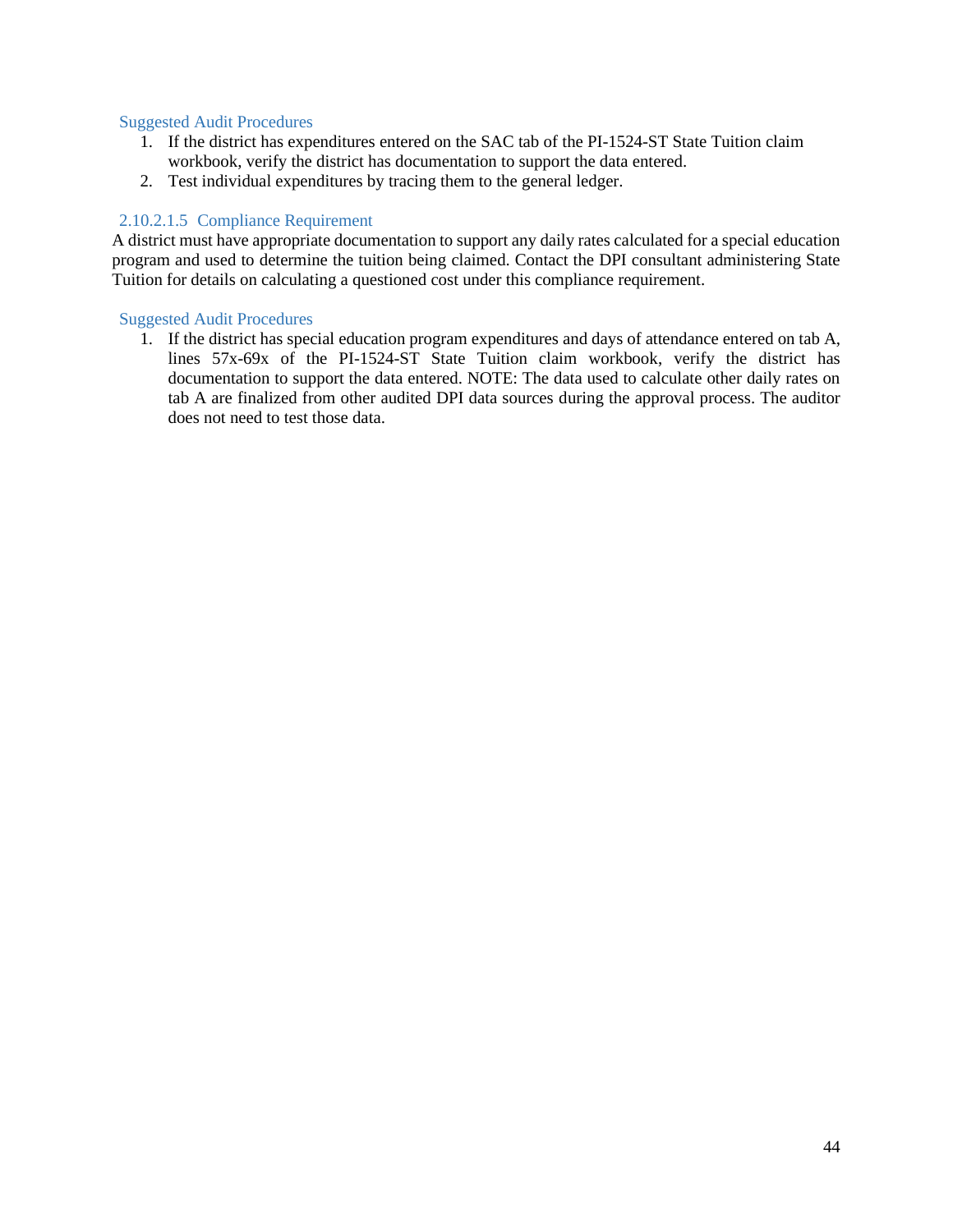#### Suggested Audit Procedures

1. If the district has expenditures entered on the SAC tab of the PI-1524-ST State Tuition claim workbook, verify the district has documentation to support the data entered.
2. Test individual expenditures by tracing them to the general ledger.

#### 2.10.2.1.5 Compliance Requirement

A district must have appropriate documentation to support any daily rates calculated for a special education program and used to determine the tuition being claimed. Contact the DPI consultant administering State Tuition for details on calculating a questioned cost under this compliance requirement.

#### Suggested Audit Procedures

1. If the district has special education program expenditures and days of attendance entered on tab A, lines 57x-69x of the PI-1524-ST State Tuition claim workbook, verify the district has documentation to support the data entered. NOTE: The data used to calculate other daily rates on tab A are finalized from other audited DPI data sources during the approval process. The auditor does not need to test those data.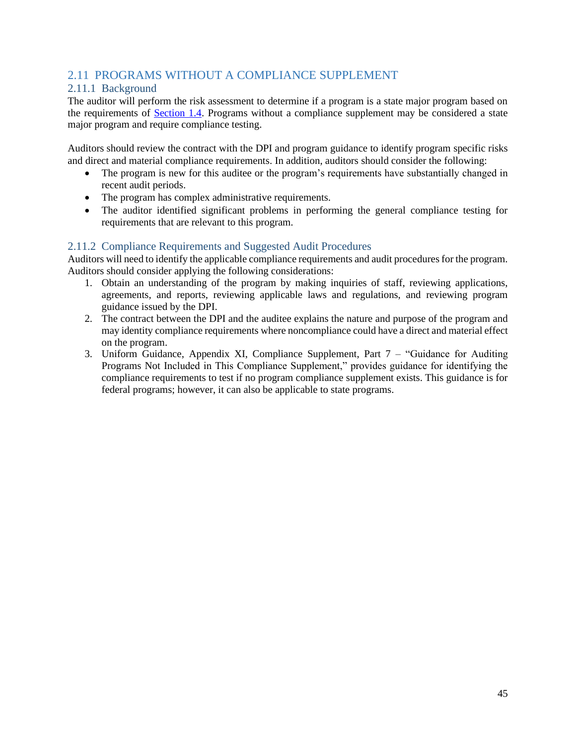## 2.11 PROGRAMS WITHOUT A COMPLIANCE SUPPLEMENT

### 2.11.1 Background

The auditor will perform the risk assessment to determine if a program is a state major program based on the requirements of Section 1.4. Programs without a compliance supplement may be considered a state major program and require compliance testing.

Auditors should review the contract with the DPI and program guidance to identify program specific risks and direct and material compliance requirements. In addition, auditors should consider the following:

- The program is new for this auditee or the program's requirements have substantially changed in recent audit periods.
- The program has complex administrative requirements.
- The auditor identified significant problems in performing the general compliance testing for requirements that are relevant to this program.

### 2.11.2 Compliance Requirements and Suggested Audit Procedures

Auditors will need to identify the applicable compliance requirements and audit procedures for the program. Auditors should consider applying the following considerations:

1. Obtain an understanding of the program by making inquiries of staff, reviewing applications, agreements, and reports, reviewing applicable laws and regulations, and reviewing program guidance issued by the DPI.
2. The contract between the DPI and the auditee explains the nature and purpose of the program and may identity compliance requirements where noncompliance could have a direct and material effect on the program.
3. Uniform Guidance, Appendix XI, Compliance Supplement, Part 7 – "Guidance for Auditing Programs Not Included in This Compliance Supplement," provides guidance for identifying the compliance requirements to test if no program compliance supplement exists. This guidance is for federal programs; however, it can also be applicable to state programs.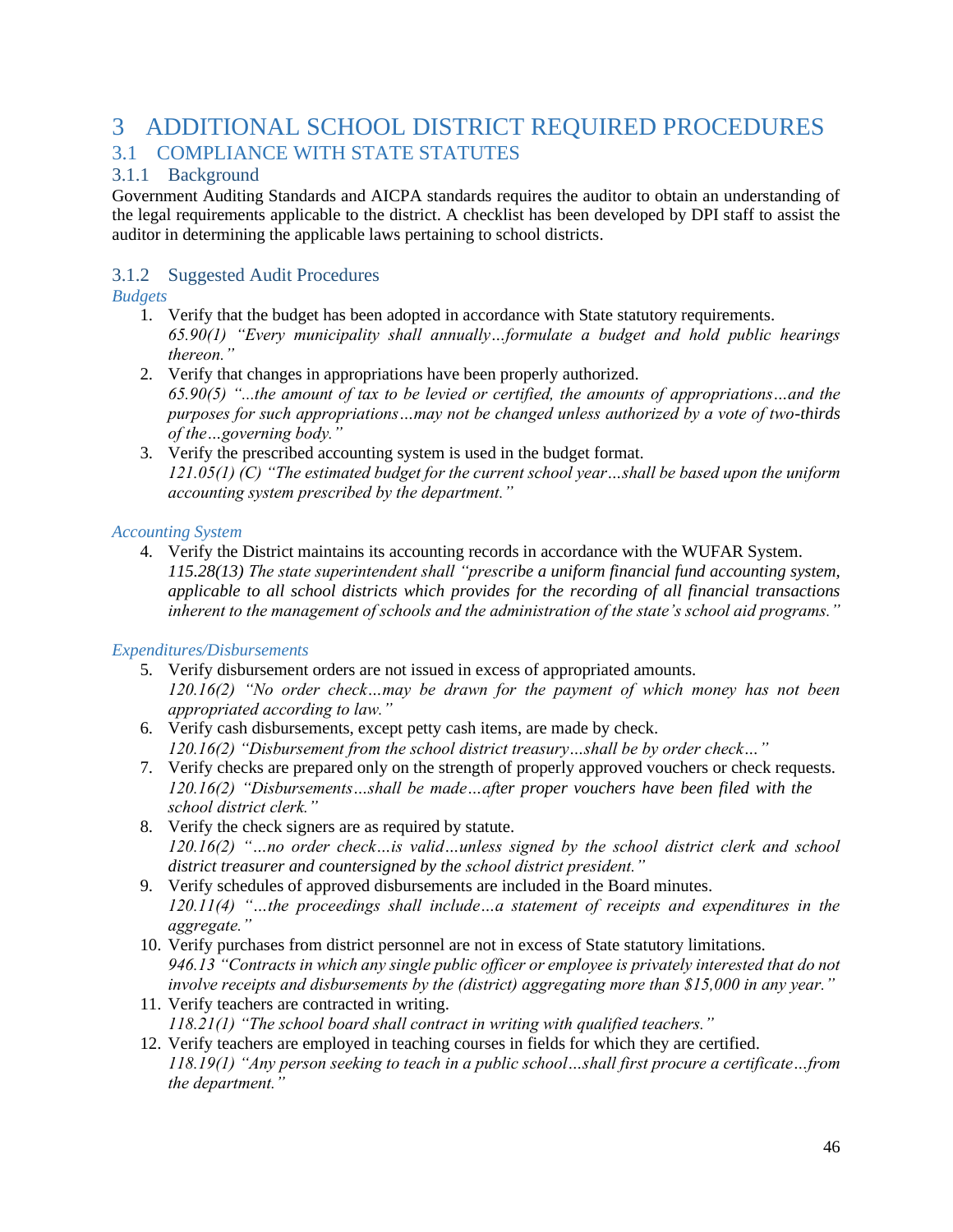# 3 ADDITIONAL SCHOOL DISTRICT REQUIRED PROCEDURES

## 3.1 COMPLIANCE WITH STATE STATUTES

### 3.1.1 Background

Government Auditing Standards and AICPA standards requires the auditor to obtain an understanding of the legal requirements applicable to the district. A checklist has been developed by DPI staff to assist the auditor in determining the applicable laws pertaining to school districts.

### 3.1.2 Suggested Audit Procedures

*Budgets*

1. Verify that the budget has been adopted in accordance with State statutory requirements.
   *65.90(1) "Every municipality shall annually…formulate a budget and hold public hearings thereon."*
2. Verify that changes in appropriations have been properly authorized.
   *65.90(5) "...the amount of tax to be levied or certified, the amounts of appropriations…and the purposes for such appropriations…may not be changed unless authorized by a vote of two-thirds of the…governing body."*
3. Verify the prescribed accounting system is used in the budget format.
   *121.05(1) (C) "The estimated budget for the current school year…shall be based upon the uniform accounting system prescribed by the department."*

*Accounting System*

4. Verify the District maintains its accounting records in accordance with the WUFAR System.
   *115.28(13) The state superintendent shall "prescribe a uniform financial fund accounting system, applicable to all school districts which provides for the recording of all financial transactions inherent to the management of schools and the administration of the state's school aid programs."*

*Expenditures/Disbursements*

5. Verify disbursement orders are not issued in excess of appropriated amounts.
   *120.16(2) "No order check…may be drawn for the payment of which money has not been appropriated according to law."*
6. Verify cash disbursements, except petty cash items, are made by check.
   *120.16(2) "Disbursement from the school district treasury…shall be by order check…"*
7. Verify checks are prepared only on the strength of properly approved vouchers or check requests.
   *120.16(2) "Disbursements…shall be made…after proper vouchers have been filed with the school district clerk."*
8. Verify the check signers are as required by statute.
   *120.16(2) "…no order check…is valid…unless signed by the school district clerk and school district treasurer and countersigned by the school district president."*
9. Verify schedules of approved disbursements are included in the Board minutes.
   *120.11(4) "…the proceedings shall include…a statement of receipts and expenditures in the aggregate."*
10. Verify purchases from district personnel are not in excess of State statutory limitations.
    *946.13 "Contracts in which any single public officer or employee is privately interested that do not involve receipts and disbursements by the (district) aggregating more than $15,000 in any year."*
11. Verify teachers are contracted in writing.
    *118.21(1) "The school board shall contract in writing with qualified teachers."*
12. Verify teachers are employed in teaching courses in fields for which they are certified.
    *118.19(1) "Any person seeking to teach in a public school…shall first procure a certificate…from the department."*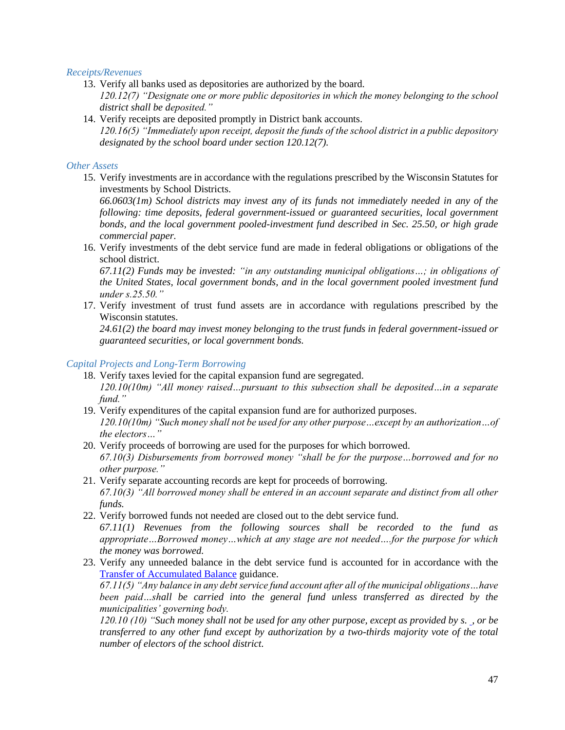*Receipts/Revenues*

13. Verify all banks used as depositories are authorized by the board.
    *120.12(7) "Designate one or more public depositories in which the money belonging to the school district shall be deposited."*
14. Verify receipts are deposited promptly in District bank accounts.
    *120.16(5) "Immediately upon receipt, deposit the funds of the school district in a public depository designated by the school board under section 120.12(7).*

*Other Assets*

15. Verify investments are in accordance with the regulations prescribed by the Wisconsin Statutes for investments by School Districts.
    *66.0603(1m) School districts may invest any of its funds not immediately needed in any of the following: time deposits, federal government-issued or guaranteed securities, local government bonds, and the local government pooled-investment fund described in Sec. 25.50, or high grade commercial paper.*
16. Verify investments of the debt service fund are made in federal obligations or obligations of the school district.
    *67.11(2) Funds may be invested: "in any outstanding municipal obligations…; in obligations of the United States, local government bonds, and in the local government pooled investment fund under s.25.50."*
17. Verify investment of trust fund assets are in accordance with regulations prescribed by the Wisconsin statutes.
    *24.61(2) the board may invest money belonging to the trust funds in federal government-issued or guaranteed securities, or local government bonds.*

*Capital Projects and Long-Term Borrowing*

18. Verify taxes levied for the capital expansion fund are segregated.
    *120.10(10m) "All money raised…pursuant to this subsection shall be deposited…in a separate fund."*
19. Verify expenditures of the capital expansion fund are for authorized purposes.
    *120.10(10m) "Such money shall not be used for any other purpose…except by an authorization…of the electors…"*
20. Verify proceeds of borrowing are used for the purposes for which borrowed.
    *67.10(3) Disbursements from borrowed money "shall be for the purpose…borrowed and for no other purpose."*
21. Verify separate accounting records are kept for proceeds of borrowing.
    *67.10(3) "All borrowed money shall be entered in an account separate and distinct from all other funds.*
22. Verify borrowed funds not needed are closed out to the debt service fund.
    *67.11(1) Revenues from the following sources shall be recorded to the fund as appropriate…Borrowed money…which at any stage are not needed….for the purpose for which the money was borrowed.*
23. Verify any unneeded balance in the debt service fund is accounted for in accordance with the [Transfer of Accumulated Balance]() guidance.
    *67.11(5) "Any balance in any debt service fund account after all of the municipal obligations…have been paid…shall be carried into the general fund unless transferred as directed by the municipalities' governing body.*
    *120.10 (10) "Such money shall not be used for any other purpose, except as provided by s. , or be transferred to any other fund except by authorization by a two-thirds majority vote of the total number of electors of the school district.*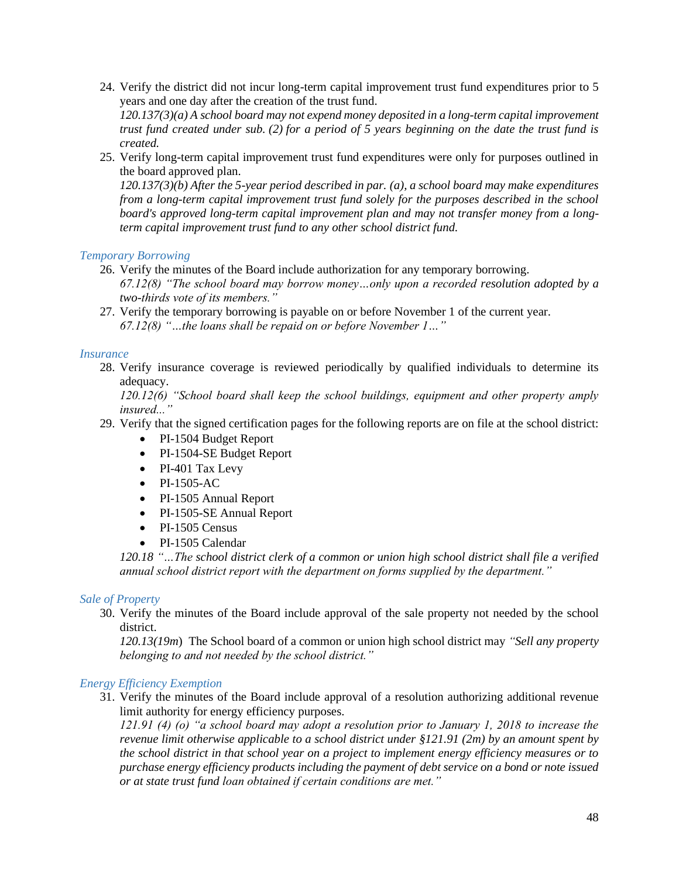24. Verify the district did not incur long-term capital improvement trust fund expenditures prior to 5 years and one day after the creation of the trust fund.
    *120.137(3)(a) A school board may not expend money deposited in a long-term capital improvement trust fund created under sub. (2) for a period of 5 years beginning on the date the trust fund is created.*
25. Verify long-term capital improvement trust fund expenditures were only for purposes outlined in the board approved plan.
    *120.137(3)(b) After the 5-year period described in par. (a), a school board may make expenditures from a long-term capital improvement trust fund solely for the purposes described in the school board's approved long-term capital improvement plan and may not transfer money from a long-term capital improvement trust fund to any other school district fund.*

### *Temporary Borrowing*

26. Verify the minutes of the Board include authorization for any temporary borrowing.
    *67.12(8) "The school board may borrow money…only upon a recorded resolution adopted by a two-thirds vote of its members."*
27. Verify the temporary borrowing is payable on or before November 1 of the current year.
    *67.12(8) "…the loans shall be repaid on or before November 1…"*

### *Insurance*

28. Verify insurance coverage is reviewed periodically by qualified individuals to determine its adequacy.
    *120.12(6) "School board shall keep the school buildings, equipment and other property amply insured..."*
29. Verify that the signed certification pages for the following reports are on file at the school district:
    - PI-1504 Budget Report
    - PI-1504-SE Budget Report
    - PI-401 Tax Levy
    - PI-1505-AC
    - PI-1505 Annual Report
    - PI-1505-SE Annual Report
    - PI-1505 Census
    - PI-1505 Calendar

    *120.18 "…The school district clerk of a common or union high school district shall file a verified annual school district report with the department on forms supplied by the department."*

### *Sale of Property*

30. Verify the minutes of the Board include approval of the sale property not needed by the school district.
    *120.13(19m)* The School board of a common or union high school district may *"Sell any property belonging to and not needed by the school district."*

### *Energy Efficiency Exemption*

31. Verify the minutes of the Board include approval of a resolution authorizing additional revenue limit authority for energy efficiency purposes.
    *121.91 (4) (o) "a school board may adopt a resolution prior to January 1, 2018 to increase the revenue limit otherwise applicable to a school district under §121.91 (2m) by an amount spent by the school district in that school year on a project to implement energy efficiency measures or to purchase energy efficiency products including the payment of debt service on a bond or note issued or at state trust fund loan obtained if certain conditions are met."*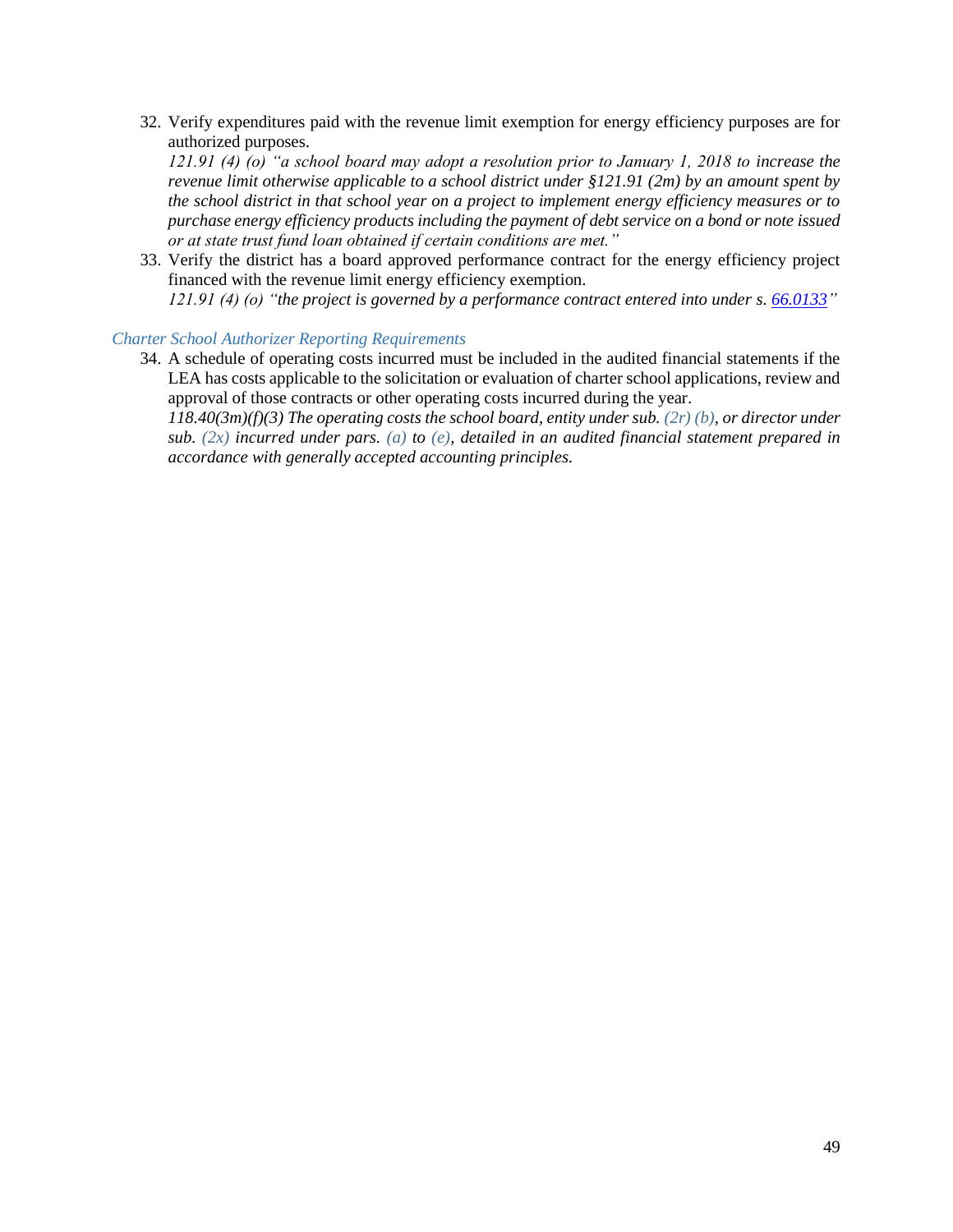32. Verify expenditures paid with the revenue limit exemption for energy efficiency purposes are for authorized purposes.
    *121.91 (4) (o) "a school board may adopt a resolution prior to January 1, 2018 to increase the revenue limit otherwise applicable to a school district under §121.91 (2m) by an amount spent by the school district in that school year on a project to implement energy efficiency measures or to purchase energy efficiency products including the payment of debt service on a bond or note issued or at state trust fund loan obtained if certain conditions are met."*
33. Verify the district has a board approved performance contract for the energy efficiency project financed with the revenue limit energy efficiency exemption.
    *121.91 (4) (o) "the project is governed by a performance contract entered into under s. [66.0133](66.0133)"*

### *Charter School Authorizer Reporting Requirements*

34. A schedule of operating costs incurred must be included in the audited financial statements if the LEA has costs applicable to the solicitation or evaluation of charter school applications, review and approval of those contracts or other operating costs incurred during the year.
    *118.40(3m)(f)(3) The operating costs the school board, entity under sub. (2r) (b), or director under sub. (2x) incurred under pars. (a) to (e), detailed in an audited financial statement prepared in accordance with generally accepted accounting principles.*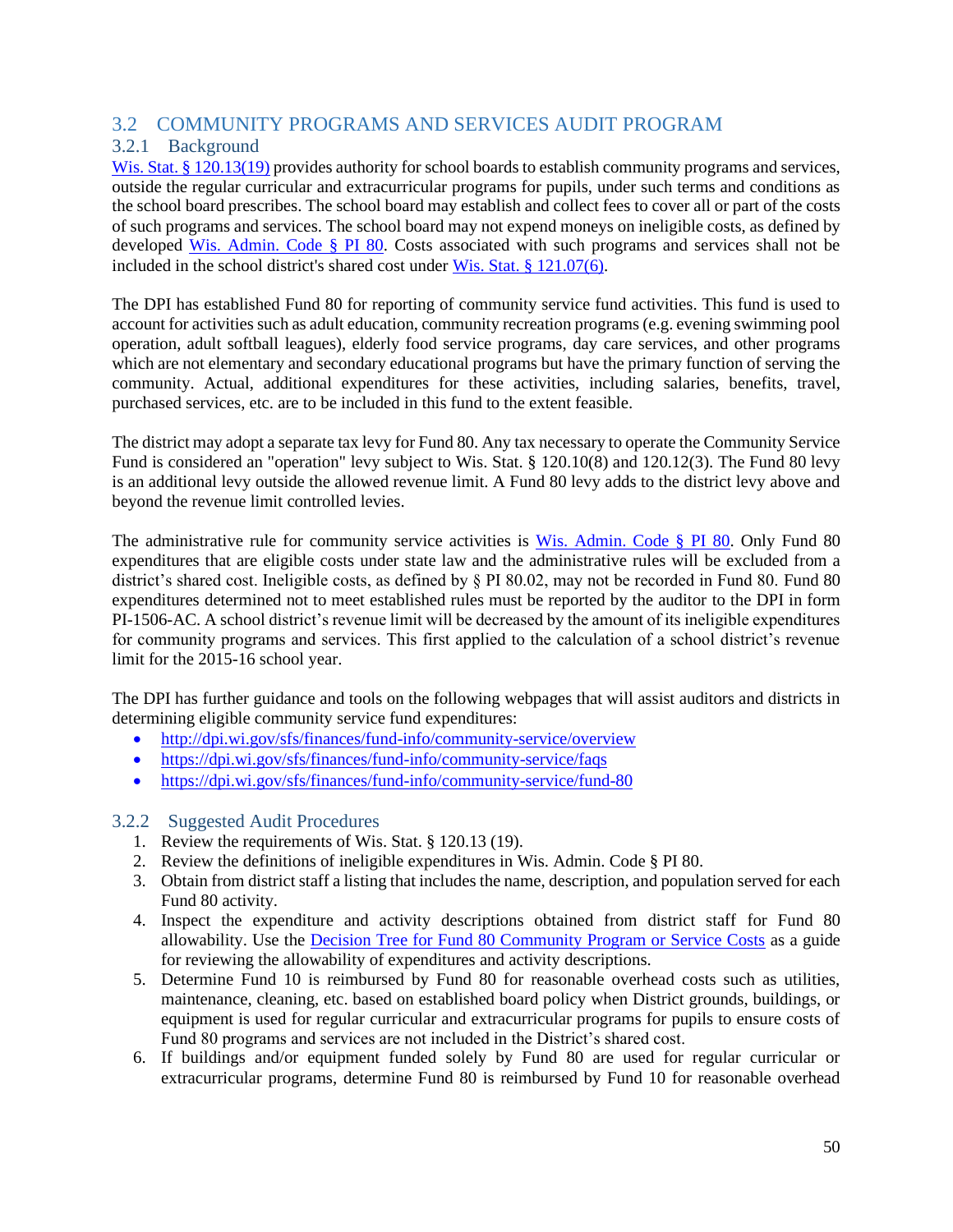## 3.2 COMMUNITY PROGRAMS AND SERVICES AUDIT PROGRAM

### 3.2.1 Background

Wis. Stat. § 120.13(19) provides authority for school boards to establish community programs and services, outside the regular curricular and extracurricular programs for pupils, under such terms and conditions as the school board prescribes. The school board may establish and collect fees to cover all or part of the costs of such programs and services. The school board may not expend moneys on ineligible costs, as defined by developed Wis. Admin. Code § PI 80. Costs associated with such programs and services shall not be included in the school district's shared cost under Wis. Stat. § 121.07(6).

The DPI has established Fund 80 for reporting of community service fund activities. This fund is used to account for activities such as adult education, community recreation programs (e.g. evening swimming pool operation, adult softball leagues), elderly food service programs, day care services, and other programs which are not elementary and secondary educational programs but have the primary function of serving the community. Actual, additional expenditures for these activities, including salaries, benefits, travel, purchased services, etc. are to be included in this fund to the extent feasible.

The district may adopt a separate tax levy for Fund 80. Any tax necessary to operate the Community Service Fund is considered an "operation" levy subject to Wis. Stat. § 120.10(8) and 120.12(3). The Fund 80 levy is an additional levy outside the allowed revenue limit. A Fund 80 levy adds to the district levy above and beyond the revenue limit controlled levies.

The administrative rule for community service activities is Wis. Admin. Code § PI 80. Only Fund 80 expenditures that are eligible costs under state law and the administrative rules will be excluded from a district's shared cost. Ineligible costs, as defined by § PI 80.02, may not be recorded in Fund 80. Fund 80 expenditures determined not to meet established rules must be reported by the auditor to the DPI in form PI-1506-AC. A school district's revenue limit will be decreased by the amount of its ineligible expenditures for community programs and services. This first applied to the calculation of a school district's revenue limit for the 2015-16 school year.

The DPI has further guidance and tools on the following webpages that will assist auditors and districts in determining eligible community service fund expenditures:

- http://dpi.wi.gov/sfs/finances/fund-info/community-service/overview
- https://dpi.wi.gov/sfs/finances/fund-info/community-service/faqs
- https://dpi.wi.gov/sfs/finances/fund-info/community-service/fund-80

### 3.2.2 Suggested Audit Procedures

1. Review the requirements of Wis. Stat. § 120.13 (19).
2. Review the definitions of ineligible expenditures in Wis. Admin. Code § PI 80.
3. Obtain from district staff a listing that includes the name, description, and population served for each Fund 80 activity.
4. Inspect the expenditure and activity descriptions obtained from district staff for Fund 80 allowability. Use the Decision Tree for Fund 80 Community Program or Service Costs as a guide for reviewing the allowability of expenditures and activity descriptions.
5. Determine Fund 10 is reimbursed by Fund 80 for reasonable overhead costs such as utilities, maintenance, cleaning, etc. based on established board policy when District grounds, buildings, or equipment is used for regular curricular and extracurricular programs for pupils to ensure costs of Fund 80 programs and services are not included in the District's shared cost.
6. If buildings and/or equipment funded solely by Fund 80 are used for regular curricular or extracurricular programs, determine Fund 80 is reimbursed by Fund 10 for reasonable overhead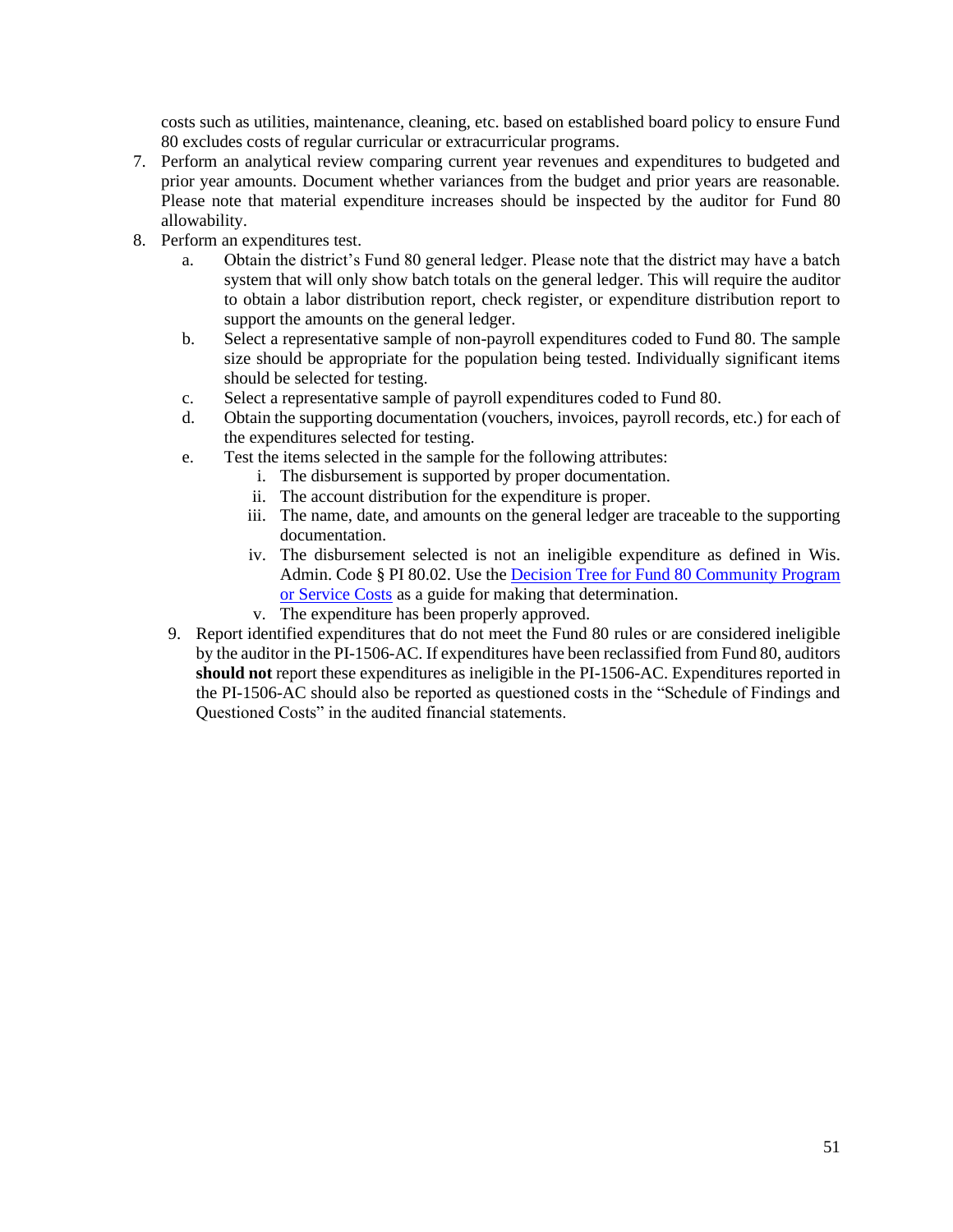costs such as utilities, maintenance, cleaning, etc. based on established board policy to ensure Fund 80 excludes costs of regular curricular or extracurricular programs.

7. Perform an analytical review comparing current year revenues and expenditures to budgeted and prior year amounts. Document whether variances from the budget and prior years are reasonable. Please note that material expenditure increases should be inspected by the auditor for Fund 80 allowability.
8. Perform an expenditures test.
   a. Obtain the district's Fund 80 general ledger. Please note that the district may have a batch system that will only show batch totals on the general ledger. This will require the auditor to obtain a labor distribution report, check register, or expenditure distribution report to support the amounts on the general ledger.
   b. Select a representative sample of non-payroll expenditures coded to Fund 80. The sample size should be appropriate for the population being tested. Individually significant items should be selected for testing.
   c. Select a representative sample of payroll expenditures coded to Fund 80.
   d. Obtain the supporting documentation (vouchers, invoices, payroll records, etc.) for each of the expenditures selected for testing.
   e. Test the items selected in the sample for the following attributes:
      i. The disbursement is supported by proper documentation.
      ii. The account distribution for the expenditure is proper.
      iii. The name, date, and amounts on the general ledger are traceable to the supporting documentation.
      iv. The disbursement selected is not an ineligible expenditure as defined in Wis. Admin. Code § PI 80.02. Use the [Decision Tree for Fund 80 Community Program or Service Costs] as a guide for making that determination.
      v. The expenditure has been properly approved.
9. Report identified expenditures that do not meet the Fund 80 rules or are considered ineligible by the auditor in the PI-1506-AC. If expenditures have been reclassified from Fund 80, auditors **should not** report these expenditures as ineligible in the PI-1506-AC. Expenditures reported in the PI-1506-AC should also be reported as questioned costs in the "Schedule of Findings and Questioned Costs" in the audited financial statements.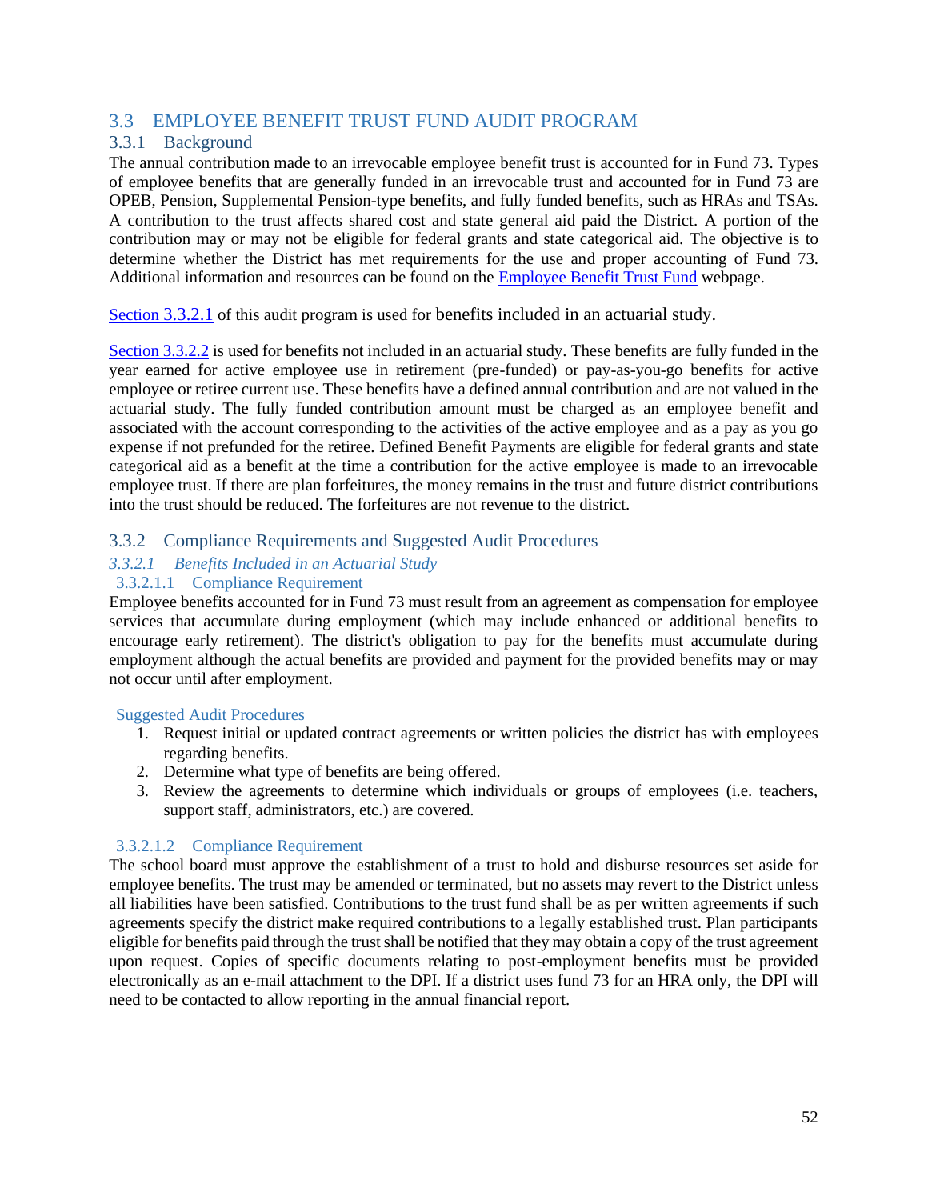## 3.3 EMPLOYEE BENEFIT TRUST FUND AUDIT PROGRAM

### 3.3.1 Background

The annual contribution made to an irrevocable employee benefit trust is accounted for in Fund 73. Types of employee benefits that are generally funded in an irrevocable trust and accounted for in Fund 73 are OPEB, Pension, Supplemental Pension-type benefits, and fully funded benefits, such as HRAs and TSAs. A contribution to the trust affects shared cost and state general aid paid the District. A portion of the contribution may or may not be eligible for federal grants and state categorical aid. The objective is to determine whether the District has met requirements for the use and proper accounting of Fund 73. Additional information and resources can be found on the [Employee Benefit Trust Fund]() webpage.

[Section 3.3.2.1]() of this audit program is used for benefits included in an actuarial study.

[Section 3.3.2.2]() is used for benefits not included in an actuarial study. These benefits are fully funded in the year earned for active employee use in retirement (pre-funded) or pay-as-you-go benefits for active employee or retiree current use. These benefits have a defined annual contribution and are not valued in the actuarial study. The fully funded contribution amount must be charged as an employee benefit and associated with the account corresponding to the activities of the active employee and as a pay as you go expense if not prefunded for the retiree. Defined Benefit Payments are eligible for federal grants and state categorical aid as a benefit at the time a contribution for the active employee is made to an irrevocable employee trust. If there are plan forfeitures, the money remains in the trust and future district contributions into the trust should be reduced. The forfeitures are not revenue to the district.

### 3.3.2 Compliance Requirements and Suggested Audit Procedures

#### *3.3.2.1 Benefits Included in an Actuarial Study*

##### 3.3.2.1.1 Compliance Requirement

Employee benefits accounted for in Fund 73 must result from an agreement as compensation for employee services that accumulate during employment (which may include enhanced or additional benefits to encourage early retirement). The district's obligation to pay for the benefits must accumulate during employment although the actual benefits are provided and payment for the provided benefits may or may not occur until after employment.

Suggested Audit Procedures

1. Request initial or updated contract agreements or written policies the district has with employees regarding benefits.
2. Determine what type of benefits are being offered.
3. Review the agreements to determine which individuals or groups of employees (i.e. teachers, support staff, administrators, etc.) are covered.

##### 3.3.2.1.2 Compliance Requirement

The school board must approve the establishment of a trust to hold and disburse resources set aside for employee benefits. The trust may be amended or terminated, but no assets may revert to the District unless all liabilities have been satisfied. Contributions to the trust fund shall be as per written agreements if such agreements specify the district make required contributions to a legally established trust. Plan participants eligible for benefits paid through the trust shall be notified that they may obtain a copy of the trust agreement upon request. Copies of specific documents relating to post-employment benefits must be provided electronically as an e-mail attachment to the DPI. If a district uses fund 73 for an HRA only, the DPI will need to be contacted to allow reporting in the annual financial report.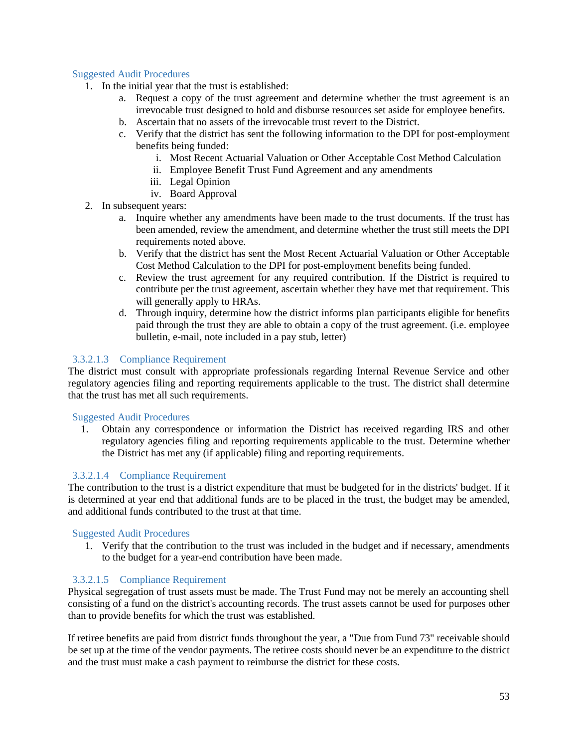#### Suggested Audit Procedures

1. In the initial year that the trust is established:
    a. Request a copy of the trust agreement and determine whether the trust agreement is an irrevocable trust designed to hold and disburse resources set aside for employee benefits.
    b. Ascertain that no assets of the irrevocable trust revert to the District.
    c. Verify that the district has sent the following information to the DPI for post-employment benefits being funded:
        i. Most Recent Actuarial Valuation or Other Acceptable Cost Method Calculation
        ii. Employee Benefit Trust Fund Agreement and any amendments
        iii. Legal Opinion
        iv. Board Approval
2. In subsequent years:
    a. Inquire whether any amendments have been made to the trust documents. If the trust has been amended, review the amendment, and determine whether the trust still meets the DPI requirements noted above.
    b. Verify that the district has sent the Most Recent Actuarial Valuation or Other Acceptable Cost Method Calculation to the DPI for post-employment benefits being funded.
    c. Review the trust agreement for any required contribution. If the District is required to contribute per the trust agreement, ascertain whether they have met that requirement. This will generally apply to HRAs.
    d. Through inquiry, determine how the district informs plan participants eligible for benefits paid through the trust they are able to obtain a copy of the trust agreement. (i.e. employee bulletin, e-mail, note included in a pay stub, letter)

#### 3.3.2.1.3 Compliance Requirement

The district must consult with appropriate professionals regarding Internal Revenue Service and other regulatory agencies filing and reporting requirements applicable to the trust. The district shall determine that the trust has met all such requirements.

#### Suggested Audit Procedures

1. Obtain any correspondence or information the District has received regarding IRS and other regulatory agencies filing and reporting requirements applicable to the trust. Determine whether the District has met any (if applicable) filing and reporting requirements.

#### 3.3.2.1.4 Compliance Requirement

The contribution to the trust is a district expenditure that must be budgeted for in the districts' budget. If it is determined at year end that additional funds are to be placed in the trust, the budget may be amended, and additional funds contributed to the trust at that time.

#### Suggested Audit Procedures

1. Verify that the contribution to the trust was included in the budget and if necessary, amendments to the budget for a year-end contribution have been made.

#### 3.3.2.1.5 Compliance Requirement

Physical segregation of trust assets must be made. The Trust Fund may not be merely an accounting shell consisting of a fund on the district's accounting records. The trust assets cannot be used for purposes other than to provide benefits for which the trust was established.

If retiree benefits are paid from district funds throughout the year, a "Due from Fund 73" receivable should be set up at the time of the vendor payments. The retiree costs should never be an expenditure to the district and the trust must make a cash payment to reimburse the district for these costs.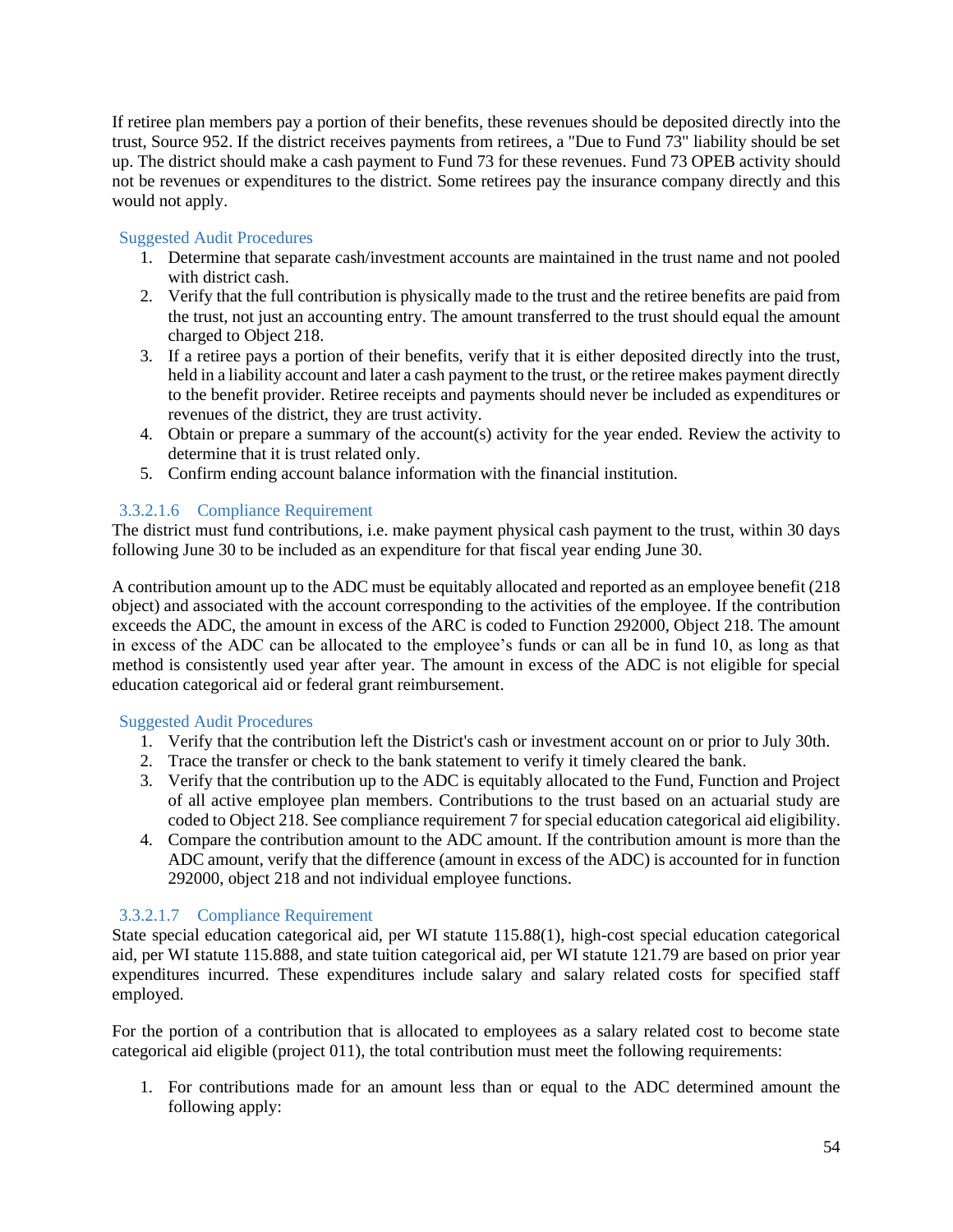If retiree plan members pay a portion of their benefits, these revenues should be deposited directly into the trust, Source 952. If the district receives payments from retirees, a "Due to Fund 73" liability should be set up. The district should make a cash payment to Fund 73 for these revenues. Fund 73 OPEB activity should not be revenues or expenditures to the district. Some retirees pay the insurance company directly and this would not apply.

#### Suggested Audit Procedures

1. Determine that separate cash/investment accounts are maintained in the trust name and not pooled with district cash.
2. Verify that the full contribution is physically made to the trust and the retiree benefits are paid from the trust, not just an accounting entry. The amount transferred to the trust should equal the amount charged to Object 218.
3. If a retiree pays a portion of their benefits, verify that it is either deposited directly into the trust, held in a liability account and later a cash payment to the trust, or the retiree makes payment directly to the benefit provider. Retiree receipts and payments should never be included as expenditures or revenues of the district, they are trust activity.
4. Obtain or prepare a summary of the account(s) activity for the year ended. Review the activity to determine that it is trust related only.
5. Confirm ending account balance information with the financial institution.

### 3.3.2.1.6 Compliance Requirement

The district must fund contributions, i.e. make payment physical cash payment to the trust, within 30 days following June 30 to be included as an expenditure for that fiscal year ending June 30.

A contribution amount up to the ADC must be equitably allocated and reported as an employee benefit (218 object) and associated with the account corresponding to the activities of the employee. If the contribution exceeds the ADC, the amount in excess of the ARC is coded to Function 292000, Object 218. The amount in excess of the ADC can be allocated to the employee's funds or can all be in fund 10, as long as that method is consistently used year after year. The amount in excess of the ADC is not eligible for special education categorical aid or federal grant reimbursement.

#### Suggested Audit Procedures

1. Verify that the contribution left the District's cash or investment account on or prior to July 30th.
2. Trace the transfer or check to the bank statement to verify it timely cleared the bank.
3. Verify that the contribution up to the ADC is equitably allocated to the Fund, Function and Project of all active employee plan members. Contributions to the trust based on an actuarial study are coded to Object 218. See compliance requirement 7 for special education categorical aid eligibility.
4. Compare the contribution amount to the ADC amount. If the contribution amount is more than the ADC amount, verify that the difference (amount in excess of the ADC) is accounted for in function 292000, object 218 and not individual employee functions.

### 3.3.2.1.7 Compliance Requirement

State special education categorical aid, per WI statute 115.88(1), high-cost special education categorical aid, per WI statute 115.888, and state tuition categorical aid, per WI statute 121.79 are based on prior year expenditures incurred. These expenditures include salary and salary related costs for specified staff employed.

For the portion of a contribution that is allocated to employees as a salary related cost to become state categorical aid eligible (project 011), the total contribution must meet the following requirements:

1. For contributions made for an amount less than or equal to the ADC determined amount the following apply: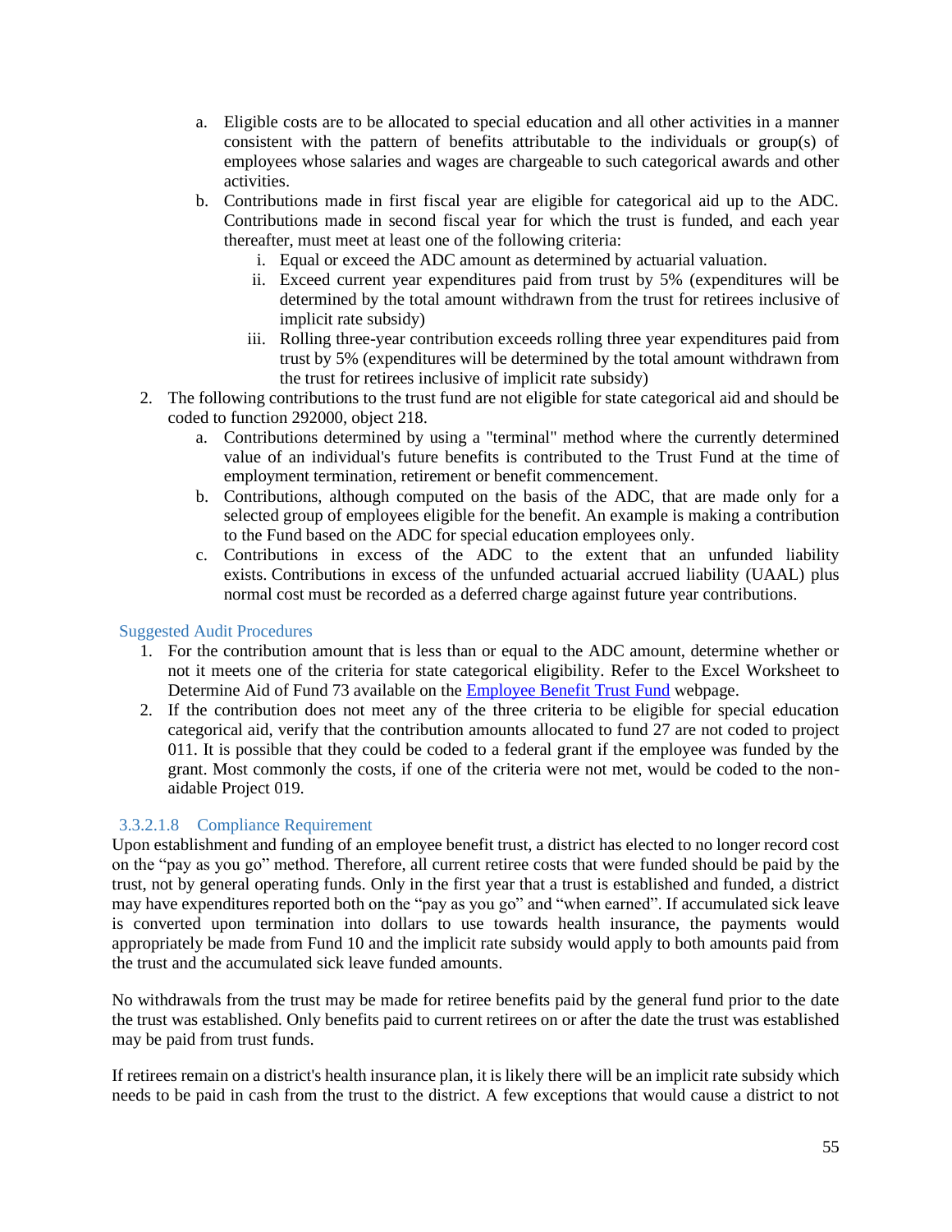a. Eligible costs are to be allocated to special education and all other activities in a manner consistent with the pattern of benefits attributable to the individuals or group(s) of employees whose salaries and wages are chargeable to such categorical awards and other activities.
   b. Contributions made in first fiscal year are eligible for categorical aid up to the ADC. Contributions made in second fiscal year for which the trust is funded, and each year thereafter, must meet at least one of the following criteria:
      i. Equal or exceed the ADC amount as determined by actuarial valuation.
      ii. Exceed current year expenditures paid from trust by 5% (expenditures will be determined by the total amount withdrawn from the trust for retirees inclusive of implicit rate subsidy)
      iii. Rolling three-year contribution exceeds rolling three year expenditures paid from trust by 5% (expenditures will be determined by the total amount withdrawn from the trust for retirees inclusive of implicit rate subsidy)
2. The following contributions to the trust fund are not eligible for state categorical aid and should be coded to function 292000, object 218.
   a. Contributions determined by using a "terminal" method where the currently determined value of an individual's future benefits is contributed to the Trust Fund at the time of employment termination, retirement or benefit commencement.
   b. Contributions, although computed on the basis of the ADC, that are made only for a selected group of employees eligible for the benefit. An example is making a contribution to the Fund based on the ADC for special education employees only.
   c. Contributions in excess of the ADC to the extent that an unfunded liability exists. Contributions in excess of the unfunded actuarial accrued liability (UAAL) plus normal cost must be recorded as a deferred charge against future year contributions.

#### Suggested Audit Procedures

1. For the contribution amount that is less than or equal to the ADC amount, determine whether or not it meets one of the criteria for state categorical eligibility. Refer to the Excel Worksheet to Determine Aid of Fund 73 available on the Employee Benefit Trust Fund webpage.
2. If the contribution does not meet any of the three criteria to be eligible for special education categorical aid, verify that the contribution amounts allocated to fund 27 are not coded to project 011. It is possible that they could be coded to a federal grant if the employee was funded by the grant. Most commonly the costs, if one of the criteria were not met, would be coded to the non-aidable Project 019.

#### 3.3.2.1.8 Compliance Requirement

Upon establishment and funding of an employee benefit trust, a district has elected to no longer record cost on the "pay as you go" method. Therefore, all current retiree costs that were funded should be paid by the trust, not by general operating funds. Only in the first year that a trust is established and funded, a district may have expenditures reported both on the "pay as you go" and "when earned". If accumulated sick leave is converted upon termination into dollars to use towards health insurance, the payments would appropriately be made from Fund 10 and the implicit rate subsidy would apply to both amounts paid from the trust and the accumulated sick leave funded amounts.

No withdrawals from the trust may be made for retiree benefits paid by the general fund prior to the date the trust was established. Only benefits paid to current retirees on or after the date the trust was established may be paid from trust funds.

If retirees remain on a district's health insurance plan, it is likely there will be an implicit rate subsidy which needs to be paid in cash from the trust to the district. A few exceptions that would cause a district to not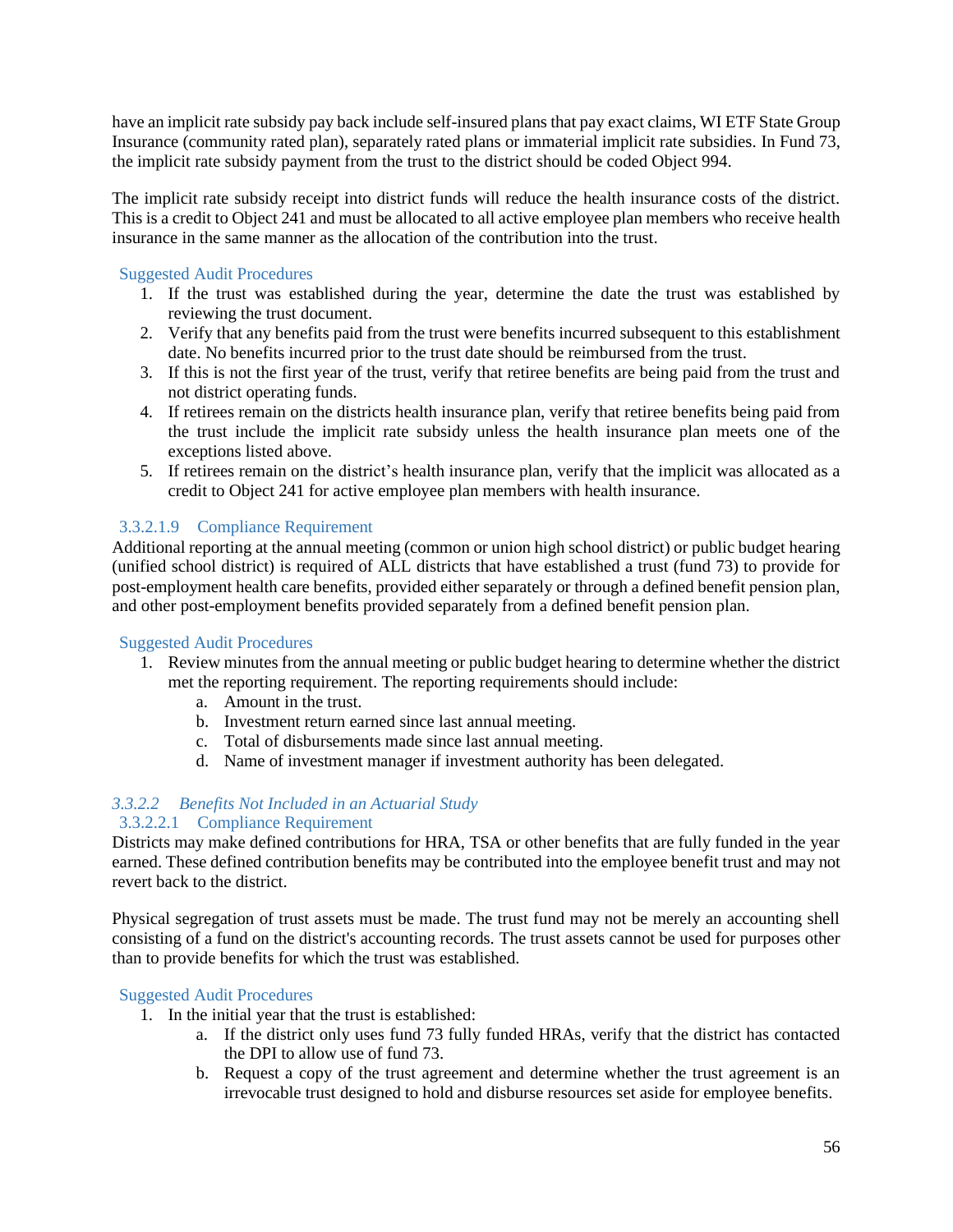have an implicit rate subsidy pay back include self-insured plans that pay exact claims, WI ETF State Group Insurance (community rated plan), separately rated plans or immaterial implicit rate subsidies. In Fund 73, the implicit rate subsidy payment from the trust to the district should be coded Object 994.

The implicit rate subsidy receipt into district funds will reduce the health insurance costs of the district. This is a credit to Object 241 and must be allocated to all active employee plan members who receive health insurance in the same manner as the allocation of the contribution into the trust.

Suggested Audit Procedures

1. If the trust was established during the year, determine the date the trust was established by reviewing the trust document.
2. Verify that any benefits paid from the trust were benefits incurred subsequent to this establishment date. No benefits incurred prior to the trust date should be reimbursed from the trust.
3. If this is not the first year of the trust, verify that retiree benefits are being paid from the trust and not district operating funds.
4. If retirees remain on the districts health insurance plan, verify that retiree benefits being paid from the trust include the implicit rate subsidy unless the health insurance plan meets one of the exceptions listed above.
5. If retirees remain on the district's health insurance plan, verify that the implicit was allocated as a credit to Object 241 for active employee plan members with health insurance.

##### 3.3.2.1.9 Compliance Requirement

Additional reporting at the annual meeting (common or union high school district) or public budget hearing (unified school district) is required of ALL districts that have established a trust (fund 73) to provide for post-employment health care benefits, provided either separately or through a defined benefit pension plan, and other post-employment benefits provided separately from a defined benefit pension plan.

Suggested Audit Procedures

1. Review minutes from the annual meeting or public budget hearing to determine whether the district met the reporting requirement. The reporting requirements should include:
    a. Amount in the trust.
    b. Investment return earned since last annual meeting.
    c. Total of disbursements made since last annual meeting.
    d. Name of investment manager if investment authority has been delegated.

#### *3.3.2.2 Benefits Not Included in an Actuarial Study*

##### 3.3.2.2.1 Compliance Requirement

Districts may make defined contributions for HRA, TSA or other benefits that are fully funded in the year earned. These defined contribution benefits may be contributed into the employee benefit trust and may not revert back to the district.

Physical segregation of trust assets must be made. The trust fund may not be merely an accounting shell consisting of a fund on the district's accounting records. The trust assets cannot be used for purposes other than to provide benefits for which the trust was established.

Suggested Audit Procedures

1. In the initial year that the trust is established:
    a. If the district only uses fund 73 fully funded HRAs, verify that the district has contacted the DPI to allow use of fund 73.
    b. Request a copy of the trust agreement and determine whether the trust agreement is an irrevocable trust designed to hold and disburse resources set aside for employee benefits.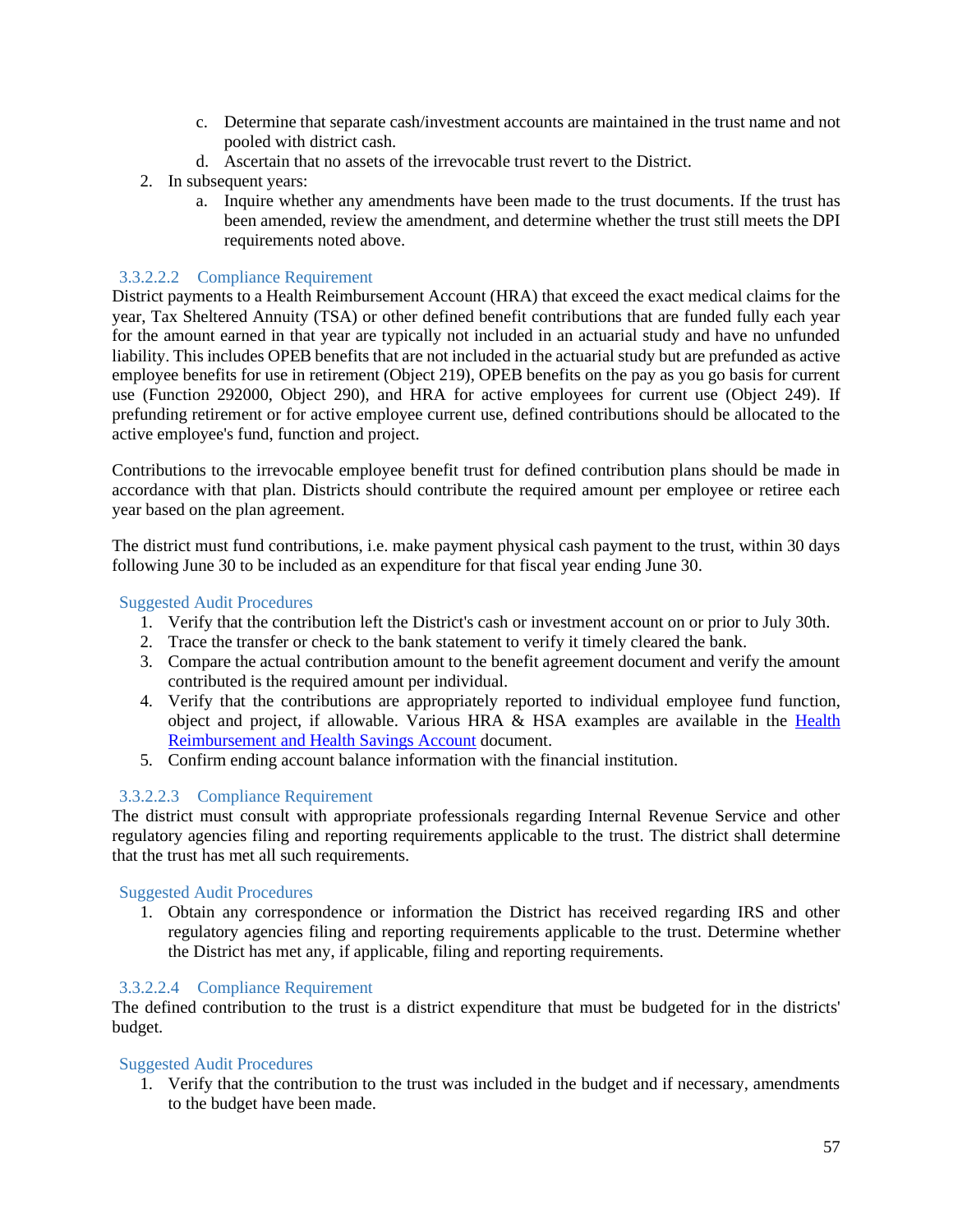c. Determine that separate cash/investment accounts are maintained in the trust name and not pooled with district cash.
   d. Ascertain that no assets of the irrevocable trust revert to the District.
2. In subsequent years:
   a. Inquire whether any amendments have been made to the trust documents. If the trust has been amended, review the amendment, and determine whether the trust still meets the DPI requirements noted above.

#### 3.3.2.2.2 Compliance Requirement

District payments to a Health Reimbursement Account (HRA) that exceed the exact medical claims for the year, Tax Sheltered Annuity (TSA) or other defined benefit contributions that are funded fully each year for the amount earned in that year are typically not included in an actuarial study and have no unfunded liability. This includes OPEB benefits that are not included in the actuarial study but are prefunded as active employee benefits for use in retirement (Object 219), OPEB benefits on the pay as you go basis for current use (Function 292000, Object 290), and HRA for active employees for current use (Object 249). If prefunding retirement or for active employee current use, defined contributions should be allocated to the active employee's fund, function and project.

Contributions to the irrevocable employee benefit trust for defined contribution plans should be made in accordance with that plan. Districts should contribute the required amount per employee or retiree each year based on the plan agreement.

The district must fund contributions, i.e. make payment physical cash payment to the trust, within 30 days following June 30 to be included as an expenditure for that fiscal year ending June 30.

##### Suggested Audit Procedures

1. Verify that the contribution left the District's cash or investment account on or prior to July 30th.
2. Trace the transfer or check to the bank statement to verify it timely cleared the bank.
3. Compare the actual contribution amount to the benefit agreement document and verify the amount contributed is the required amount per individual.
4. Verify that the contributions are appropriately reported to individual employee fund function, object and project, if allowable. Various HRA & HSA examples are available in the Health Reimbursement and Health Savings Account document.
5. Confirm ending account balance information with the financial institution.

#### 3.3.2.2.3 Compliance Requirement

The district must consult with appropriate professionals regarding Internal Revenue Service and other regulatory agencies filing and reporting requirements applicable to the trust. The district shall determine that the trust has met all such requirements.

##### Suggested Audit Procedures

1. Obtain any correspondence or information the District has received regarding IRS and other regulatory agencies filing and reporting requirements applicable to the trust. Determine whether the District has met any, if applicable, filing and reporting requirements.

#### 3.3.2.2.4 Compliance Requirement

The defined contribution to the trust is a district expenditure that must be budgeted for in the districts' budget.

##### Suggested Audit Procedures

1. Verify that the contribution to the trust was included in the budget and if necessary, amendments to the budget have been made.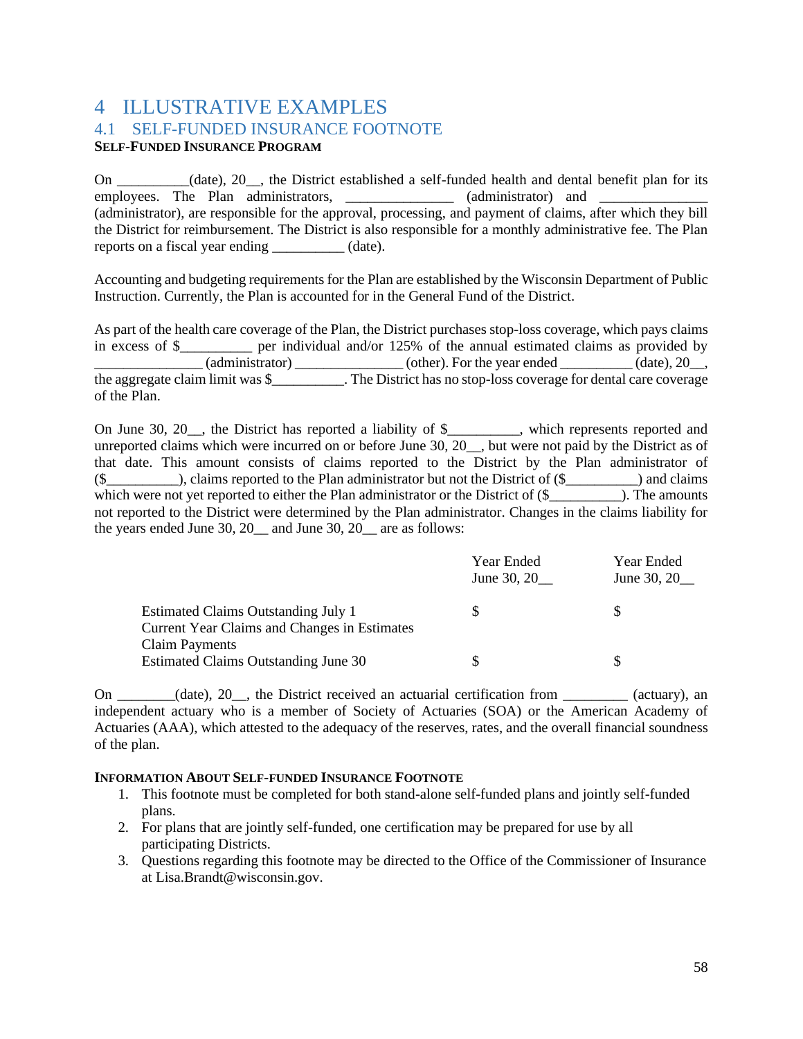# 4 ILLUSTRATIVE EXAMPLES

## 4.1 SELF-FUNDED INSURANCE FOOTNOTE

**SELF-FUNDED INSURANCE PROGRAM**

On __________(date), 20__, the District established a self-funded health and dental benefit plan for its employees. The Plan administrators, _______________ (administrator) and _______________ (administrator), are responsible for the approval, processing, and payment of claims, after which they bill the District for reimbursement. The District is also responsible for a monthly administrative fee. The Plan reports on a fiscal year ending __________ (date).

Accounting and budgeting requirements for the Plan are established by the Wisconsin Department of Public Instruction. Currently, the Plan is accounted for in the General Fund of the District.

As part of the health care coverage of the Plan, the District purchases stop-loss coverage, which pays claims in excess of $__________ per individual and/or 125% of the annual estimated claims as provided by _______________ (administrator) _______________ (other). For the year ended __________ (date), 20__, the aggregate claim limit was $__________. The District has no stop-loss coverage for dental care coverage of the Plan.

On June 30, 20__, the District has reported a liability of $__________, which represents reported and unreported claims which were incurred on or before June 30, 20__, but were not paid by the District as of that date. This amount consists of claims reported to the District by the Plan administrator of ($__________), claims reported to the Plan administrator but not the District of ($__________) and claims which were not yet reported to either the Plan administrator or the District of ($__________). The amounts not reported to the District were determined by the Plan administrator. Changes in the claims liability for the years ended June 30, 20__ and June 30, 20__ are as follows:

| | Year Ended June 30, 20__ | Year Ended June 30, 20__ |
|---|---|---|
| Estimated Claims Outstanding July 1 | $ | $ |
| Current Year Claims and Changes in Estimates | | |
| Claim Payments | | |
| Estimated Claims Outstanding June 30 | $ | $ |

On ________(date), 20__, the District received an actuarial certification from _________ (actuary), an independent actuary who is a member of Society of Actuaries (SOA) or the American Academy of Actuaries (AAA), which attested to the adequacy of the reserves, rates, and the overall financial soundness of the plan.

**INFORMATION ABOUT SELF-FUNDED INSURANCE FOOTNOTE**

1. This footnote must be completed for both stand-alone self-funded plans and jointly self-funded plans.
2. For plans that are jointly self-funded, one certification may be prepared for use by all participating Districts.
3. Questions regarding this footnote may be directed to the Office of the Commissioner of Insurance at Lisa.Brandt@wisconsin.gov.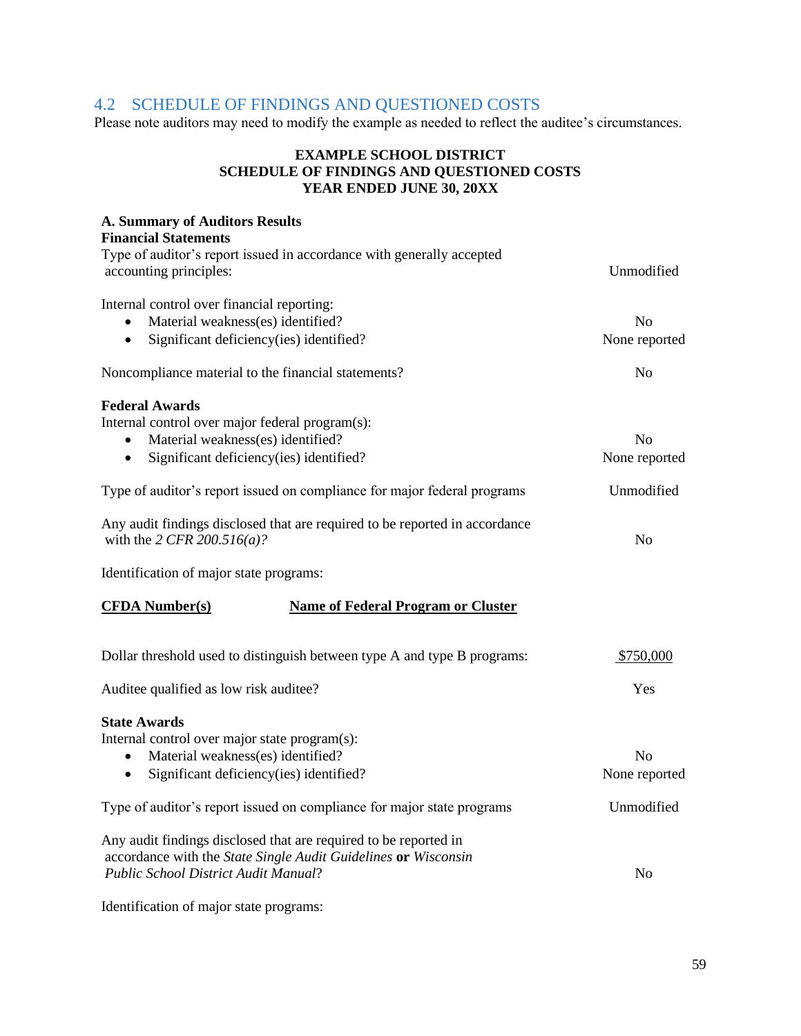## 4.2 SCHEDULE OF FINDINGS AND QUESTIONED COSTS

Please note auditors may need to modify the example as needed to reflect the auditee's circumstances.

**EXAMPLE SCHOOL DISTRICT**
**SCHEDULE OF FINDINGS AND QUESTIONED COSTS**
**YEAR ENDED JUNE 30, 20XX**

**A. Summary of Auditors Results**
**Financial Statements**

Type of auditor's report issued in accordance with generally accepted accounting principles: Unmodified

Internal control over financial reporting:

- Material weakness(es) identified? No
- Significant deficiency(ies) identified? None reported

Noncompliance material to the financial statements? No

**Federal Awards**

Internal control over major federal program(s):

- Material weakness(es) identified? No
- Significant deficiency(ies) identified? None reported

Type of auditor's report issued on compliance for major federal programs: Unmodified

Any audit findings disclosed that are required to be reported in accordance with the *2 CFR 200.516(a)?* No

Identification of major state programs:

| CFDA Number(s) | Name of Federal Program or Cluster |
|---|---|
| | |

Dollar threshold used to distinguish between type A and type B programs: $750,000

Auditee qualified as low risk auditee? Yes

**State Awards**

Internal control over major state program(s):

- Material weakness(es) identified? No
- Significant deficiency(ies) identified? None reported

Type of auditor's report issued on compliance for major state programs: Unmodified

Any audit findings disclosed that are required to be reported in accordance with the *State Single Audit Guidelines* **or** *Wisconsin Public School District Audit Manual*? No

Identification of major state programs: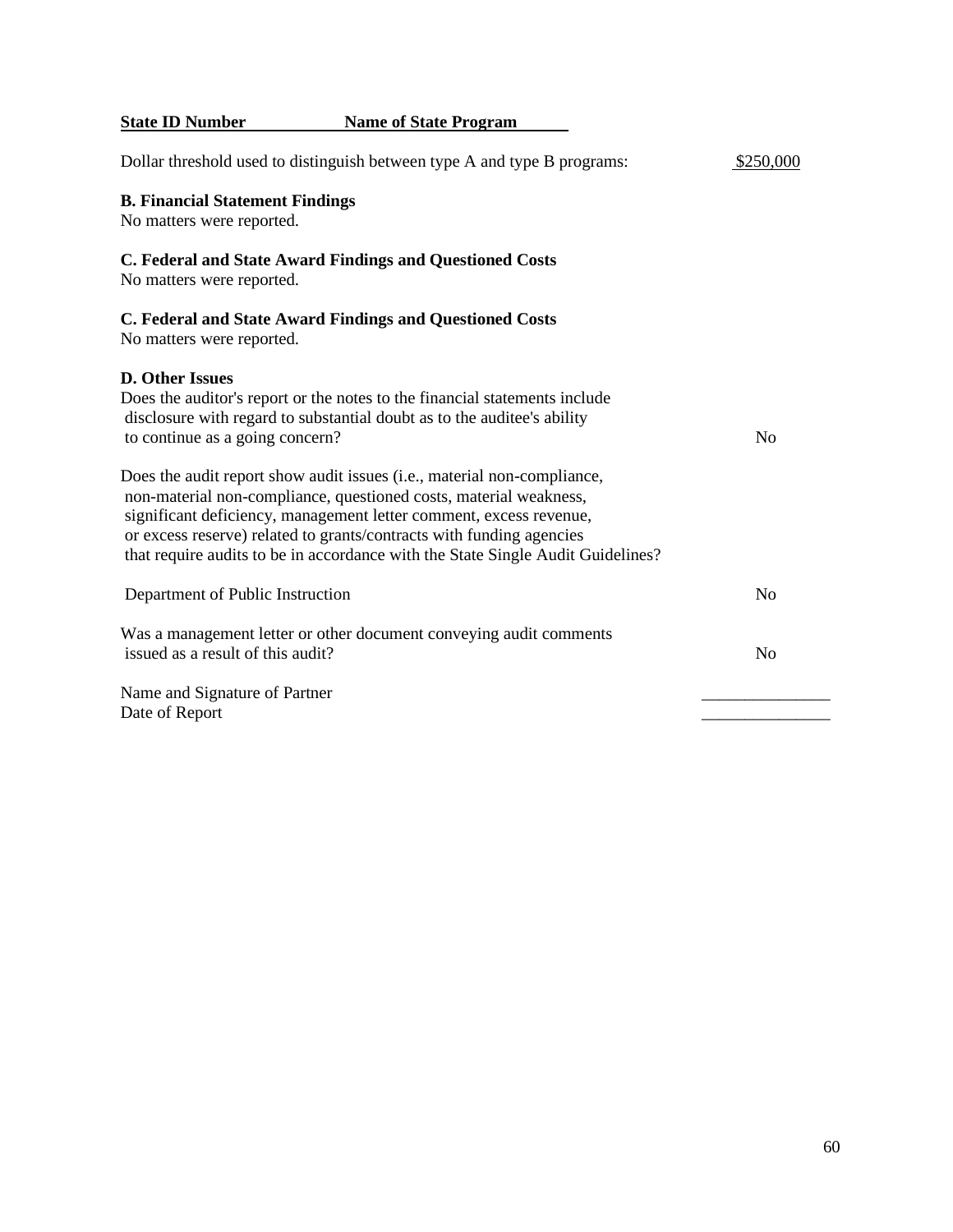**State ID Number** **Name of State Program**

Dollar threshold used to distinguish between type A and type B programs: $250,000

**B. Financial Statement Findings**
No matters were reported.

**C. Federal and State Award Findings and Questioned Costs**
No matters were reported.

**C. Federal and State Award Findings and Questioned Costs**
No matters were reported.

**D. Other Issues**
Does the auditor's report or the notes to the financial statements include disclosure with regard to substantial doubt as to the auditee's ability to continue as a going concern? No

Does the audit report show audit issues (i.e., material non-compliance, non-material non-compliance, questioned costs, material weakness, significant deficiency, management letter comment, excess revenue, or excess reserve) related to grants/contracts with funding agencies that require audits to be in accordance with the State Single Audit Guidelines?

Department of Public Instruction No

Was a management letter or other document conveying audit comments issued as a result of this audit? No

Name and Signature of Partner _______________
Date of Report _______________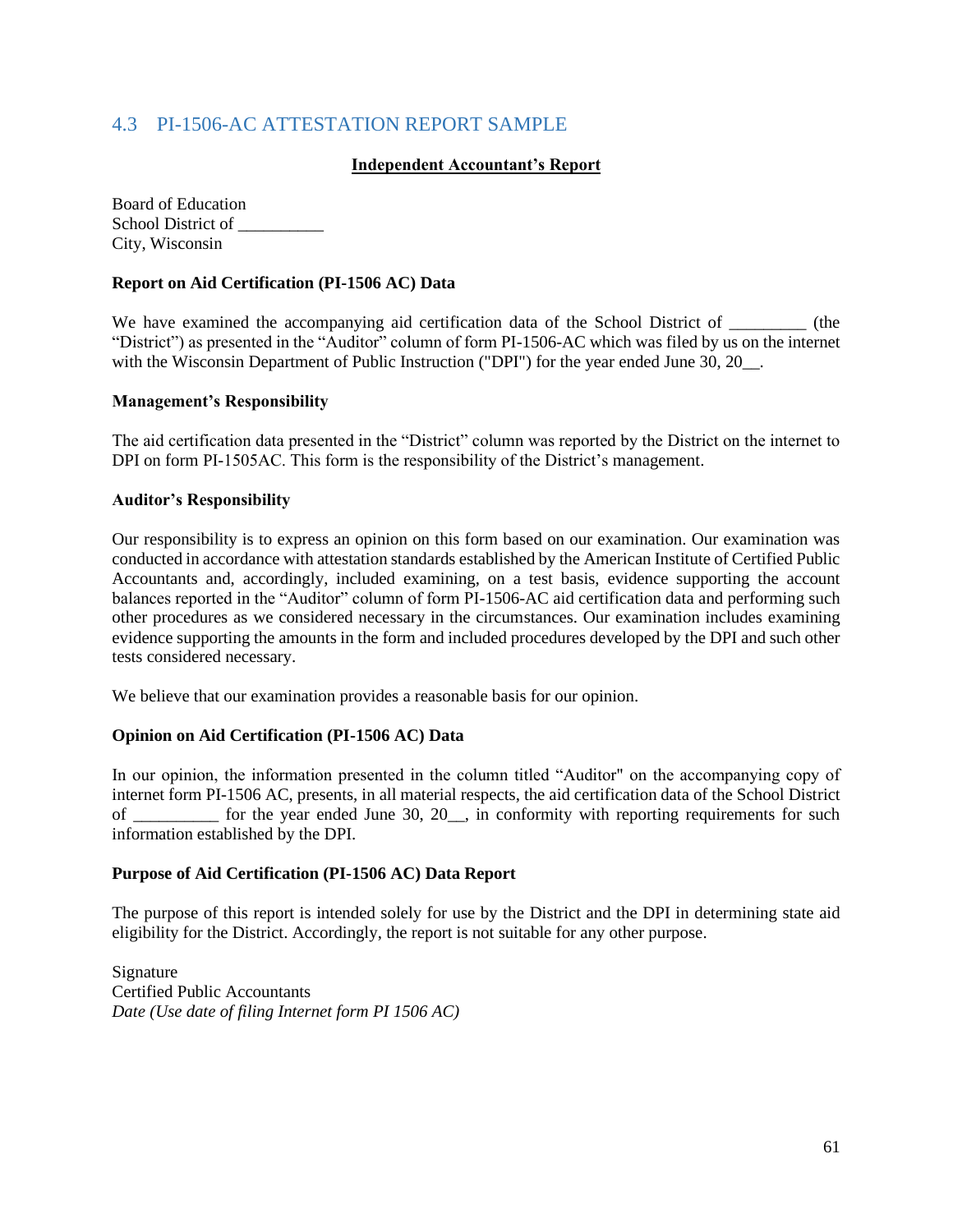## 4.3 PI-1506-AC ATTESTATION REPORT SAMPLE

**Independent Accountant's Report**

Board of Education  
School District of __________  
City, Wisconsin

**Report on Aid Certification (PI-1506 AC) Data**

We have examined the accompanying aid certification data of the School District of _________ (the "District") as presented in the "Auditor" column of form PI-1506-AC which was filed by us on the internet with the Wisconsin Department of Public Instruction ("DPI") for the year ended June 30, 20__.

**Management's Responsibility**

The aid certification data presented in the "District" column was reported by the District on the internet to DPI on form PI-1505AC. This form is the responsibility of the District's management.

**Auditor's Responsibility**

Our responsibility is to express an opinion on this form based on our examination. Our examination was conducted in accordance with attestation standards established by the American Institute of Certified Public Accountants and, accordingly, included examining, on a test basis, evidence supporting the account balances reported in the "Auditor" column of form PI-1506-AC aid certification data and performing such other procedures as we considered necessary in the circumstances. Our examination includes examining evidence supporting the amounts in the form and included procedures developed by the DPI and such other tests considered necessary.

We believe that our examination provides a reasonable basis for our opinion.

**Opinion on Aid Certification (PI-1506 AC) Data**

In our opinion, the information presented in the column titled "Auditor" on the accompanying copy of internet form PI-1506 AC, presents, in all material respects, the aid certification data of the School District of __________ for the year ended June 30, 20__, in conformity with reporting requirements for such information established by the DPI.

**Purpose of Aid Certification (PI-1506 AC) Data Report**

The purpose of this report is intended solely for use by the District and the DPI in determining state aid eligibility for the District. Accordingly, the report is not suitable for any other purpose.

Signature  
Certified Public Accountants  
*Date (Use date of filing Internet form PI 1506 AC)*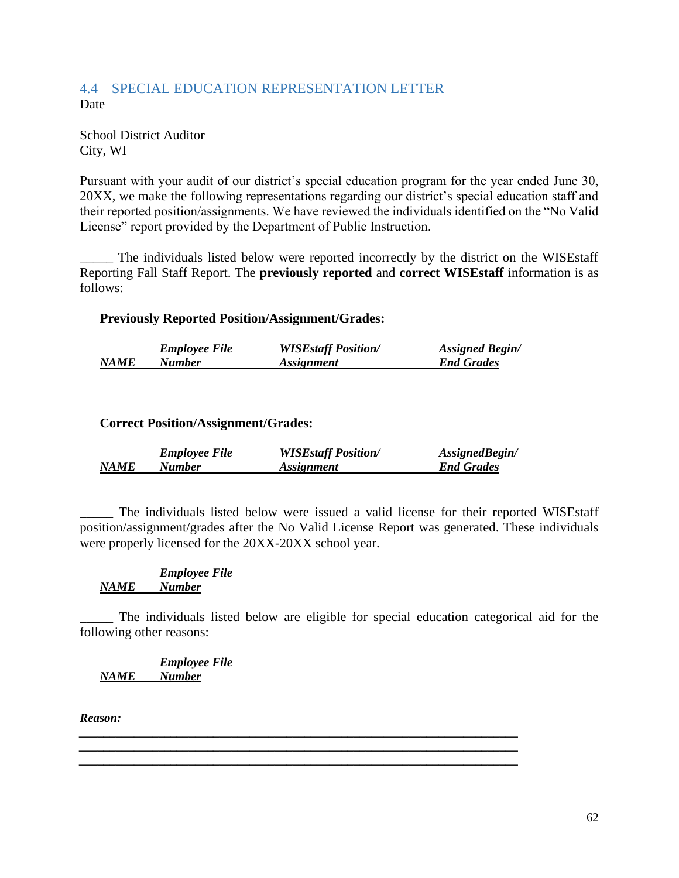## 4.4 SPECIAL EDUCATION REPRESENTATION LETTER

Date

School District Auditor
City, WI

Pursuant with your audit of our district's special education program for the year ended June 30, 20XX, we make the following representations regarding our district's special education staff and their reported position/assignments. We have reviewed the individuals identified on the "No Valid License" report provided by the Department of Public Instruction.

_____ The individuals listed below were reported incorrectly by the district on the WISEstaff Reporting Fall Staff Report. The **previously reported** and **correct WISEstaff** information is as follows:

**Previously Reported Position/Assignment/Grades:**

| ***NAME*** | ***Employee File Number*** | ***WISEstaff Position/ Assignment*** | ***Assigned Begin/ End Grades*** |
|---|---|---|---|

**Correct Position/Assignment/Grades:**

| ***NAME*** | ***Employee File Number*** | ***WISEstaff Position/ Assignment*** | ***AssignedBegin/ End Grades*** |
|---|---|---|---|

_____ The individuals listed below were issued a valid license for their reported WISEstaff position/assignment/grades after the No Valid License Report was generated. These individuals were properly licensed for the 20XX-20XX school year.

| ***NAME*** | ***Employee File Number*** |
|---|---|

_____ The individuals listed below are eligible for special education categorical aid for the following other reasons:

| ***NAME*** | ***Employee File Number*** |
|---|---|

***Reason:***

______________________________________________________________________
______________________________________________________________________
______________________________________________________________________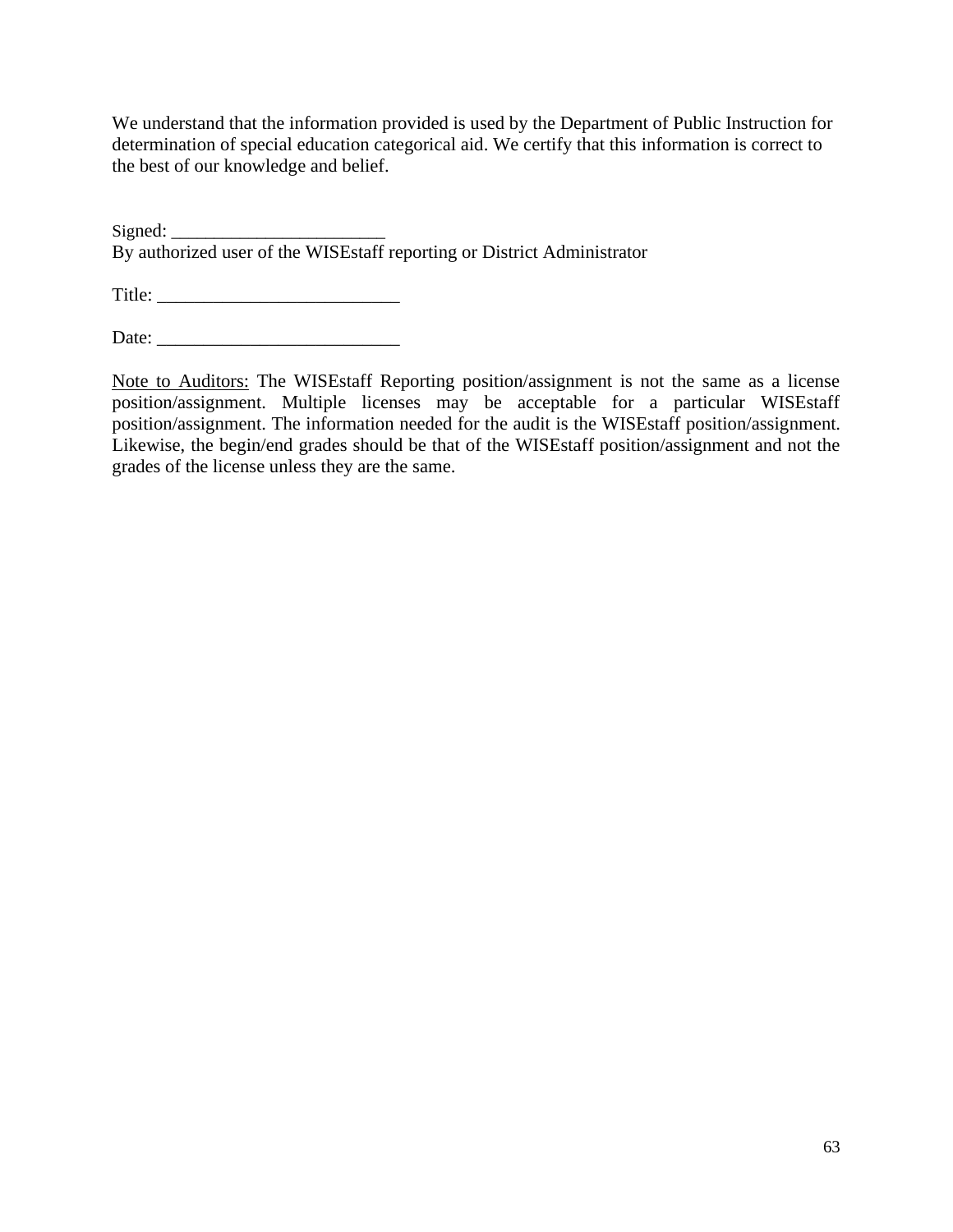We understand that the information provided is used by the Department of Public Instruction for determination of special education categorical aid. We certify that this information is correct to the best of our knowledge and belief.

Signed: ________________________
By authorized user of the WISEstaff reporting or District Administrator

Title: _________________________

Date: _________________________

<u>Note to Auditors:</u> The WISEstaff Reporting position/assignment is not the same as a license position/assignment. Multiple licenses may be acceptable for a particular WISEstaff position/assignment. The information needed for the audit is the WISEstaff position/assignment. Likewise, the begin/end grades should be that of the WISEstaff position/assignment and not the grades of the license unless they are the same.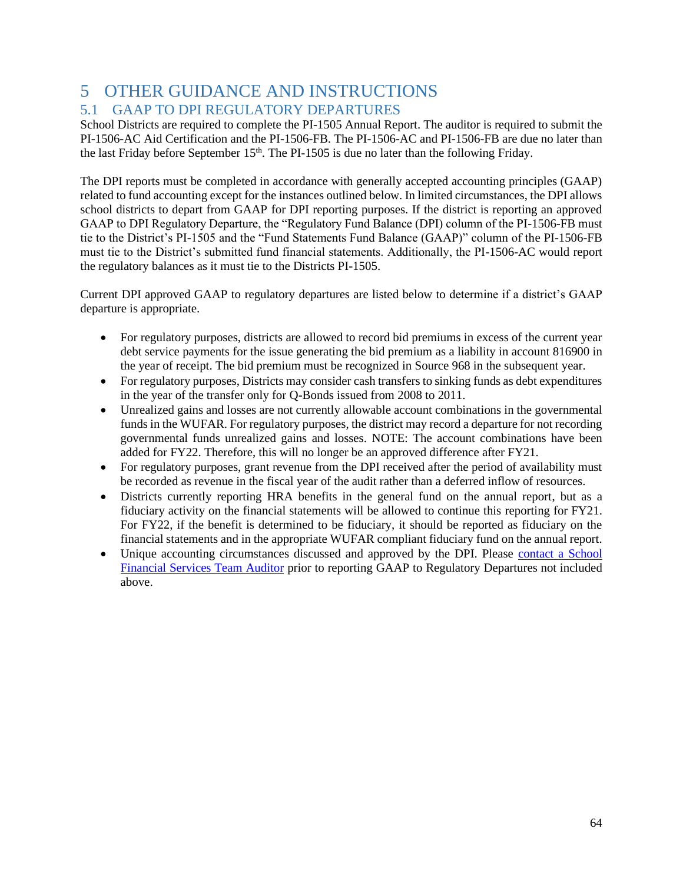# 5 OTHER GUIDANCE AND INSTRUCTIONS

## 5.1 GAAP TO DPI REGULATORY DEPARTURES

School Districts are required to complete the PI-1505 Annual Report. The auditor is required to submit the PI-1506-AC Aid Certification and the PI-1506-FB. The PI-1506-AC and PI-1506-FB are due no later than the last Friday before September 15th. The PI-1505 is due no later than the following Friday.

The DPI reports must be completed in accordance with generally accepted accounting principles (GAAP) related to fund accounting except for the instances outlined below. In limited circumstances, the DPI allows school districts to depart from GAAP for DPI reporting purposes. If the district is reporting an approved GAAP to DPI Regulatory Departure, the "Regulatory Fund Balance (DPI) column of the PI-1506-FB must tie to the District's PI-1505 and the "Fund Statements Fund Balance (GAAP)" column of the PI-1506-FB must tie to the District's submitted fund financial statements. Additionally, the PI-1506-AC would report the regulatory balances as it must tie to the Districts PI-1505.

Current DPI approved GAAP to regulatory departures are listed below to determine if a district's GAAP departure is appropriate.

- For regulatory purposes, districts are allowed to record bid premiums in excess of the current year debt service payments for the issue generating the bid premium as a liability in account 816900 in the year of receipt. The bid premium must be recognized in Source 968 in the subsequent year.
- For regulatory purposes, Districts may consider cash transfers to sinking funds as debt expenditures in the year of the transfer only for Q-Bonds issued from 2008 to 2011.
- Unrealized gains and losses are not currently allowable account combinations in the governmental funds in the WUFAR. For regulatory purposes, the district may record a departure for not recording governmental funds unrealized gains and losses. NOTE: The account combinations have been added for FY22. Therefore, this will no longer be an approved difference after FY21.
- For regulatory purposes, grant revenue from the DPI received after the period of availability must be recorded as revenue in the fiscal year of the audit rather than a deferred inflow of resources.
- Districts currently reporting HRA benefits in the general fund on the annual report, but as a fiduciary activity on the financial statements will be allowed to continue this reporting for FY21. For FY22, if the benefit is determined to be fiduciary, it should be reported as fiduciary on the financial statements and in the appropriate WUFAR compliant fiduciary fund on the annual report.
- Unique accounting circumstances discussed and approved by the DPI. Please contact a School Financial Services Team Auditor prior to reporting GAAP to Regulatory Departures not included above.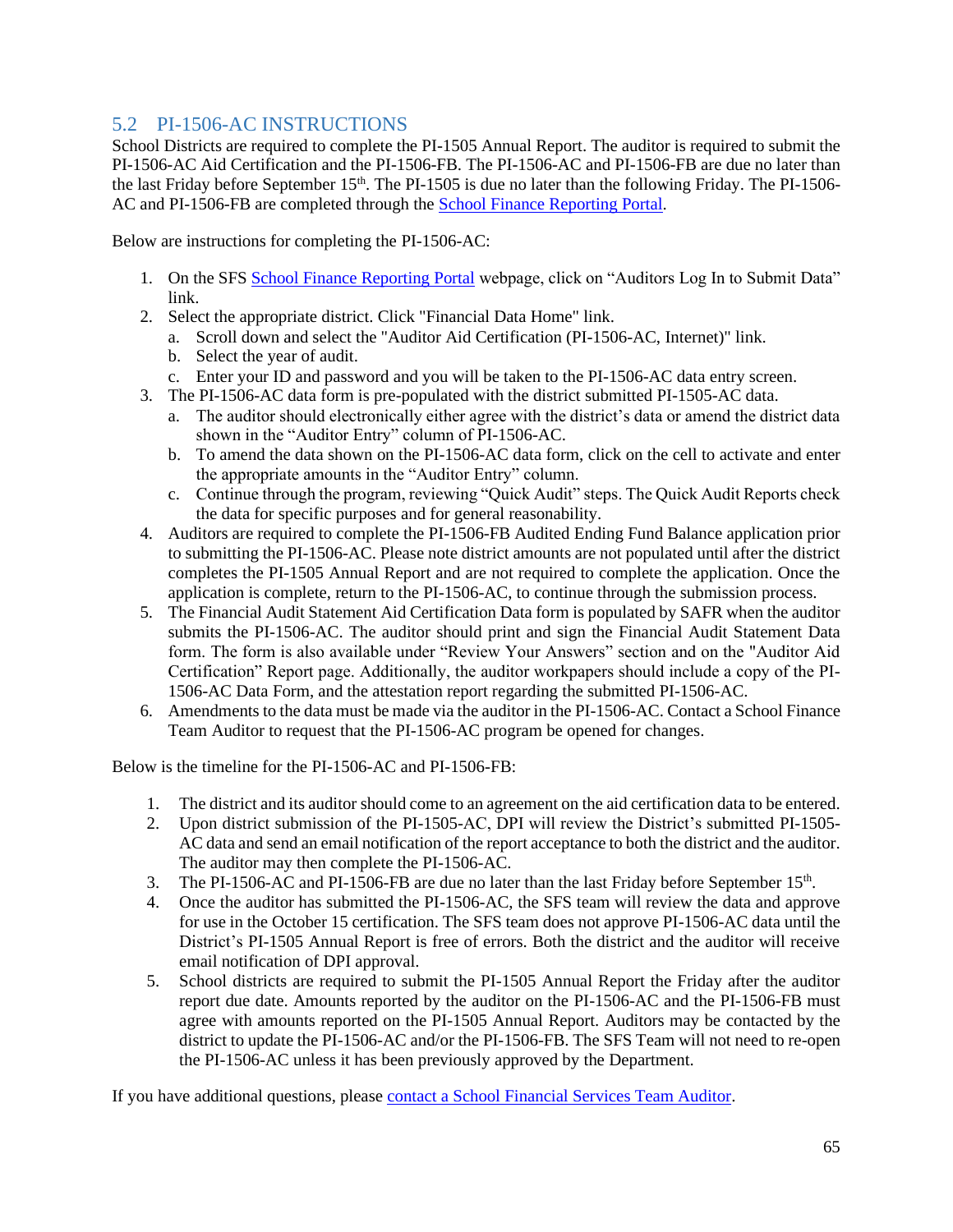## 5.2 PI-1506-AC INSTRUCTIONS

School Districts are required to complete the PI-1505 Annual Report. The auditor is required to submit the PI-1506-AC Aid Certification and the PI-1506-FB. The PI-1506-AC and PI-1506-FB are due no later than the last Friday before September 15th. The PI-1505 is due no later than the following Friday. The PI-1506-AC and PI-1506-FB are completed through the School Finance Reporting Portal.

Below are instructions for completing the PI-1506-AC:

1. On the SFS School Finance Reporting Portal webpage, click on "Auditors Log In to Submit Data" link.
2. Select the appropriate district. Click "Financial Data Home" link.
   a. Scroll down and select the "Auditor Aid Certification (PI-1506-AC, Internet)" link.
   b. Select the year of audit.
   c. Enter your ID and password and you will be taken to the PI-1506-AC data entry screen.
3. The PI-1506-AC data form is pre-populated with the district submitted PI-1505-AC data.
   a. The auditor should electronically either agree with the district's data or amend the district data shown in the "Auditor Entry" column of PI-1506-AC.
   b. To amend the data shown on the PI-1506-AC data form, click on the cell to activate and enter the appropriate amounts in the "Auditor Entry" column.
   c. Continue through the program, reviewing "Quick Audit" steps. The Quick Audit Reports check the data for specific purposes and for general reasonability.
4. Auditors are required to complete the PI-1506-FB Audited Ending Fund Balance application prior to submitting the PI-1506-AC. Please note district amounts are not populated until after the district completes the PI-1505 Annual Report and are not required to complete the application. Once the application is complete, return to the PI-1506-AC, to continue through the submission process.
5. The Financial Audit Statement Aid Certification Data form is populated by SAFR when the auditor submits the PI-1506-AC. The auditor should print and sign the Financial Audit Statement Data form. The form is also available under "Review Your Answers" section and on the "Auditor Aid Certification" Report page. Additionally, the auditor workpapers should include a copy of the PI-1506-AC Data Form, and the attestation report regarding the submitted PI-1506-AC.
6. Amendments to the data must be made via the auditor in the PI-1506-AC. Contact a School Finance Team Auditor to request that the PI-1506-AC program be opened for changes.

Below is the timeline for the PI-1506-AC and PI-1506-FB:

1. The district and its auditor should come to an agreement on the aid certification data to be entered.
2. Upon district submission of the PI-1505-AC, DPI will review the District's submitted PI-1505-AC data and send an email notification of the report acceptance to both the district and the auditor. The auditor may then complete the PI-1506-AC.
3. The PI-1506-AC and PI-1506-FB are due no later than the last Friday before September 15th.
4. Once the auditor has submitted the PI-1506-AC, the SFS team will review the data and approve for use in the October 15 certification. The SFS team does not approve PI-1506-AC data until the District's PI-1505 Annual Report is free of errors. Both the district and the auditor will receive email notification of DPI approval.
5. School districts are required to submit the PI-1505 Annual Report the Friday after the auditor report due date. Amounts reported by the auditor on the PI-1506-AC and the PI-1506-FB must agree with amounts reported on the PI-1505 Annual Report. Auditors may be contacted by the district to update the PI-1506-AC and/or the PI-1506-FB. The SFS Team will not need to re-open the PI-1506-AC unless it has been previously approved by the Department.

If you have additional questions, please contact a School Financial Services Team Auditor.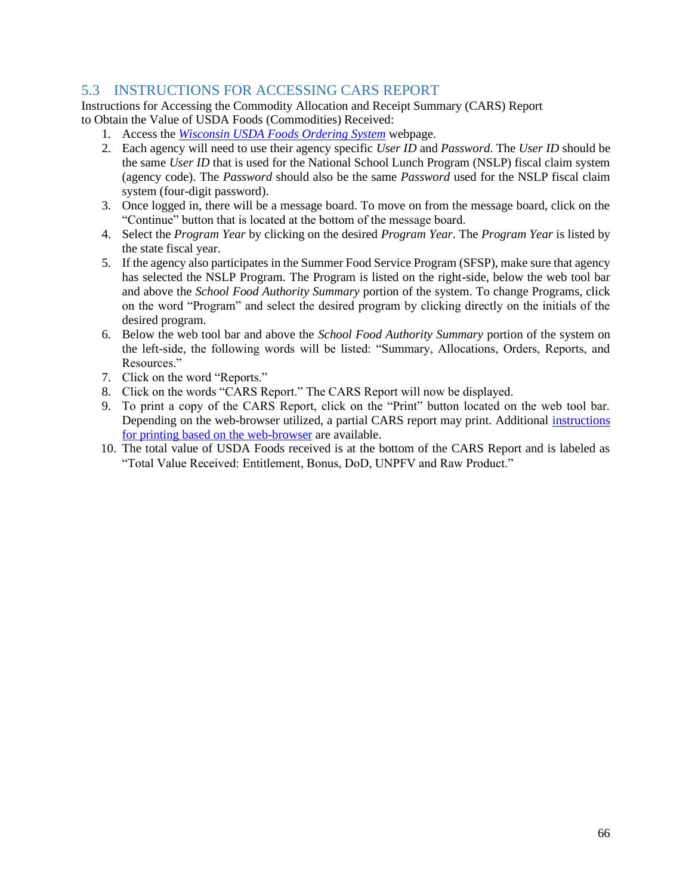## 5.3 INSTRUCTIONS FOR ACCESSING CARS REPORT

Instructions for Accessing the Commodity Allocation and Receipt Summary (CARS) Report to Obtain the Value of USDA Foods (Commodities) Received:

1. Access the *Wisconsin USDA Foods Ordering System* webpage.
2. Each agency will need to use their agency specific *User ID* and *Password*. The *User ID* should be the same *User ID* that is used for the National School Lunch Program (NSLP) fiscal claim system (agency code). The *Password* should also be the same *Password* used for the NSLP fiscal claim system (four-digit password).
3. Once logged in, there will be a message board. To move on from the message board, click on the "Continue" button that is located at the bottom of the message board.
4. Select the *Program Year* by clicking on the desired *Program Year*. The *Program Year* is listed by the state fiscal year.
5. If the agency also participates in the Summer Food Service Program (SFSP), make sure that agency has selected the NSLP Program. The Program is listed on the right-side, below the web tool bar and above the *School Food Authority Summary* portion of the system. To change Programs, click on the word "Program" and select the desired program by clicking directly on the initials of the desired program.
6. Below the web tool bar and above the *School Food Authority Summary* portion of the system on the left-side, the following words will be listed: "Summary, Allocations, Orders, Reports, and Resources."
7. Click on the word "Reports."
8. Click on the words "CARS Report." The CARS Report will now be displayed.
9. To print a copy of the CARS Report, click on the "Print" button located on the web tool bar. Depending on the web-browser utilized, a partial CARS report may print. Additional instructions for printing based on the web-browser are available.
10. The total value of USDA Foods received is at the bottom of the CARS Report and is labeled as "Total Value Received: Entitlement, Bonus, DoD, UNPFV and Raw Product."